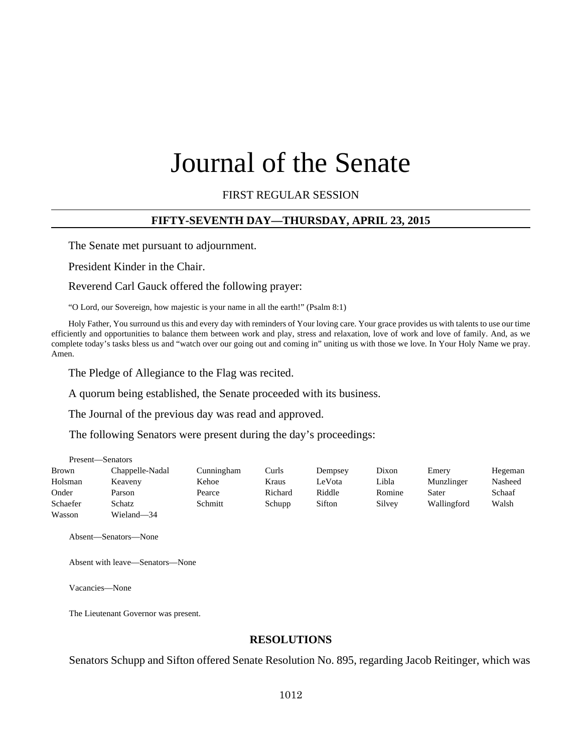# Journal of the Senate

FIRST REGULAR SESSION

## FIFTY-SEVENTH DAY—THURSDAY, APRIL 23, 2015

The Senate met pursuant to adjournment.

President Kinder in the Chair.

Reverend Carl Gauck offered the following prayer:

"O Lord, our Sovereign, how majestic is your name in all the earth!" (Psalm 8:1)

Holy Father, You surround us this and every day with reminders of Your loving care. Your grace provides us with talents to use our time efficiently and opportunities to balance them between work and play, stress and relaxation, love of work and love of family. And, as we complete today's tasks bless us and "watch over our going out and coming in" uniting us with those we love. In Your Holy Name we pray. Amen.

The Pledge of Allegiance to the Flag was recited.

A quorum being established, the Senate proceeded with its business.

The Journal of the previous day was read and approved.

The following Senators were present during the day's proceedings:

Present—Senators

| | | | | | | | |
|---|---|---|---|---|---|---|---|
| Brown | Chappelle-Nadal | Cunningham | Curls | Dempsey | Dixon | Emery | Hegeman |
| Holsman | Keaveny | Kehoe | Kraus | LeVota | Libla | Munzlinger | Nasheed |
| Onder | Parson | Pearce | Richard | Riddle | Romine | Sater | Schaaf |
| Schaefer | Schatz | Schmitt | Schupp | Sifton | Silvey | Wallingford | Walsh |
| Wasson | Wieland—34 | | | | | | |

Absent—Senators—None

Absent with leave—Senators—None

Vacancies—None

The Lieutenant Governor was present.

## RESOLUTIONS

Senators Schupp and Sifton offered Senate Resolution No. 895, regarding Jacob Reitinger, which was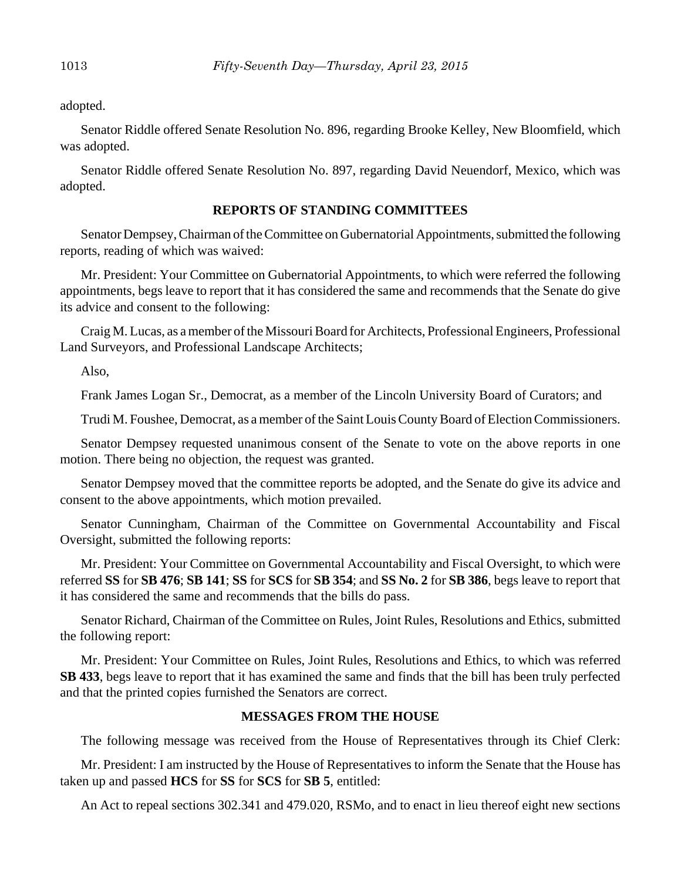adopted.

Senator Riddle offered Senate Resolution No. 896, regarding Brooke Kelley, New Bloomfield, which was adopted.

Senator Riddle offered Senate Resolution No. 897, regarding David Neuendorf, Mexico, which was adopted.

## REPORTS OF STANDING COMMITTEES

Senator Dempsey, Chairman of the Committee on Gubernatorial Appointments, submitted the following reports, reading of which was waived:

Mr. President: Your Committee on Gubernatorial Appointments, to which were referred the following appointments, begs leave to report that it has considered the same and recommends that the Senate do give its advice and consent to the following:

Craig M. Lucas, as a member of the Missouri Board for Architects, Professional Engineers, Professional Land Surveyors, and Professional Landscape Architects;

Also,

Frank James Logan Sr., Democrat, as a member of the Lincoln University Board of Curators; and

Trudi M. Foushee, Democrat, as a member of the Saint Louis County Board of Election Commissioners.

Senator Dempsey requested unanimous consent of the Senate to vote on the above reports in one motion. There being no objection, the request was granted.

Senator Dempsey moved that the committee reports be adopted, and the Senate do give its advice and consent to the above appointments, which motion prevailed.

Senator Cunningham, Chairman of the Committee on Governmental Accountability and Fiscal Oversight, submitted the following reports:

Mr. President: Your Committee on Governmental Accountability and Fiscal Oversight, to which were referred **SS** for **SB 476**; **SB 141**; **SS** for **SCS** for **SB 354**; and **SS No. 2** for **SB 386**, begs leave to report that it has considered the same and recommends that the bills do pass.

Senator Richard, Chairman of the Committee on Rules, Joint Rules, Resolutions and Ethics, submitted the following report:

Mr. President: Your Committee on Rules, Joint Rules, Resolutions and Ethics, to which was referred **SB 433**, begs leave to report that it has examined the same and finds that the bill has been truly perfected and that the printed copies furnished the Senators are correct.

## MESSAGES FROM THE HOUSE

The following message was received from the House of Representatives through its Chief Clerk:

Mr. President: I am instructed by the House of Representatives to inform the Senate that the House has taken up and passed **HCS** for **SS** for **SCS** for **SB 5**, entitled:

An Act to repeal sections 302.341 and 479.020, RSMo, and to enact in lieu thereof eight new sections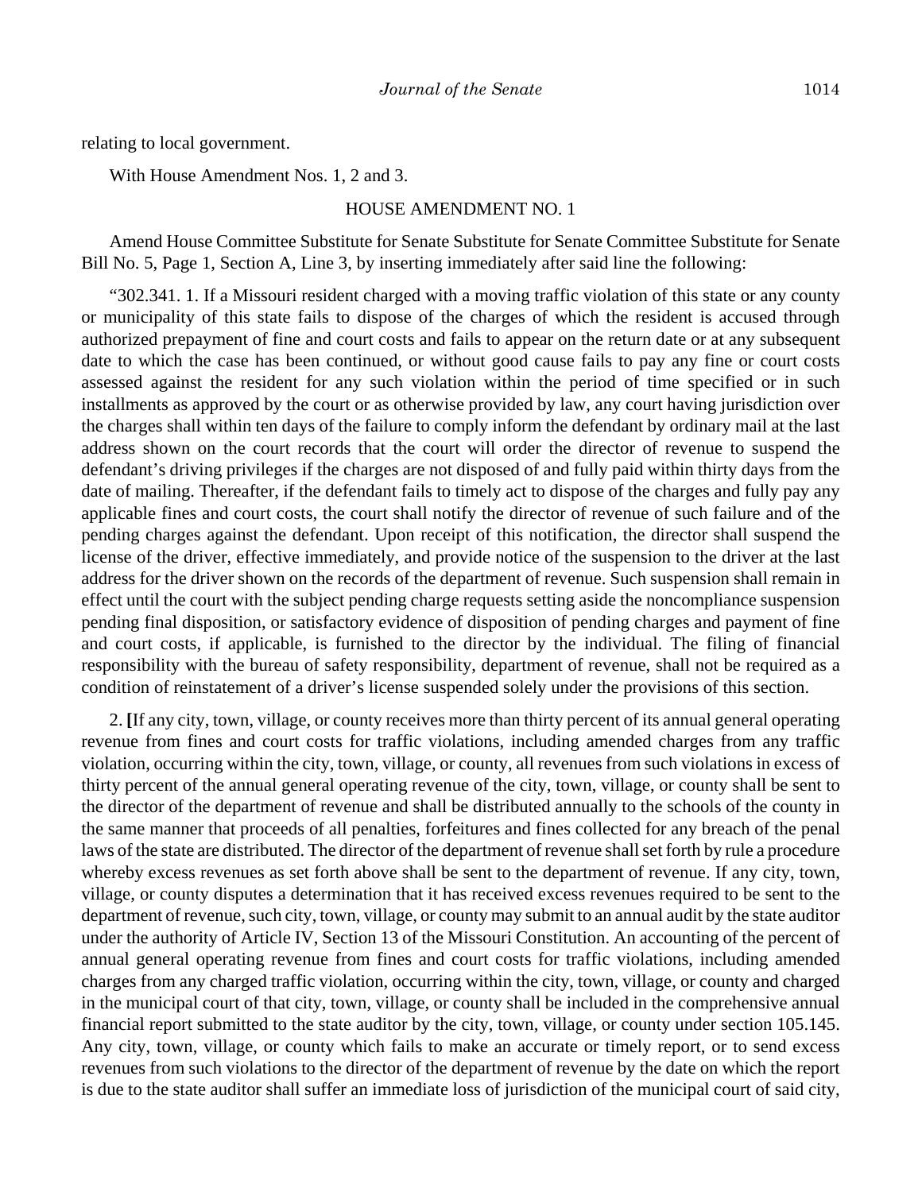relating to local government.

With House Amendment Nos. 1, 2 and 3.

HOUSE AMENDMENT NO. 1

Amend House Committee Substitute for Senate Substitute for Senate Committee Substitute for Senate Bill No. 5, Page 1, Section A, Line 3, by inserting immediately after said line the following:

"302.341. 1. If a Missouri resident charged with a moving traffic violation of this state or any county or municipality of this state fails to dispose of the charges of which the resident is accused through authorized prepayment of fine and court costs and fails to appear on the return date or at any subsequent date to which the case has been continued, or without good cause fails to pay any fine or court costs assessed against the resident for any such violation within the period of time specified or in such installments as approved by the court or as otherwise provided by law, any court having jurisdiction over the charges shall within ten days of the failure to comply inform the defendant by ordinary mail at the last address shown on the court records that the court will order the director of revenue to suspend the defendant's driving privileges if the charges are not disposed of and fully paid within thirty days from the date of mailing. Thereafter, if the defendant fails to timely act to dispose of the charges and fully pay any applicable fines and court costs, the court shall notify the director of revenue of such failure and of the pending charges against the defendant. Upon receipt of this notification, the director shall suspend the license of the driver, effective immediately, and provide notice of the suspension to the driver at the last address for the driver shown on the records of the department of revenue. Such suspension shall remain in effect until the court with the subject pending charge requests setting aside the noncompliance suspension pending final disposition, or satisfactory evidence of disposition of pending charges and payment of fine and court costs, if applicable, is furnished to the director by the individual. The filing of financial responsibility with the bureau of safety responsibility, department of revenue, shall not be required as a condition of reinstatement of a driver's license suspended solely under the provisions of this section.

2. **[**If any city, town, village, or county receives more than thirty percent of its annual general operating revenue from fines and court costs for traffic violations, including amended charges from any traffic violation, occurring within the city, town, village, or county, all revenues from such violations in excess of thirty percent of the annual general operating revenue of the city, town, village, or county shall be sent to the director of the department of revenue and shall be distributed annually to the schools of the county in the same manner that proceeds of all penalties, forfeitures and fines collected for any breach of the penal laws of the state are distributed. The director of the department of revenue shall set forth by rule a procedure whereby excess revenues as set forth above shall be sent to the department of revenue. If any city, town, village, or county disputes a determination that it has received excess revenues required to be sent to the department of revenue, such city, town, village, or county may submit to an annual audit by the state auditor under the authority of Article IV, Section 13 of the Missouri Constitution. An accounting of the percent of annual general operating revenue from fines and court costs for traffic violations, including amended charges from any charged traffic violation, occurring within the city, town, village, or county and charged in the municipal court of that city, town, village, or county shall be included in the comprehensive annual financial report submitted to the state auditor by the city, town, village, or county under section 105.145. Any city, town, village, or county which fails to make an accurate or timely report, or to send excess revenues from such violations to the director of the department of revenue by the date on which the report is due to the state auditor shall suffer an immediate loss of jurisdiction of the municipal court of said city,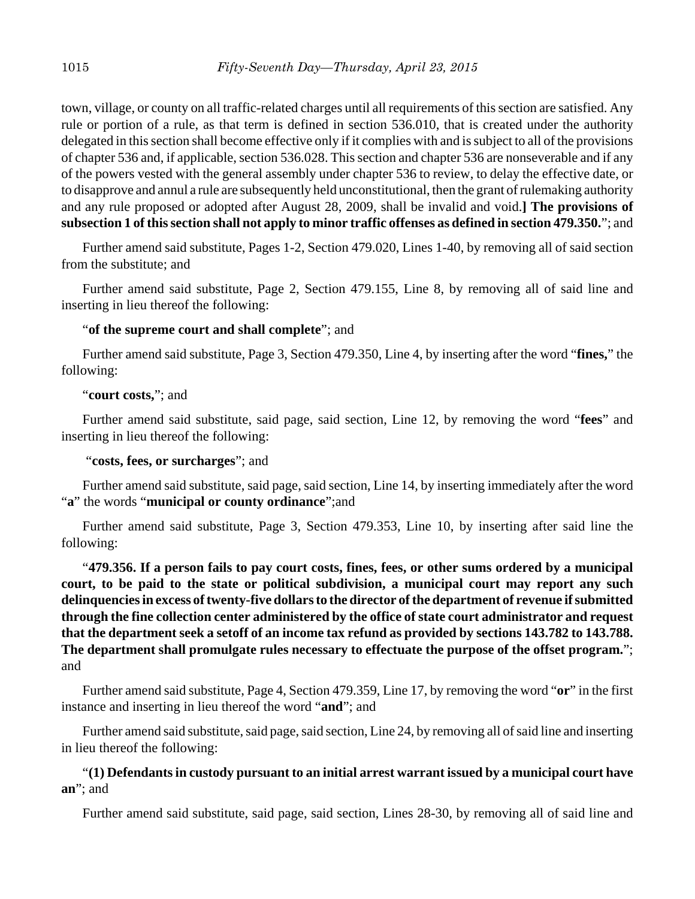town, village, or county on all traffic-related charges until all requirements of this section are satisfied. Any rule or portion of a rule, as that term is defined in section 536.010, that is created under the authority delegated in this section shall become effective only if it complies with and is subject to all of the provisions of chapter 536 and, if applicable, section 536.028. This section and chapter 536 are nonseverable and if any of the powers vested with the general assembly under chapter 536 to review, to delay the effective date, or to disapprove and annul a rule are subsequently held unconstitutional, then the grant of rulemaking authority and any rule proposed or adopted after August 28, 2009, shall be invalid and void.**] The provisions of subsection 1 of this section shall not apply to minor traffic offenses as defined in section 479.350.**"; and

Further amend said substitute, Pages 1-2, Section 479.020, Lines 1-40, by removing all of said section from the substitute; and

Further amend said substitute, Page 2, Section 479.155, Line 8, by removing all of said line and inserting in lieu thereof the following:

"**of the supreme court and shall complete**"; and

Further amend said substitute, Page 3, Section 479.350, Line 4, by inserting after the word "**fines,**" the following:

"**court costs,**"; and

Further amend said substitute, said page, said section, Line 12, by removing the word "**fees**" and inserting in lieu thereof the following:

"**costs, fees, or surcharges**"; and

Further amend said substitute, said page, said section, Line 14, by inserting immediately after the word "**a**" the words "**municipal or county ordinance**";and

Further amend said substitute, Page 3, Section 479.353, Line 10, by inserting after said line the following:

"**479.356. If a person fails to pay court costs, fines, fees, or other sums ordered by a municipal court, to be paid to the state or political subdivision, a municipal court may report any such delinquencies in excess of twenty-five dollars to the director of the department of revenue if submitted through the fine collection center administered by the office of state court administrator and request that the department seek a setoff of an income tax refund as provided by sections 143.782 to 143.788. The department shall promulgate rules necessary to effectuate the purpose of the offset program.**"; and

Further amend said substitute, Page 4, Section 479.359, Line 17, by removing the word "**or**" in the first instance and inserting in lieu thereof the word "**and**"; and

Further amend said substitute, said page, said section, Line 24, by removing all of said line and inserting in lieu thereof the following:

"**(1) Defendants in custody pursuant to an initial arrest warrant issued by a municipal court have an**"; and

Further amend said substitute, said page, said section, Lines 28-30, by removing all of said line and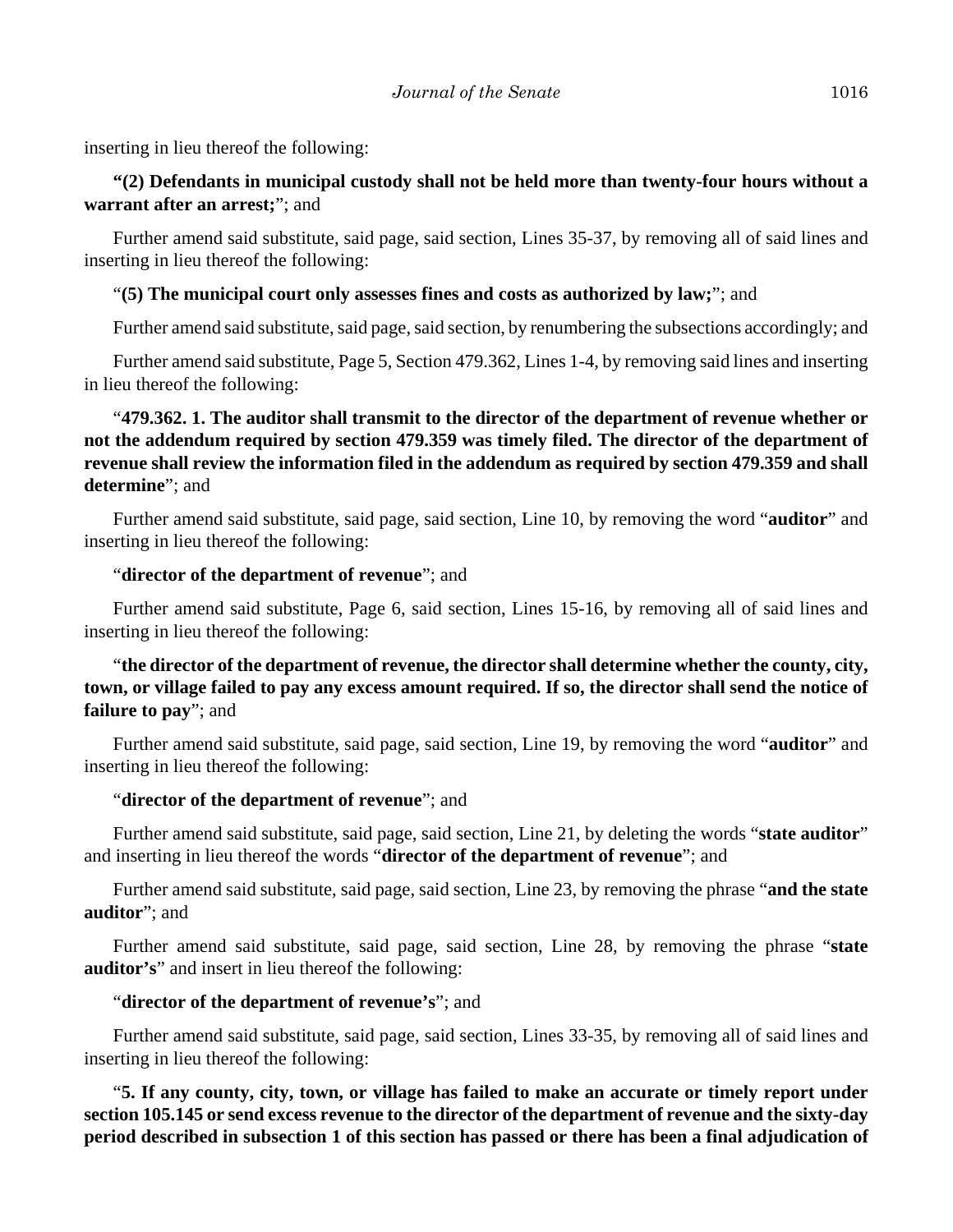inserting in lieu thereof the following:

**"(2) Defendants in municipal custody shall not be held more than twenty-four hours without a warrant after an arrest;**"; and

Further amend said substitute, said page, said section, Lines 35-37, by removing all of said lines and inserting in lieu thereof the following:

"**(5) The municipal court only assesses fines and costs as authorized by law;**"; and

Further amend said substitute, said page, said section, by renumbering the subsections accordingly; and

Further amend said substitute, Page 5, Section 479.362, Lines 1-4, by removing said lines and inserting in lieu thereof the following:

"**479.362. 1. The auditor shall transmit to the director of the department of revenue whether or not the addendum required by section 479.359 was timely filed. The director of the department of revenue shall review the information filed in the addendum as required by section 479.359 and shall determine**"; and

Further amend said substitute, said page, said section, Line 10, by removing the word "**auditor**" and inserting in lieu thereof the following:

"**director of the department of revenue**"; and

Further amend said substitute, Page 6, said section, Lines 15-16, by removing all of said lines and inserting in lieu thereof the following:

"**the director of the department of revenue, the director shall determine whether the county, city, town, or village failed to pay any excess amount required. If so, the director shall send the notice of failure to pay**"; and

Further amend said substitute, said page, said section, Line 19, by removing the word "**auditor**" and inserting in lieu thereof the following:

"**director of the department of revenue**"; and

Further amend said substitute, said page, said section, Line 21, by deleting the words "**state auditor**" and inserting in lieu thereof the words "**director of the department of revenue**"; and

Further amend said substitute, said page, said section, Line 23, by removing the phrase "**and the state auditor**"; and

Further amend said substitute, said page, said section, Line 28, by removing the phrase "**state auditor's**" and insert in lieu thereof the following:

"**director of the department of revenue's**"; and

Further amend said substitute, said page, said section, Lines 33-35, by removing all of said lines and inserting in lieu thereof the following:

"**5. If any county, city, town, or village has failed to make an accurate or timely report under section 105.145 or send excess revenue to the director of the department of revenue and the sixty-day period described in subsection 1 of this section has passed or there has been a final adjudication of**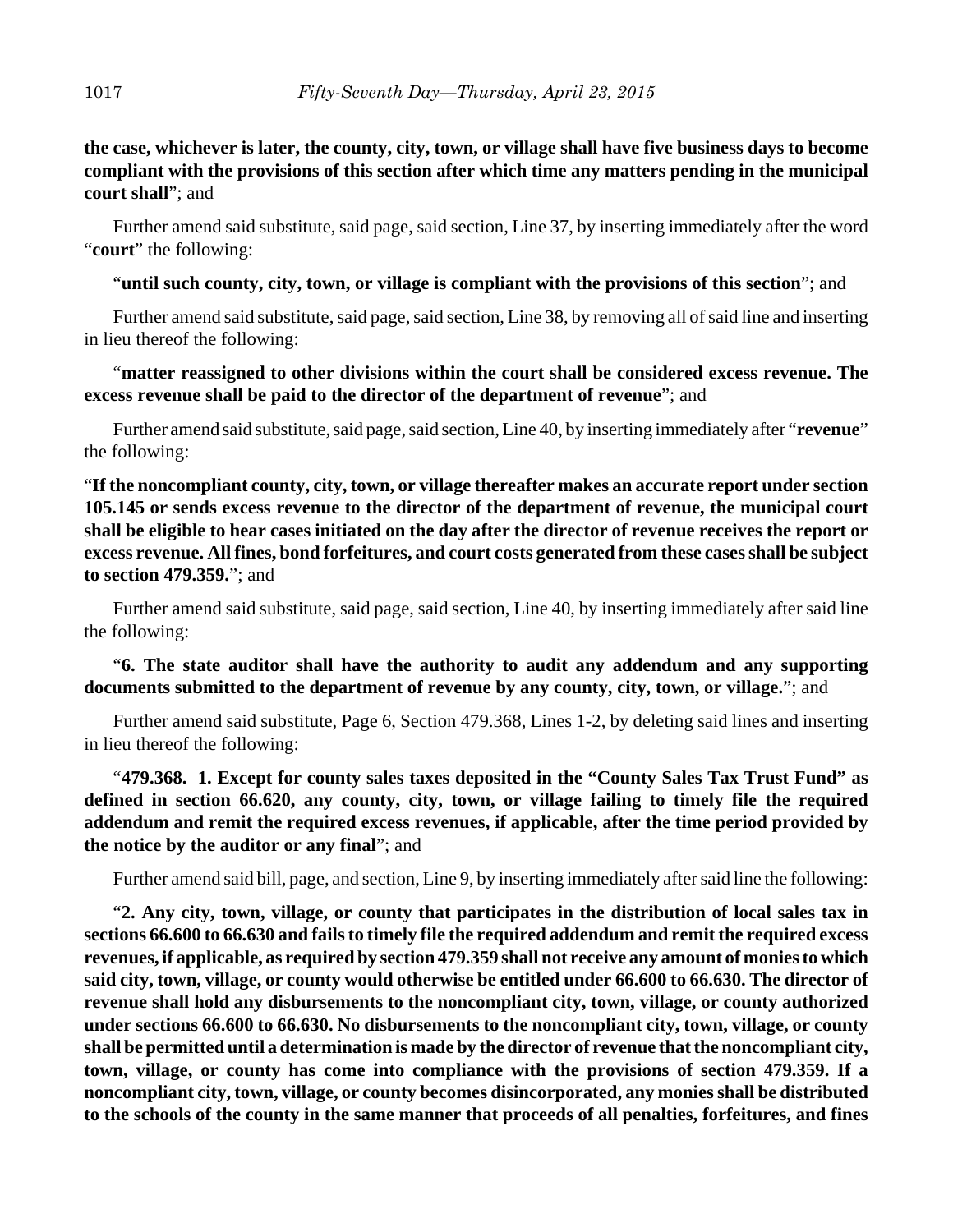**the case, whichever is later, the county, city, town, or village shall have five business days to become compliant with the provisions of this section after which time any matters pending in the municipal court shall**"; and

Further amend said substitute, said page, said section, Line 37, by inserting immediately after the word "**court**" the following:

"**until such county, city, town, or village is compliant with the provisions of this section**"; and

Further amend said substitute, said page, said section, Line 38, by removing all of said line and inserting in lieu thereof the following:

"**matter reassigned to other divisions within the court shall be considered excess revenue. The excess revenue shall be paid to the director of the department of revenue**"; and

Further amend said substitute, said page, said section, Line 40, by inserting immediately after "**revenue**" the following:

"**If the noncompliant county, city, town, or village thereafter makes an accurate report under section 105.145 or sends excess revenue to the director of the department of revenue, the municipal court shall be eligible to hear cases initiated on the day after the director of revenue receives the report or excess revenue. All fines, bond forfeitures, and court costs generated from these cases shall be subject to section 479.359.**"; and

Further amend said substitute, said page, said section, Line 40, by inserting immediately after said line the following:

"**6. The state auditor shall have the authority to audit any addendum and any supporting documents submitted to the department of revenue by any county, city, town, or village.**"; and

Further amend said substitute, Page 6, Section 479.368, Lines 1-2, by deleting said lines and inserting in lieu thereof the following:

"**479.368. 1. Except for county sales taxes deposited in the "County Sales Tax Trust Fund" as defined in section 66.620, any county, city, town, or village failing to timely file the required addendum and remit the required excess revenues, if applicable, after the time period provided by the notice by the auditor or any final**"; and

Further amend said bill, page, and section, Line 9, by inserting immediately after said line the following:

"**2. Any city, town, village, or county that participates in the distribution of local sales tax in sections 66.600 to 66.630 and fails to timely file the required addendum and remit the required excess revenues, if applicable, as required by section 479.359 shall not receive any amount of monies to which said city, town, village, or county would otherwise be entitled under 66.600 to 66.630. The director of revenue shall hold any disbursements to the noncompliant city, town, village, or county authorized under sections 66.600 to 66.630. No disbursements to the noncompliant city, town, village, or county shall be permitted until a determination is made by the director of revenue that the noncompliant city, town, village, or county has come into compliance with the provisions of section 479.359. If a noncompliant city, town, village, or county becomes disincorporated, any monies shall be distributed to the schools of the county in the same manner that proceeds of all penalties, forfeitures, and fines**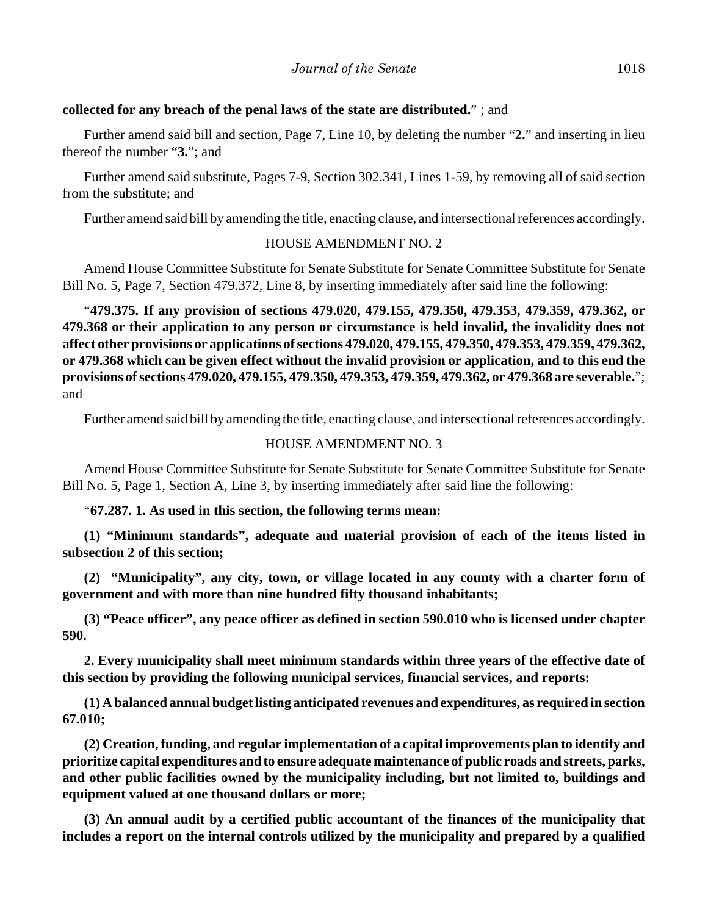**collected for any breach of the penal laws of the state are distributed.**" ; and

Further amend said bill and section, Page 7, Line 10, by deleting the number "**2.**" and inserting in lieu thereof the number "**3.**"; and

Further amend said substitute, Pages 7-9, Section 302.341, Lines 1-59, by removing all of said section from the substitute; and

Further amend said bill by amending the title, enacting clause, and intersectional references accordingly.

HOUSE AMENDMENT NO. 2

Amend House Committee Substitute for Senate Substitute for Senate Committee Substitute for Senate Bill No. 5, Page 7, Section 479.372, Line 8, by inserting immediately after said line the following:

"**479.375. If any provision of sections 479.020, 479.155, 479.350, 479.353, 479.359, 479.362, or 479.368 or their application to any person or circumstance is held invalid, the invalidity does not affect other provisions or applications of sections 479.020, 479.155, 479.350, 479.353, 479.359, 479.362, or 479.368 which can be given effect without the invalid provision or application, and to this end the provisions of sections 479.020, 479.155, 479.350, 479.353, 479.359, 479.362, or 479.368 are severable.**"; and

Further amend said bill by amending the title, enacting clause, and intersectional references accordingly.

HOUSE AMENDMENT NO. 3

Amend House Committee Substitute for Senate Substitute for Senate Committee Substitute for Senate Bill No. 5, Page 1, Section A, Line 3, by inserting immediately after said line the following:

"**67.287. 1. As used in this section, the following terms mean:**

**(1) "Minimum standards", adequate and material provision of each of the items listed in subsection 2 of this section;**

**(2) "Municipality", any city, town, or village located in any county with a charter form of government and with more than nine hundred fifty thousand inhabitants;**

**(3) "Peace officer", any peace officer as defined in section 590.010 who is licensed under chapter 590.**

**2. Every municipality shall meet minimum standards within three years of the effective date of this section by providing the following municipal services, financial services, and reports:**

**(1) A balanced annual budget listing anticipated revenues and expenditures, as required in section 67.010;**

**(2) Creation, funding, and regular implementation of a capital improvements plan to identify and prioritize capital expenditures and to ensure adequate maintenance of public roads and streets, parks, and other public facilities owned by the municipality including, but not limited to, buildings and equipment valued at one thousand dollars or more;**

**(3) An annual audit by a certified public accountant of the finances of the municipality that includes a report on the internal controls utilized by the municipality and prepared by a qualified**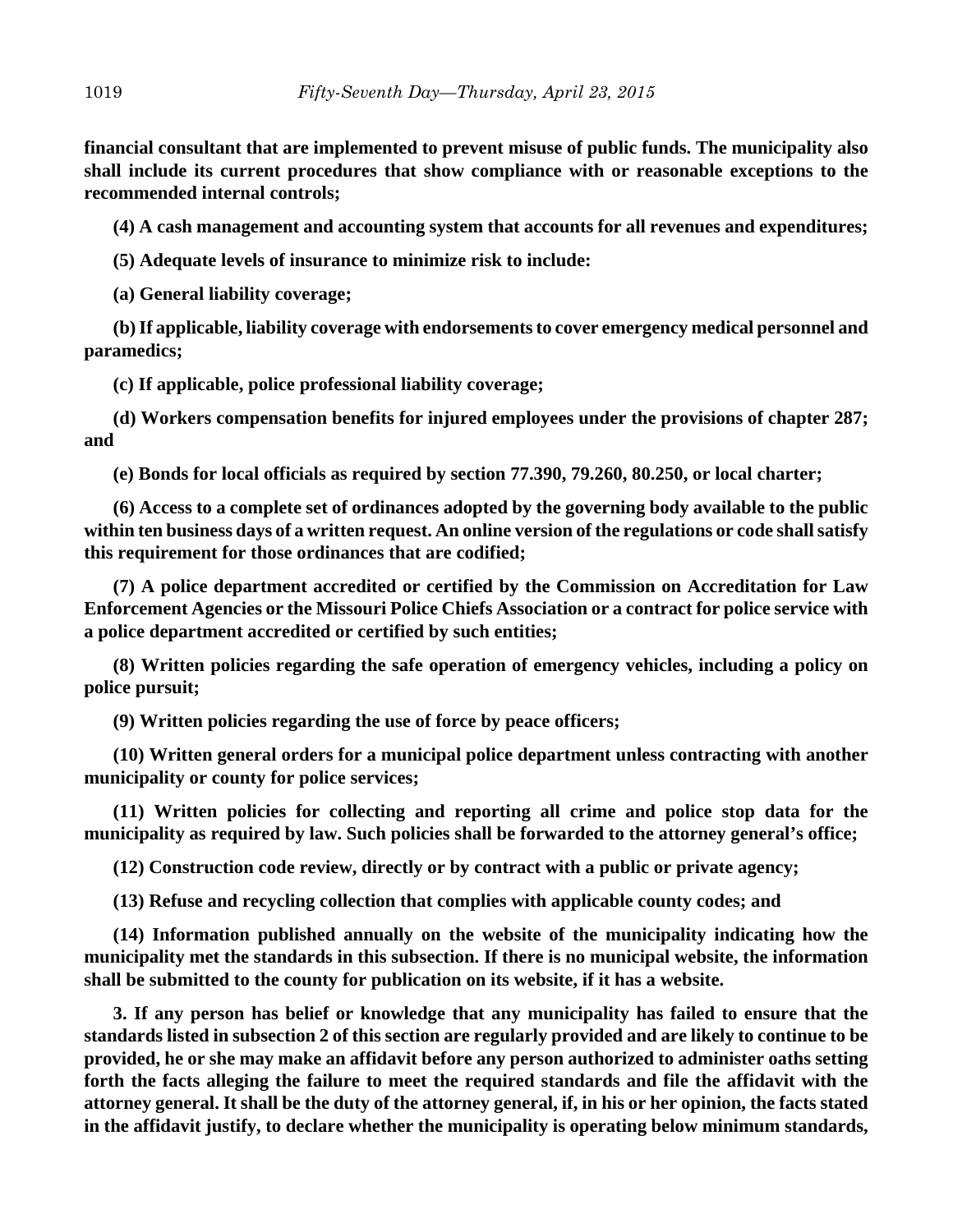**financial consultant that are implemented to prevent misuse of public funds. The municipality also shall include its current procedures that show compliance with or reasonable exceptions to the recommended internal controls;**

**(4) A cash management and accounting system that accounts for all revenues and expenditures;**

**(5) Adequate levels of insurance to minimize risk to include:**

**(a) General liability coverage;**

**(b) If applicable, liability coverage with endorsements to cover emergency medical personnel and paramedics;**

**(c) If applicable, police professional liability coverage;**

**(d) Workers compensation benefits for injured employees under the provisions of chapter 287; and**

**(e) Bonds for local officials as required by section 77.390, 79.260, 80.250, or local charter;**

**(6) Access to a complete set of ordinances adopted by the governing body available to the public within ten business days of a written request. An online version of the regulations or code shall satisfy this requirement for those ordinances that are codified;**

**(7) A police department accredited or certified by the Commission on Accreditation for Law Enforcement Agencies or the Missouri Police Chiefs Association or a contract for police service with a police department accredited or certified by such entities;**

**(8) Written policies regarding the safe operation of emergency vehicles, including a policy on police pursuit;**

**(9) Written policies regarding the use of force by peace officers;**

**(10) Written general orders for a municipal police department unless contracting with another municipality or county for police services;**

**(11) Written policies for collecting and reporting all crime and police stop data for the municipality as required by law. Such policies shall be forwarded to the attorney general's office;**

**(12) Construction code review, directly or by contract with a public or private agency;**

**(13) Refuse and recycling collection that complies with applicable county codes; and**

**(14) Information published annually on the website of the municipality indicating how the municipality met the standards in this subsection. If there is no municipal website, the information shall be submitted to the county for publication on its website, if it has a website.**

**3. If any person has belief or knowledge that any municipality has failed to ensure that the standards listed in subsection 2 of this section are regularly provided and are likely to continue to be provided, he or she may make an affidavit before any person authorized to administer oaths setting forth the facts alleging the failure to meet the required standards and file the affidavit with the attorney general. It shall be the duty of the attorney general, if, in his or her opinion, the facts stated in the affidavit justify, to declare whether the municipality is operating below minimum standards,**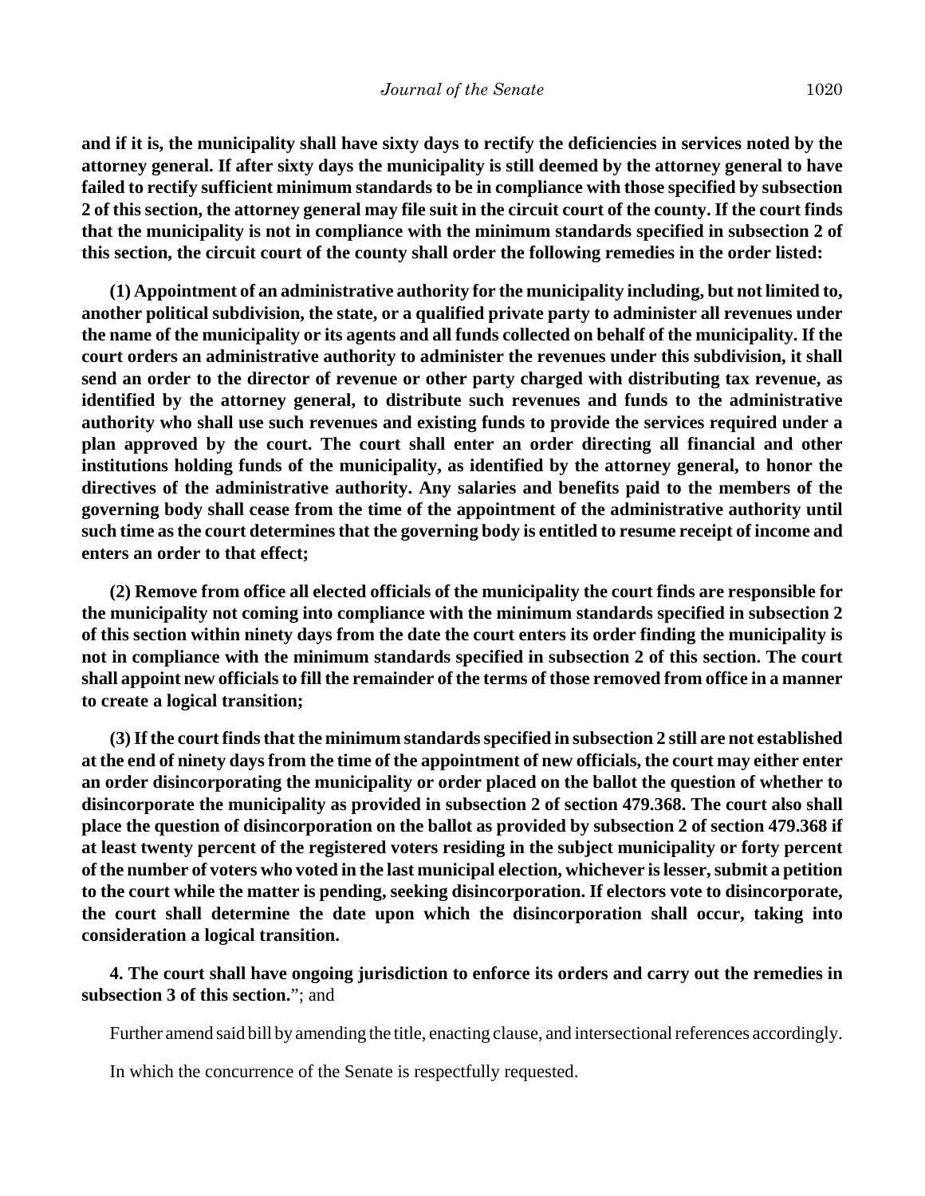**and if it is, the municipality shall have sixty days to rectify the deficiencies in services noted by the attorney general. If after sixty days the municipality is still deemed by the attorney general to have failed to rectify sufficient minimum standards to be in compliance with those specified by subsection 2 of this section, the attorney general may file suit in the circuit court of the county. If the court finds that the municipality is not in compliance with the minimum standards specified in subsection 2 of this section, the circuit court of the county shall order the following remedies in the order listed:**

**(1) Appointment of an administrative authority for the municipality including, but not limited to, another political subdivision, the state, or a qualified private party to administer all revenues under the name of the municipality or its agents and all funds collected on behalf of the municipality. If the court orders an administrative authority to administer the revenues under this subdivision, it shall send an order to the director of revenue or other party charged with distributing tax revenue, as identified by the attorney general, to distribute such revenues and funds to the administrative authority who shall use such revenues and existing funds to provide the services required under a plan approved by the court. The court shall enter an order directing all financial and other institutions holding funds of the municipality, as identified by the attorney general, to honor the directives of the administrative authority. Any salaries and benefits paid to the members of the governing body shall cease from the time of the appointment of the administrative authority until such time as the court determines that the governing body is entitled to resume receipt of income and enters an order to that effect;**

**(2) Remove from office all elected officials of the municipality the court finds are responsible for the municipality not coming into compliance with the minimum standards specified in subsection 2 of this section within ninety days from the date the court enters its order finding the municipality is not in compliance with the minimum standards specified in subsection 2 of this section. The court shall appoint new officials to fill the remainder of the terms of those removed from office in a manner to create a logical transition;**

**(3) If the court finds that the minimum standards specified in subsection 2 still are not established at the end of ninety days from the time of the appointment of new officials, the court may either enter an order disincorporating the municipality or order placed on the ballot the question of whether to disincorporate the municipality as provided in subsection 2 of section 479.368. The court also shall place the question of disincorporation on the ballot as provided by subsection 2 of section 479.368 if at least twenty percent of the registered voters residing in the subject municipality or forty percent of the number of voters who voted in the last municipal election, whichever is lesser, submit a petition to the court while the matter is pending, seeking disincorporation. If electors vote to disincorporate, the court shall determine the date upon which the disincorporation shall occur, taking into consideration a logical transition.**

**4. The court shall have ongoing jurisdiction to enforce its orders and carry out the remedies in subsection 3 of this section.**"; and

Further amend said bill by amending the title, enacting clause, and intersectional references accordingly.

In which the concurrence of the Senate is respectfully requested.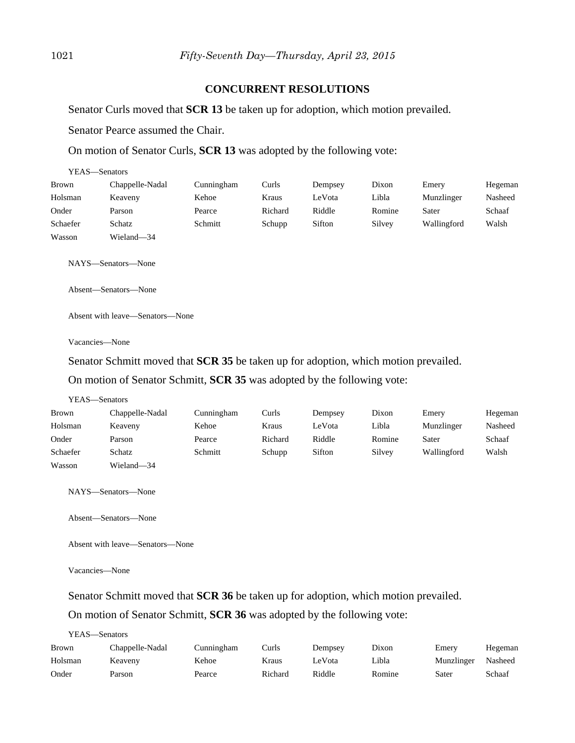## CONCURRENT RESOLUTIONS

Senator Curls moved that **SCR 13** be taken up for adoption, which motion prevailed.

Senator Pearce assumed the Chair.

On motion of Senator Curls, **SCR 13** was adopted by the following vote:

YEAS—Senators

| | | | | | | | |
|---|---|---|---|---|---|---|---|
| Brown | Chappelle-Nadal | Cunningham | Curls | Dempsey | Dixon | Emery | Hegeman |
| Holsman | Keaveny | Kehoe | Kraus | LeVota | Libla | Munzlinger | Nasheed |
| Onder | Parson | Pearce | Richard | Riddle | Romine | Sater | Schaaf |
| Schaefer | Schatz | Schmitt | Schupp | Sifton | Silvey | Wallingford | Walsh |
| Wasson | Wieland—34 | | | | | | |

NAYS—Senators—None

Absent—Senators—None

Absent with leave—Senators—None

Vacancies—None

Senator Schmitt moved that **SCR 35** be taken up for adoption, which motion prevailed.

On motion of Senator Schmitt, **SCR 35** was adopted by the following vote:

YEAS—Senators

| | | | | | | | |
|---|---|---|---|---|---|---|---|
| Brown | Chappelle-Nadal | Cunningham | Curls | Dempsey | Dixon | Emery | Hegeman |
| Holsman | Keaveny | Kehoe | Kraus | LeVota | Libla | Munzlinger | Nasheed |
| Onder | Parson | Pearce | Richard | Riddle | Romine | Sater | Schaaf |
| Schaefer | Schatz | Schmitt | Schupp | Sifton | Silvey | Wallingford | Walsh |
| Wasson | Wieland—34 | | | | | | |

NAYS—Senators—None

Absent—Senators—None

Absent with leave—Senators—None

Vacancies—None

Senator Schmitt moved that **SCR 36** be taken up for adoption, which motion prevailed.

On motion of Senator Schmitt, **SCR 36** was adopted by the following vote:

YEAS—Senators

| | | | | | | | |
|---|---|---|---|---|---|---|---|
| Brown | Chappelle-Nadal | Cunningham | Curls | Dempsey | Dixon | Emery | Hegeman |
| Holsman | Keaveny | Kehoe | Kraus | LeVota | Libla | Munzlinger | Nasheed |
| Onder | Parson | Pearce | Richard | Riddle | Romine | Sater | Schaaf |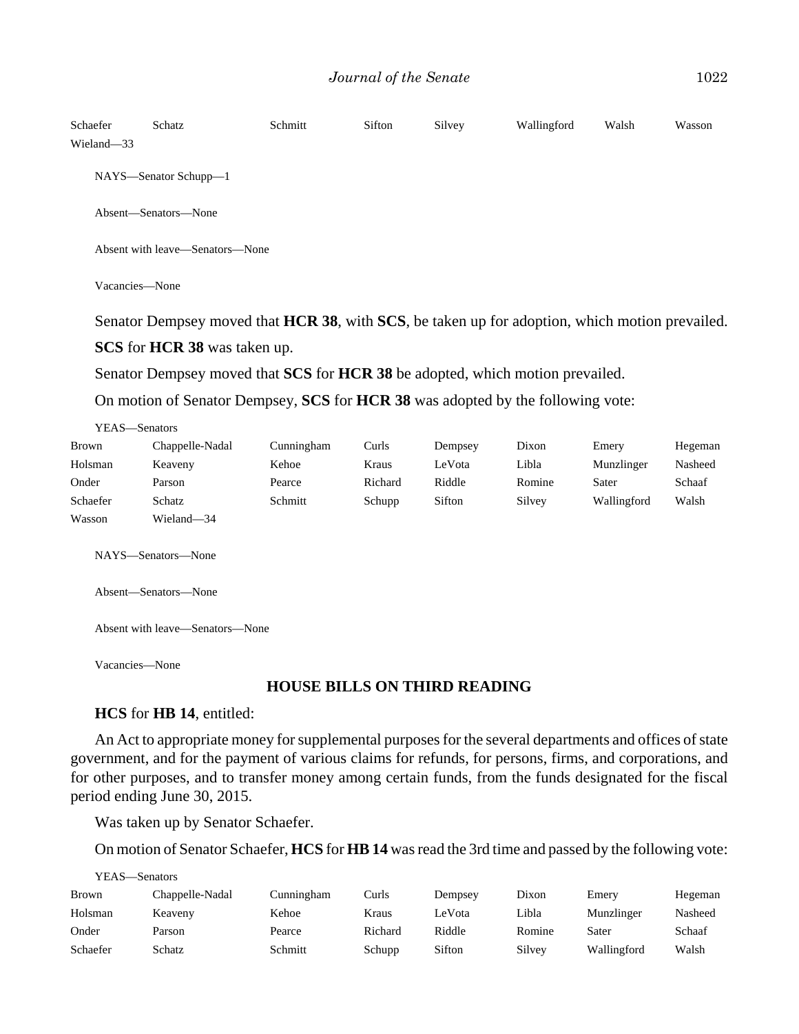| | | | | | | | |
|---|---|---|---|---|---|---|---|
| Schaefer | Schatz | Schmitt | Sifton | Silvey | Wallingford | Walsh | Wasson |
| Wieland—33 | | | | | | | |

NAYS—Senator Schupp—1

Absent—Senators—None

Absent with leave—Senators—None

Vacancies—None

Senator Dempsey moved that **HCR 38**, with **SCS**, be taken up for adoption, which motion prevailed.

**SCS** for **HCR 38** was taken up.

Senator Dempsey moved that **SCS** for **HCR 38** be adopted, which motion prevailed.

On motion of Senator Dempsey, **SCS** for **HCR 38** was adopted by the following vote:

YEAS—Senators

| | | | | | | | |
|---|---|---|---|---|---|---|---|
| Brown | Chappelle-Nadal | Cunningham | Curls | Dempsey | Dixon | Emery | Hegeman |
| Holsman | Keaveny | Kehoe | Kraus | LeVota | Libla | Munzlinger | Nasheed |
| Onder | Parson | Pearce | Richard | Riddle | Romine | Sater | Schaaf |
| Schaefer | Schatz | Schmitt | Schupp | Sifton | Silvey | Wallingford | Walsh |
| Wasson | Wieland—34 | | | | | | |

NAYS—Senators—None

Absent—Senators—None

Absent with leave—Senators—None

Vacancies—None

## HOUSE BILLS ON THIRD READING

**HCS** for **HB 14**, entitled:

An Act to appropriate money for supplemental purposes for the several departments and offices of state government, and for the payment of various claims for refunds, for persons, firms, and corporations, and for other purposes, and to transfer money among certain funds, from the funds designated for the fiscal period ending June 30, 2015.

Was taken up by Senator Schaefer.

On motion of Senator Schaefer, **HCS** for **HB 14** was read the 3rd time and passed by the following vote:

YEAS—Senators

| | | | | | | | |
|---|---|---|---|---|---|---|---|
| Brown | Chappelle-Nadal | Cunningham | Curls | Dempsey | Dixon | Emery | Hegeman |
| Holsman | Keaveny | Kehoe | Kraus | LeVota | Libla | Munzlinger | Nasheed |
| Onder | Parson | Pearce | Richard | Riddle | Romine | Sater | Schaaf |
| Schaefer | Schatz | Schmitt | Schupp | Sifton | Silvey | Wallingford | Walsh |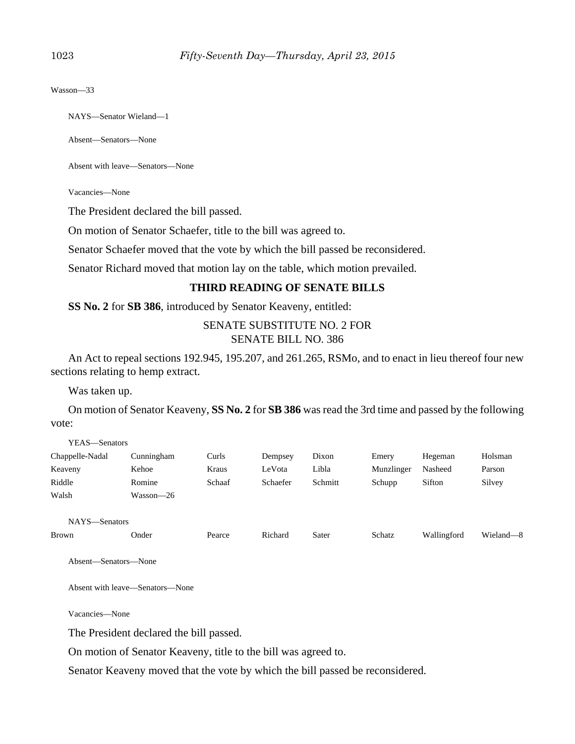Wasson—33

NAYS—Senator Wieland—1

Absent—Senators—None

Absent with leave—Senators—None

Vacancies—None

The President declared the bill passed.

On motion of Senator Schaefer, title to the bill was agreed to.

Senator Schaefer moved that the vote by which the bill passed be reconsidered.

Senator Richard moved that motion lay on the table, which motion prevailed.

### THIRD READING OF SENATE BILLS

**SS No. 2** for **SB 386**, introduced by Senator Keaveny, entitled:

SENATE SUBSTITUTE NO. 2 FOR
SENATE BILL NO. 386

An Act to repeal sections 192.945, 195.207, and 261.265, RSMo, and to enact in lieu thereof four new sections relating to hemp extract.

Was taken up.

On motion of Senator Keaveny, **SS No. 2** for **SB 386** was read the 3rd time and passed by the following vote:

YEAS—Senators

| | | | | | | | |
|---|---|---|---|---|---|---|---|
| Chappelle-Nadal | Cunningham | Curls | Dempsey | Dixon | Emery | Hegeman | Holsman |
| Keaveny | Kehoe | Kraus | LeVota | Libla | Munzlinger | Nasheed | Parson |
| Riddle | Romine | Schaaf | Schaefer | Schmitt | Schupp | Sifton | Silvey |
| Walsh | Wasson—26 | | | | | | |

NAYS—Senators

| | | | | | | | |
|---|---|---|---|---|---|---|---|
| Brown | Onder | Pearce | Richard | Sater | Schatz | Wallingford | Wieland—8 |

Absent—Senators—None

Absent with leave—Senators—None

Vacancies—None

The President declared the bill passed.

On motion of Senator Keaveny, title to the bill was agreed to.

Senator Keaveny moved that the vote by which the bill passed be reconsidered.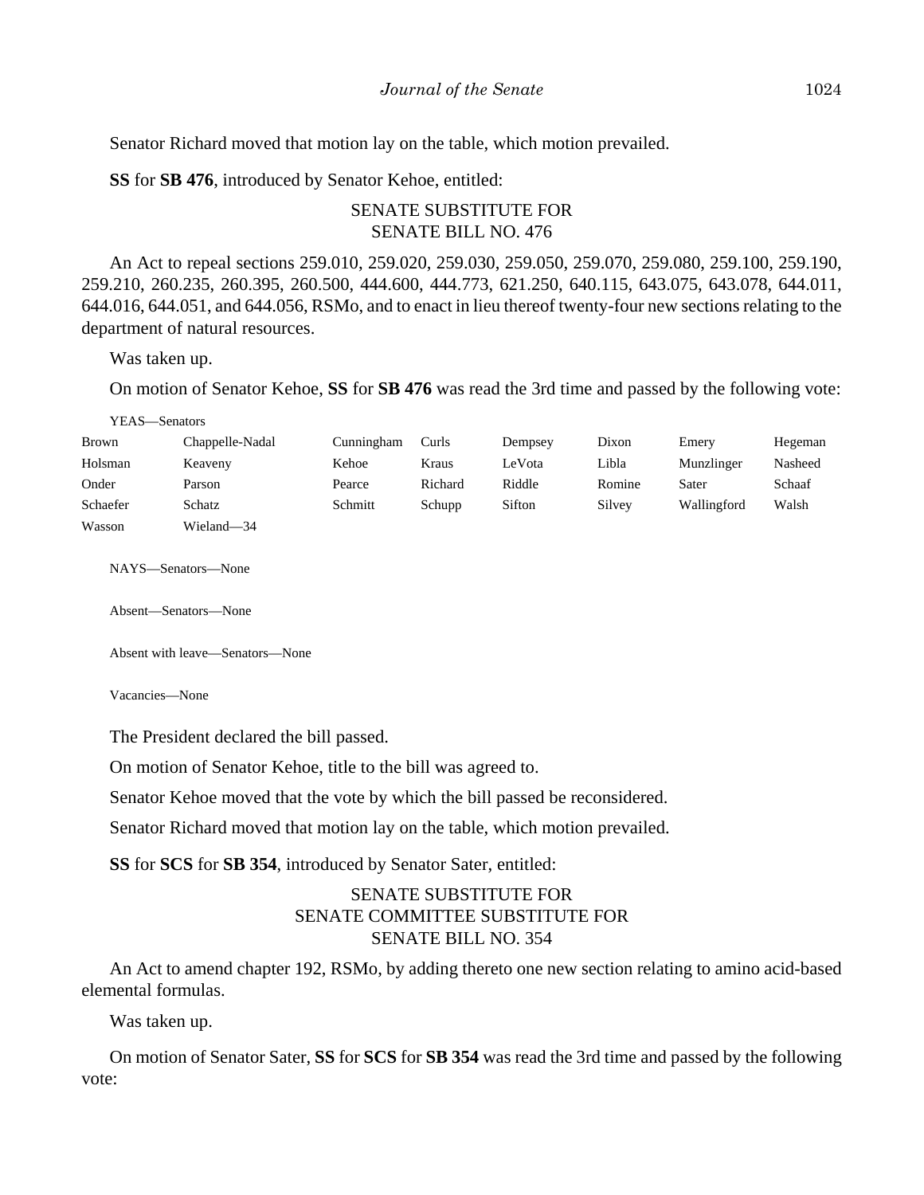Senator Richard moved that motion lay on the table, which motion prevailed.

**SS** for **SB 476**, introduced by Senator Kehoe, entitled:

SENATE SUBSTITUTE FOR
SENATE BILL NO. 476

An Act to repeal sections 259.010, 259.020, 259.030, 259.050, 259.070, 259.080, 259.100, 259.190, 259.210, 260.235, 260.395, 260.500, 444.600, 444.773, 621.250, 640.115, 643.075, 643.078, 644.011, 644.016, 644.051, and 644.056, RSMo, and to enact in lieu thereof twenty-four new sections relating to the department of natural resources.

Was taken up.

On motion of Senator Kehoe, **SS** for **SB 476** was read the 3rd time and passed by the following vote:

YEAS—Senators

| | | | | | | | |
|---|---|---|---|---|---|---|---|
| Brown | Chappelle-Nadal | Cunningham | Curls | Dempsey | Dixon | Emery | Hegeman |
| Holsman | Keaveny | Kehoe | Kraus | LeVota | Libla | Munzlinger | Nasheed |
| Onder | Parson | Pearce | Richard | Riddle | Romine | Sater | Schaaf |
| Schaefer | Schatz | Schmitt | Schupp | Sifton | Silvey | Wallingford | Walsh |
| Wasson | Wieland—34 | | | | | | |

NAYS—Senators—None

Absent—Senators—None

Absent with leave—Senators—None

Vacancies—None

The President declared the bill passed.

On motion of Senator Kehoe, title to the bill was agreed to.

Senator Kehoe moved that the vote by which the bill passed be reconsidered.

Senator Richard moved that motion lay on the table, which motion prevailed.

**SS** for **SCS** for **SB 354**, introduced by Senator Sater, entitled:

SENATE SUBSTITUTE FOR
SENATE COMMITTEE SUBSTITUTE FOR
SENATE BILL NO. 354

An Act to amend chapter 192, RSMo, by adding thereto one new section relating to amino acid-based elemental formulas.

Was taken up.

On motion of Senator Sater, **SS** for **SCS** for **SB 354** was read the 3rd time and passed by the following vote: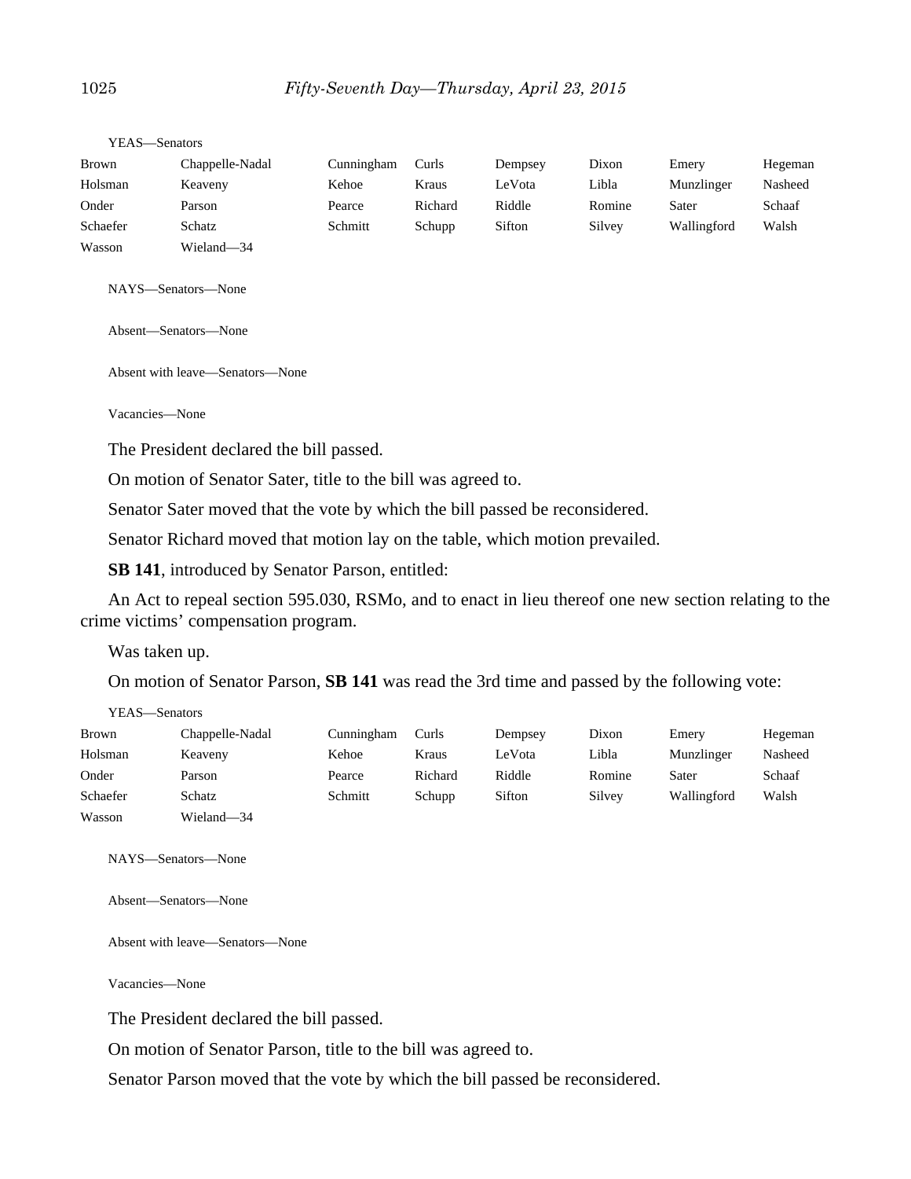YEAS—Senators

| | | | | | | | |
|---|---|---|---|---|---|---|---|
| Brown | Chappelle-Nadal | Cunningham | Curls | Dempsey | Dixon | Emery | Hegeman |
| Holsman | Keaveny | Kehoe | Kraus | LeVota | Libla | Munzlinger | Nasheed |
| Onder | Parson | Pearce | Richard | Riddle | Romine | Sater | Schaaf |
| Schaefer | Schatz | Schmitt | Schupp | Sifton | Silvey | Wallingford | Walsh |
| Wasson | Wieland—34 | | | | | | |

NAYS—Senators—None

Absent—Senators—None

Absent with leave—Senators—None

Vacancies—None

The President declared the bill passed.

On motion of Senator Sater, title to the bill was agreed to.

Senator Sater moved that the vote by which the bill passed be reconsidered.

Senator Richard moved that motion lay on the table, which motion prevailed.

**SB 141**, introduced by Senator Parson, entitled:

An Act to repeal section 595.030, RSMo, and to enact in lieu thereof one new section relating to the crime victims' compensation program.

Was taken up.

On motion of Senator Parson, **SB 141** was read the 3rd time and passed by the following vote:

YEAS—Senators

| | | | | | | | |
|---|---|---|---|---|---|---|---|
| Brown | Chappelle-Nadal | Cunningham | Curls | Dempsey | Dixon | Emery | Hegeman |
| Holsman | Keaveny | Kehoe | Kraus | LeVota | Libla | Munzlinger | Nasheed |
| Onder | Parson | Pearce | Richard | Riddle | Romine | Sater | Schaaf |
| Schaefer | Schatz | Schmitt | Schupp | Sifton | Silvey | Wallingford | Walsh |
| Wasson | Wieland—34 | | | | | | |

NAYS—Senators—None

Absent—Senators—None

Absent with leave—Senators—None

Vacancies—None

The President declared the bill passed.

On motion of Senator Parson, title to the bill was agreed to.

Senator Parson moved that the vote by which the bill passed be reconsidered.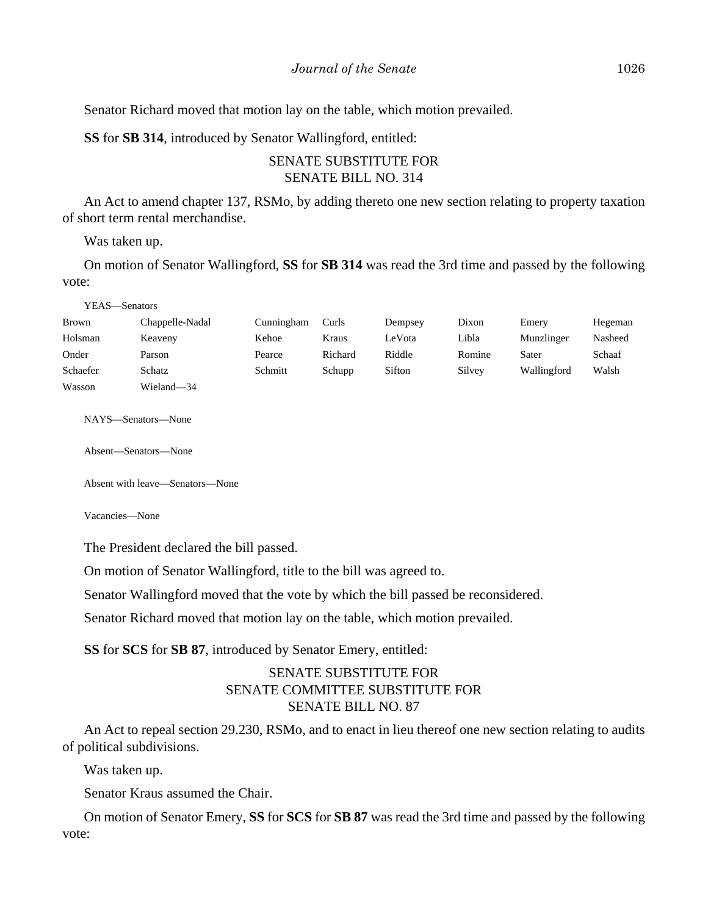Senator Richard moved that motion lay on the table, which motion prevailed.

**SS** for **SB 314**, introduced by Senator Wallingford, entitled:

SENATE SUBSTITUTE FOR
SENATE BILL NO. 314

An Act to amend chapter 137, RSMo, by adding thereto one new section relating to property taxation of short term rental merchandise.

Was taken up.

On motion of Senator Wallingford, **SS** for **SB 314** was read the 3rd time and passed by the following vote:

YEAS—Senators

| | | | | | | | |
|---|---|---|---|---|---|---|---|
| Brown | Chappelle-Nadal | Cunningham | Curls | Dempsey | Dixon | Emery | Hegeman |
| Holsman | Keaveny | Kehoe | Kraus | LeVota | Libla | Munzlinger | Nasheed |
| Onder | Parson | Pearce | Richard | Riddle | Romine | Sater | Schaaf |
| Schaefer | Schatz | Schmitt | Schupp | Sifton | Silvey | Wallingford | Walsh |
| Wasson | Wieland—34 | | | | | | |

NAYS—Senators—None

Absent—Senators—None

Absent with leave—Senators—None

Vacancies—None

The President declared the bill passed.

On motion of Senator Wallingford, title to the bill was agreed to.

Senator Wallingford moved that the vote by which the bill passed be reconsidered.

Senator Richard moved that motion lay on the table, which motion prevailed.

**SS** for **SCS** for **SB 87**, introduced by Senator Emery, entitled:

SENATE SUBSTITUTE FOR
SENATE COMMITTEE SUBSTITUTE FOR
SENATE BILL NO. 87

An Act to repeal section 29.230, RSMo, and to enact in lieu thereof one new section relating to audits of political subdivisions.

Was taken up.

Senator Kraus assumed the Chair.

On motion of Senator Emery, **SS** for **SCS** for **SB 87** was read the 3rd time and passed by the following vote: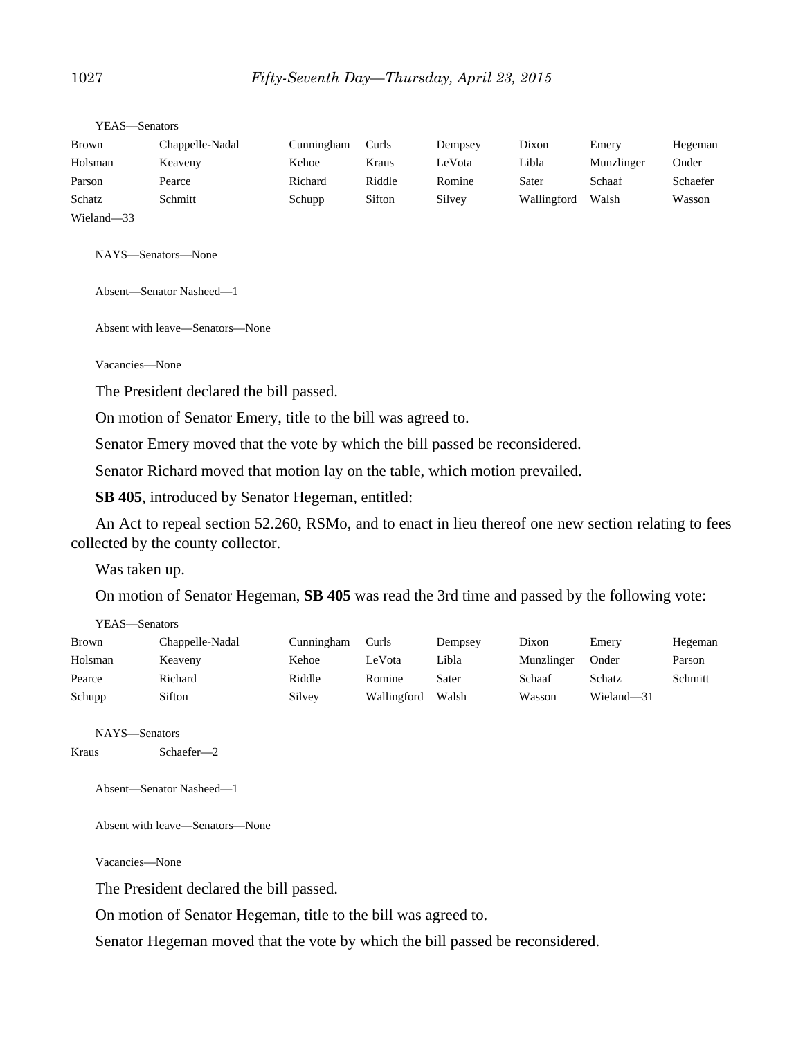YEAS—Senators

| | | | | | | | |
|---|---|---|---|---|---|---|---|
| Brown | Chappelle-Nadal | Cunningham | Curls | Dempsey | Dixon | Emery | Hegeman |
| Holsman | Keaveny | Kehoe | Kraus | LeVota | Libla | Munzlinger | Onder |
| Parson | Pearce | Richard | Riddle | Romine | Sater | Schaaf | Schaefer |
| Schatz | Schmitt | Schupp | Sifton | Silvey | Wallingford | Walsh | Wasson |
| Wieland—33 | | | | | | | |

NAYS—Senators—None

Absent—Senator Nasheed—1

Absent with leave—Senators—None

Vacancies—None

The President declared the bill passed.

On motion of Senator Emery, title to the bill was agreed to.

Senator Emery moved that the vote by which the bill passed be reconsidered.

Senator Richard moved that motion lay on the table, which motion prevailed.

**SB 405**, introduced by Senator Hegeman, entitled:

An Act to repeal section 52.260, RSMo, and to enact in lieu thereof one new section relating to fees collected by the county collector.

Was taken up.

On motion of Senator Hegeman, **SB 405** was read the 3rd time and passed by the following vote:

YEAS—Senators

| | | | | | | | |
|---|---|---|---|---|---|---|---|
| Brown | Chappelle-Nadal | Cunningham | Curls | Dempsey | Dixon | Emery | Hegeman |
| Holsman | Keaveny | Kehoe | LeVota | Libla | Munzlinger | Onder | Parson |
| Pearce | Richard | Riddle | Romine | Sater | Schaaf | Schatz | Schmitt |
| Schupp | Sifton | Silvey | Wallingford | Walsh | Wasson | Wieland—31 | |

NAYS—Senators

| | |
|---|---|
| Kraus | Schaefer—2 |

Absent—Senator Nasheed—1

Absent with leave—Senators—None

Vacancies—None

The President declared the bill passed.

On motion of Senator Hegeman, title to the bill was agreed to.

Senator Hegeman moved that the vote by which the bill passed be reconsidered.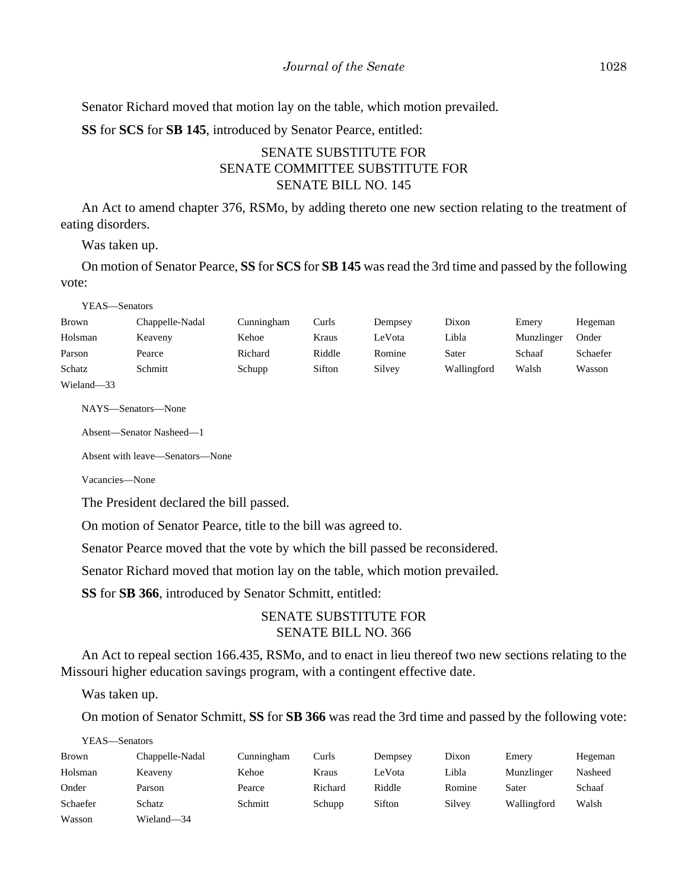Senator Richard moved that motion lay on the table, which motion prevailed.

**SS** for **SCS** for **SB 145**, introduced by Senator Pearce, entitled:

SENATE SUBSTITUTE FOR
SENATE COMMITTEE SUBSTITUTE FOR
SENATE BILL NO. 145

An Act to amend chapter 376, RSMo, by adding thereto one new section relating to the treatment of eating disorders.

Was taken up.

On motion of Senator Pearce, **SS** for **SCS** for **SB 145** was read the 3rd time and passed by the following vote:

YEAS—Senators

| | | | | | | | |
|---|---|---|---|---|---|---|---|
| Brown | Chappelle-Nadal | Cunningham | Curls | Dempsey | Dixon | Emery | Hegeman |
| Holsman | Keaveny | Kehoe | Kraus | LeVota | Libla | Munzlinger | Onder |
| Parson | Pearce | Richard | Riddle | Romine | Sater | Schaaf | Schaefer |
| Schatz | Schmitt | Schupp | Sifton | Silvey | Wallingford | Walsh | Wasson |
| Wieland—33 | | | | | | | |

NAYS—Senators—None

Absent—Senator Nasheed—1

Absent with leave—Senators—None

Vacancies—None

The President declared the bill passed.

On motion of Senator Pearce, title to the bill was agreed to.

Senator Pearce moved that the vote by which the bill passed be reconsidered.

Senator Richard moved that motion lay on the table, which motion prevailed.

**SS** for **SB 366**, introduced by Senator Schmitt, entitled:

SENATE SUBSTITUTE FOR
SENATE BILL NO. 366

An Act to repeal section 166.435, RSMo, and to enact in lieu thereof two new sections relating to the Missouri higher education savings program, with a contingent effective date.

Was taken up.

On motion of Senator Schmitt, **SS** for **SB 366** was read the 3rd time and passed by the following vote:

YEAS—Senators

| | | | | | | | |
|---|---|---|---|---|---|---|---|
| Brown | Chappelle-Nadal | Cunningham | Curls | Dempsey | Dixon | Emery | Hegeman |
| Holsman | Keaveny | Kehoe | Kraus | LeVota | Libla | Munzlinger | Nasheed |
| Onder | Parson | Pearce | Richard | Riddle | Romine | Sater | Schaaf |
| Schaefer | Schatz | Schmitt | Schupp | Sifton | Silvey | Wallingford | Walsh |
| Wasson | Wieland—34 | | | | | | |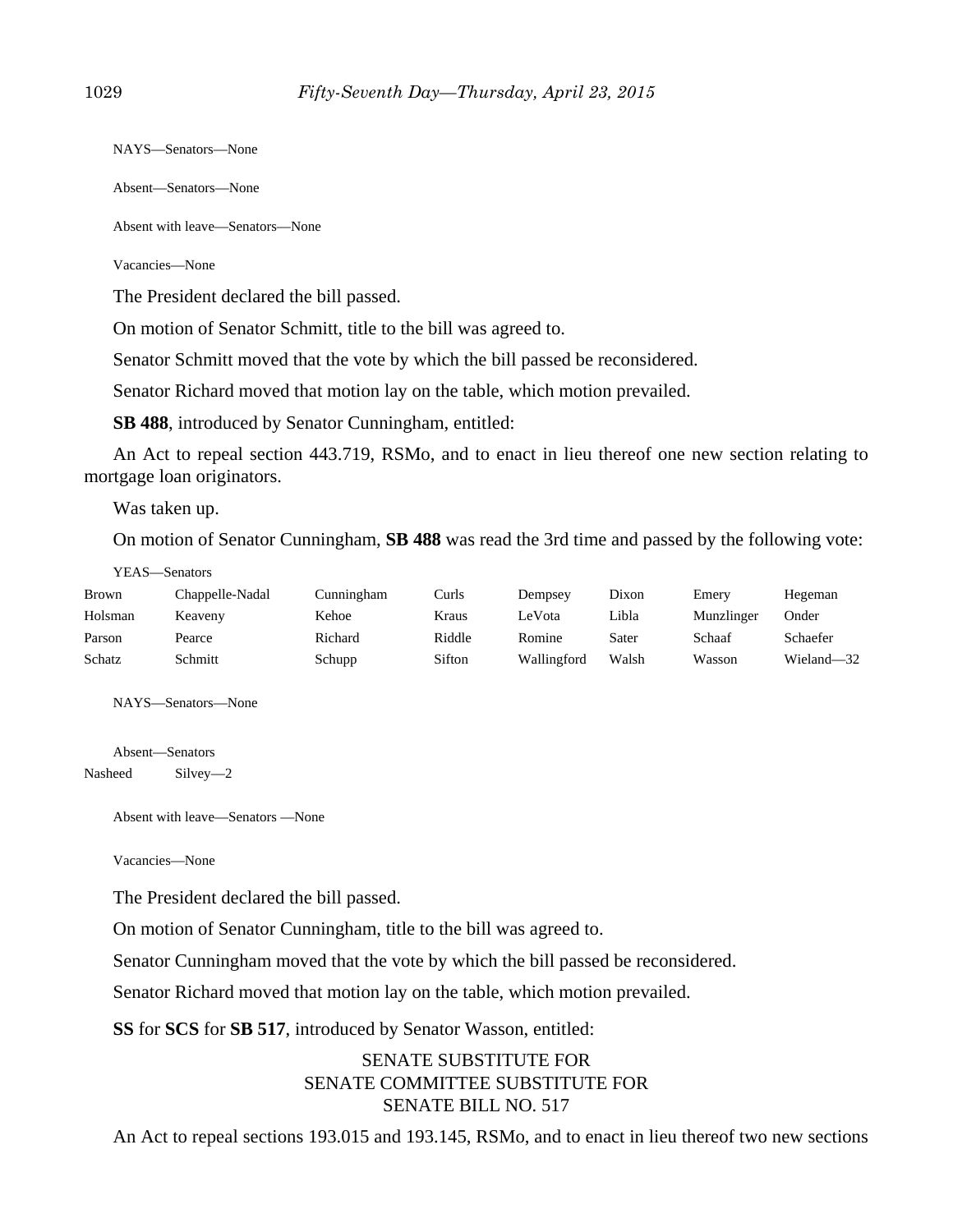NAYS—Senators—None

Absent—Senators—None

Absent with leave—Senators—None

Vacancies—None

The President declared the bill passed.

On motion of Senator Schmitt, title to the bill was agreed to.

Senator Schmitt moved that the vote by which the bill passed be reconsidered.

Senator Richard moved that motion lay on the table, which motion prevailed.

**SB 488**, introduced by Senator Cunningham, entitled:

An Act to repeal section 443.719, RSMo, and to enact in lieu thereof one new section relating to mortgage loan originators.

Was taken up.

On motion of Senator Cunningham, **SB 488** was read the 3rd time and passed by the following vote:

YEAS—Senators

| | | | | | | | |
|---|---|---|---|---|---|---|---|
| Brown | Chappelle-Nadal | Cunningham | Curls | Dempsey | Dixon | Emery | Hegeman |
| Holsman | Keaveny | Kehoe | Kraus | LeVota | Libla | Munzlinger | Onder |
| Parson | Pearce | Richard | Riddle | Romine | Sater | Schaaf | Schaefer |
| Schatz | Schmitt | Schupp | Sifton | Wallingford | Walsh | Wasson | Wieland—32 |

NAYS—Senators—None

Absent—Senators

Nasheed Silvey—2

Absent with leave—Senators —None

Vacancies—None

The President declared the bill passed.

On motion of Senator Cunningham, title to the bill was agreed to.

Senator Cunningham moved that the vote by which the bill passed be reconsidered.

Senator Richard moved that motion lay on the table, which motion prevailed.

**SS** for **SCS** for **SB 517**, introduced by Senator Wasson, entitled:

SENATE SUBSTITUTE FOR
SENATE COMMITTEE SUBSTITUTE FOR
SENATE BILL NO. 517

An Act to repeal sections 193.015 and 193.145, RSMo, and to enact in lieu thereof two new sections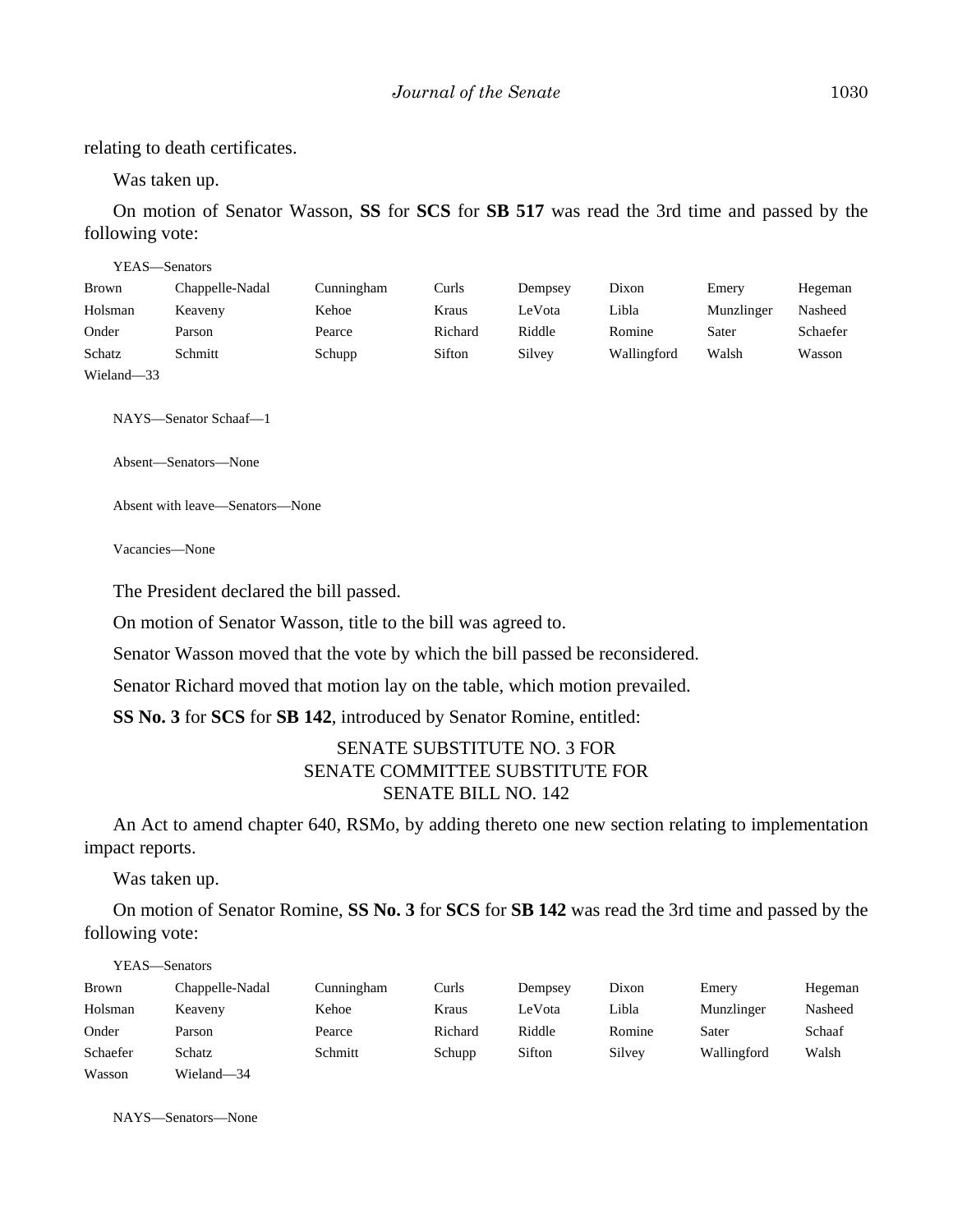relating to death certificates.

Was taken up.

On motion of Senator Wasson, **SS** for **SCS** for **SB 517** was read the 3rd time and passed by the following vote:

YEAS—Senators

| | | | | | | | |
|---|---|---|---|---|---|---|---|
| Brown | Chappelle-Nadal | Cunningham | Curls | Dempsey | Dixon | Emery | Hegeman |
| Holsman | Keaveny | Kehoe | Kraus | LeVota | Libla | Munzlinger | Nasheed |
| Onder | Parson | Pearce | Richard | Riddle | Romine | Sater | Schaefer |
| Schatz | Schmitt | Schupp | Sifton | Silvey | Wallingford | Walsh | Wasson |
| Wieland—33 | | | | | | | |

NAYS—Senator Schaaf—1

Absent—Senators—None

Absent with leave—Senators—None

Vacancies—None

The President declared the bill passed.

On motion of Senator Wasson, title to the bill was agreed to.

Senator Wasson moved that the vote by which the bill passed be reconsidered.

Senator Richard moved that motion lay on the table, which motion prevailed.

**SS No. 3** for **SCS** for **SB 142**, introduced by Senator Romine, entitled:

SENATE SUBSTITUTE NO. 3 FOR
SENATE COMMITTEE SUBSTITUTE FOR
SENATE BILL NO. 142

An Act to amend chapter 640, RSMo, by adding thereto one new section relating to implementation impact reports.

Was taken up.

On motion of Senator Romine, **SS No. 3** for **SCS** for **SB 142** was read the 3rd time and passed by the following vote:

YEAS—Senators

| | | | | | | | |
|---|---|---|---|---|---|---|---|
| Brown | Chappelle-Nadal | Cunningham | Curls | Dempsey | Dixon | Emery | Hegeman |
| Holsman | Keaveny | Kehoe | Kraus | LeVota | Libla | Munzlinger | Nasheed |
| Onder | Parson | Pearce | Richard | Riddle | Romine | Sater | Schaaf |
| Schaefer | Schatz | Schmitt | Schupp | Sifton | Silvey | Wallingford | Walsh |
| Wasson | Wieland—34 | | | | | | |

NAYS—Senators—None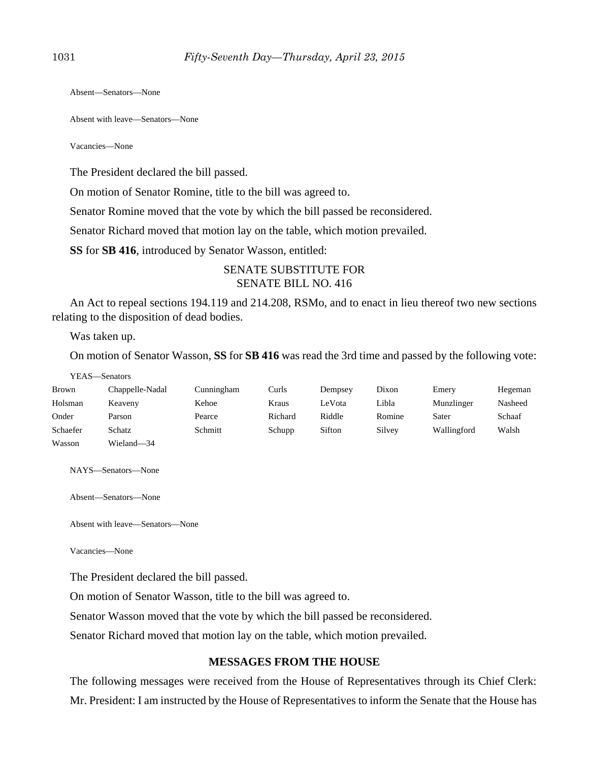Absent—Senators—None

Absent with leave—Senators—None

Vacancies—None

The President declared the bill passed.

On motion of Senator Romine, title to the bill was agreed to.

Senator Romine moved that the vote by which the bill passed be reconsidered.

Senator Richard moved that motion lay on the table, which motion prevailed.

**SS** for **SB 416**, introduced by Senator Wasson, entitled:

SENATE SUBSTITUTE FOR
SENATE BILL NO. 416

An Act to repeal sections 194.119 and 214.208, RSMo, and to enact in lieu thereof two new sections relating to the disposition of dead bodies.

Was taken up.

On motion of Senator Wasson, **SS** for **SB 416** was read the 3rd time and passed by the following vote:

YEAS—Senators

| | | | | | | | |
|---|---|---|---|---|---|---|---|
| Brown | Chappelle-Nadal | Cunningham | Curls | Dempsey | Dixon | Emery | Hegeman |
| Holsman | Keaveny | Kehoe | Kraus | LeVota | Libla | Munzlinger | Nasheed |
| Onder | Parson | Pearce | Richard | Riddle | Romine | Sater | Schaaf |
| Schaefer | Schatz | Schmitt | Schupp | Sifton | Silvey | Wallingford | Walsh |
| Wasson | Wieland—34 | | | | | | |

NAYS—Senators—None

Absent—Senators—None

Absent with leave—Senators—None

Vacancies—None

The President declared the bill passed.

On motion of Senator Wasson, title to the bill was agreed to.

Senator Wasson moved that the vote by which the bill passed be reconsidered.

Senator Richard moved that motion lay on the table, which motion prevailed.

## MESSAGES FROM THE HOUSE

The following messages were received from the House of Representatives through its Chief Clerk:

Mr. President: I am instructed by the House of Representatives to inform the Senate that the House has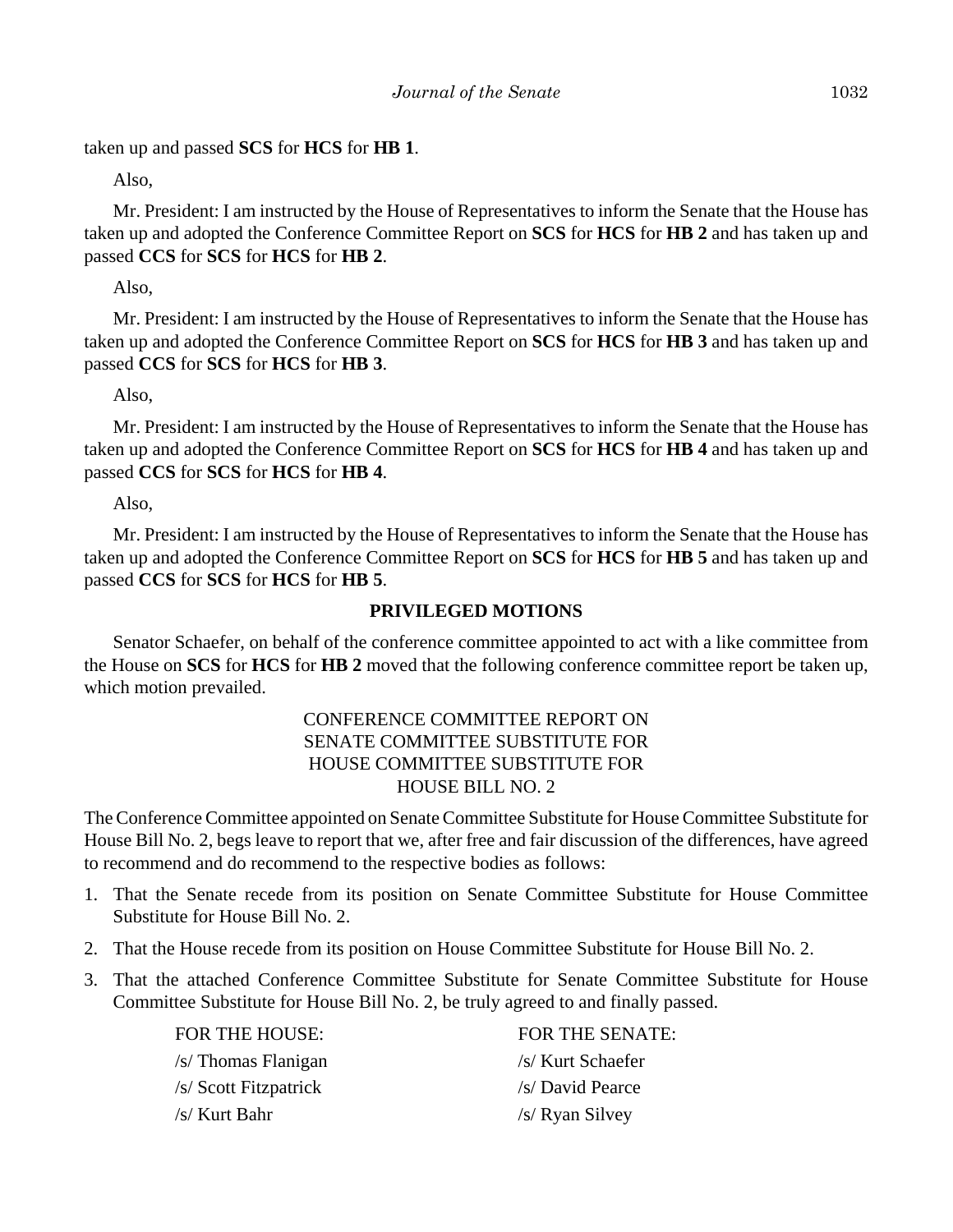taken up and passed **SCS** for **HCS** for **HB 1**.

Also,

Mr. President: I am instructed by the House of Representatives to inform the Senate that the House has taken up and adopted the Conference Committee Report on **SCS** for **HCS** for **HB 2** and has taken up and passed **CCS** for **SCS** for **HCS** for **HB 2**.

Also,

Mr. President: I am instructed by the House of Representatives to inform the Senate that the House has taken up and adopted the Conference Committee Report on **SCS** for **HCS** for **HB 3** and has taken up and passed **CCS** for **SCS** for **HCS** for **HB 3**.

Also,

Mr. President: I am instructed by the House of Representatives to inform the Senate that the House has taken up and adopted the Conference Committee Report on **SCS** for **HCS** for **HB 4** and has taken up and passed **CCS** for **SCS** for **HCS** for **HB 4**.

Also,

Mr. President: I am instructed by the House of Representatives to inform the Senate that the House has taken up and adopted the Conference Committee Report on **SCS** for **HCS** for **HB 5** and has taken up and passed **CCS** for **SCS** for **HCS** for **HB 5**.

## PRIVILEGED MOTIONS

Senator Schaefer, on behalf of the conference committee appointed to act with a like committee from the House on **SCS** for **HCS** for **HB 2** moved that the following conference committee report be taken up, which motion prevailed.

CONFERENCE COMMITTEE REPORT ON
SENATE COMMITTEE SUBSTITUTE FOR
HOUSE COMMITTEE SUBSTITUTE FOR
HOUSE BILL NO. 2

The Conference Committee appointed on Senate Committee Substitute for House Committee Substitute for House Bill No. 2, begs leave to report that we, after free and fair discussion of the differences, have agreed to recommend and do recommend to the respective bodies as follows:

1. That the Senate recede from its position on Senate Committee Substitute for House Committee Substitute for House Bill No. 2.
2. That the House recede from its position on House Committee Substitute for House Bill No. 2.
3. That the attached Conference Committee Substitute for Senate Committee Substitute for House Committee Substitute for House Bill No. 2, be truly agreed to and finally passed.

| FOR THE HOUSE: | FOR THE SENATE: |
|---|---|
| /s/ Thomas Flanigan | /s/ Kurt Schaefer |
| /s/ Scott Fitzpatrick | /s/ David Pearce |
| /s/ Kurt Bahr | /s/ Ryan Silvey |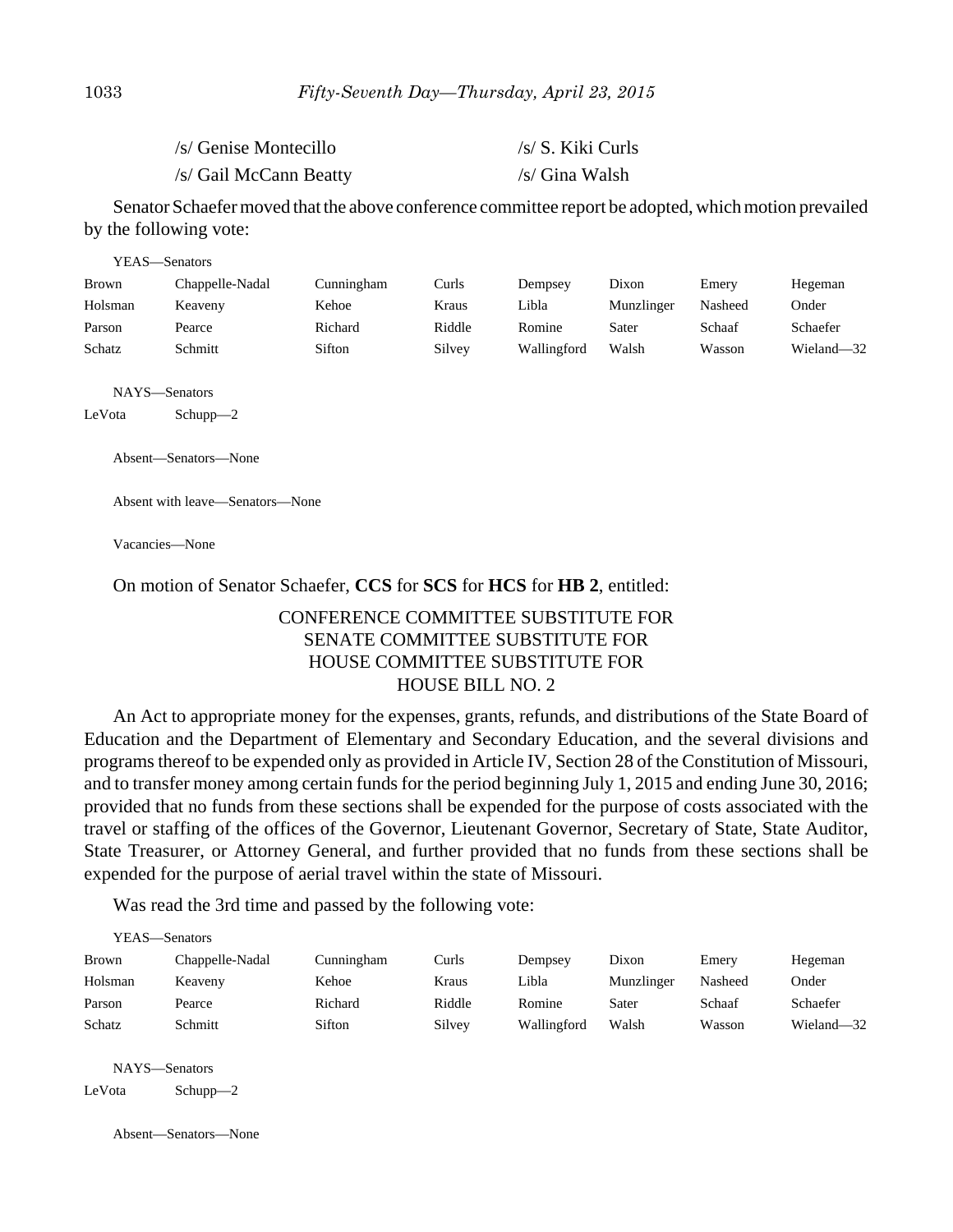| | |
|---|---|
| /s/ Genise Montecillo | /s/ S. Kiki Curls |
| /s/ Gail McCann Beatty | /s/ Gina Walsh |

Senator Schaefer moved that the above conference committee report be adopted, which motion prevailed by the following vote:

YEAS—Senators

| | | | | | | | |
|---|---|---|---|---|---|---|---|
| Brown | Chappelle-Nadal | Cunningham | Curls | Dempsey | Dixon | Emery | Hegeman |
| Holsman | Keaveny | Kehoe | Kraus | Libla | Munzlinger | Nasheed | Onder |
| Parson | Pearce | Richard | Riddle | Romine | Sater | Schaaf | Schaefer |
| Schatz | Schmitt | Sifton | Silvey | Wallingford | Walsh | Wasson | Wieland—32 |

NAYS—Senators

LeVota Schupp—2

Absent—Senators—None

Absent with leave—Senators—None

Vacancies—None

On motion of Senator Schaefer, **CCS** for **SCS** for **HCS** for **HB 2**, entitled:

CONFERENCE COMMITTEE SUBSTITUTE FOR
SENATE COMMITTEE SUBSTITUTE FOR
HOUSE COMMITTEE SUBSTITUTE FOR
HOUSE BILL NO. 2

An Act to appropriate money for the expenses, grants, refunds, and distributions of the State Board of Education and the Department of Elementary and Secondary Education, and the several divisions and programs thereof to be expended only as provided in Article IV, Section 28 of the Constitution of Missouri, and to transfer money among certain funds for the period beginning July 1, 2015 and ending June 30, 2016; provided that no funds from these sections shall be expended for the purpose of costs associated with the travel or staffing of the offices of the Governor, Lieutenant Governor, Secretary of State, State Auditor, State Treasurer, or Attorney General, and further provided that no funds from these sections shall be expended for the purpose of aerial travel within the state of Missouri.

Was read the 3rd time and passed by the following vote:

YEAS—Senators

| | | | | | | | |
|---|---|---|---|---|---|---|---|
| Brown | Chappelle-Nadal | Cunningham | Curls | Dempsey | Dixon | Emery | Hegeman |
| Holsman | Keaveny | Kehoe | Kraus | Libla | Munzlinger | Nasheed | Onder |
| Parson | Pearce | Richard | Riddle | Romine | Sater | Schaaf | Schaefer |
| Schatz | Schmitt | Sifton | Silvey | Wallingford | Walsh | Wasson | Wieland—32 |

NAYS—Senators

LeVota Schupp—2

Absent—Senators—None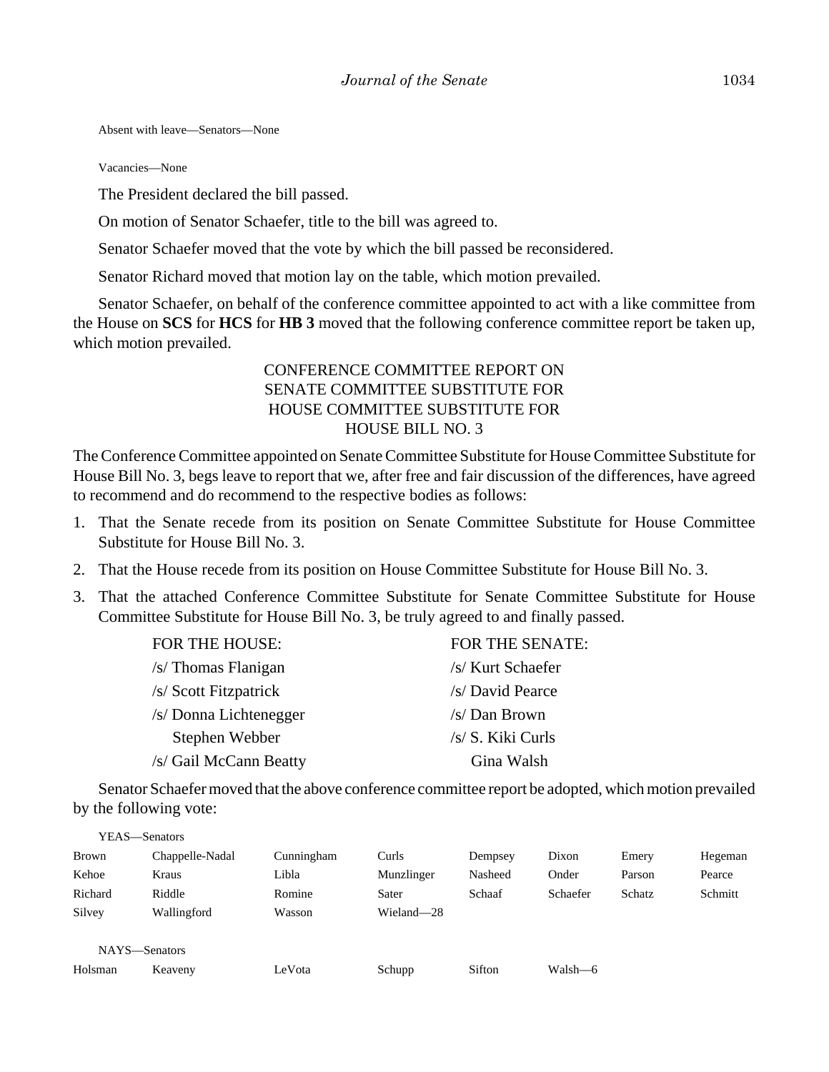Absent with leave—Senators—None

Vacancies—None

The President declared the bill passed.

On motion of Senator Schaefer, title to the bill was agreed to.

Senator Schaefer moved that the vote by which the bill passed be reconsidered.

Senator Richard moved that motion lay on the table, which motion prevailed.

Senator Schaefer, on behalf of the conference committee appointed to act with a like committee from the House on **SCS** for **HCS** for **HB 3** moved that the following conference committee report be taken up, which motion prevailed.

CONFERENCE COMMITTEE REPORT ON
SENATE COMMITTEE SUBSTITUTE FOR
HOUSE COMMITTEE SUBSTITUTE FOR
HOUSE BILL NO. 3

The Conference Committee appointed on Senate Committee Substitute for House Committee Substitute for House Bill No. 3, begs leave to report that we, after free and fair discussion of the differences, have agreed to recommend and do recommend to the respective bodies as follows:

1. That the Senate recede from its position on Senate Committee Substitute for House Committee Substitute for House Bill No. 3.
2. That the House recede from its position on House Committee Substitute for House Bill No. 3.
3. That the attached Conference Committee Substitute for Senate Committee Substitute for House Committee Substitute for House Bill No. 3, be truly agreed to and finally passed.

| FOR THE HOUSE: | FOR THE SENATE: |
|---|---|
| /s/ Thomas Flanigan | /s/ Kurt Schaefer |
| /s/ Scott Fitzpatrick | /s/ David Pearce |
| /s/ Donna Lichtenegger | /s/ Dan Brown |
| Stephen Webber | /s/ S. Kiki Curls |
| /s/ Gail McCann Beatty | Gina Walsh |

Senator Schaefer moved that the above conference committee report be adopted, which motion prevailed by the following vote:

YEAS—Senators

| | | | | | | | |
|---|---|---|---|---|---|---|---|
| Brown | Chappelle-Nadal | Cunningham | Curls | Dempsey | Dixon | Emery | Hegeman |
| Kehoe | Kraus | Libla | Munzlinger | Nasheed | Onder | Parson | Pearce |
| Richard | Riddle | Romine | Sater | Schaaf | Schaefer | Schatz | Schmitt |
| Silvey | Wallingford | Wasson | Wieland—28 | | | | |

NAYS—Senators

| | | | | | |
|---|---|---|---|---|---|
| Holsman | Keaveny | LeVota | Schupp | Sifton | Walsh—6 |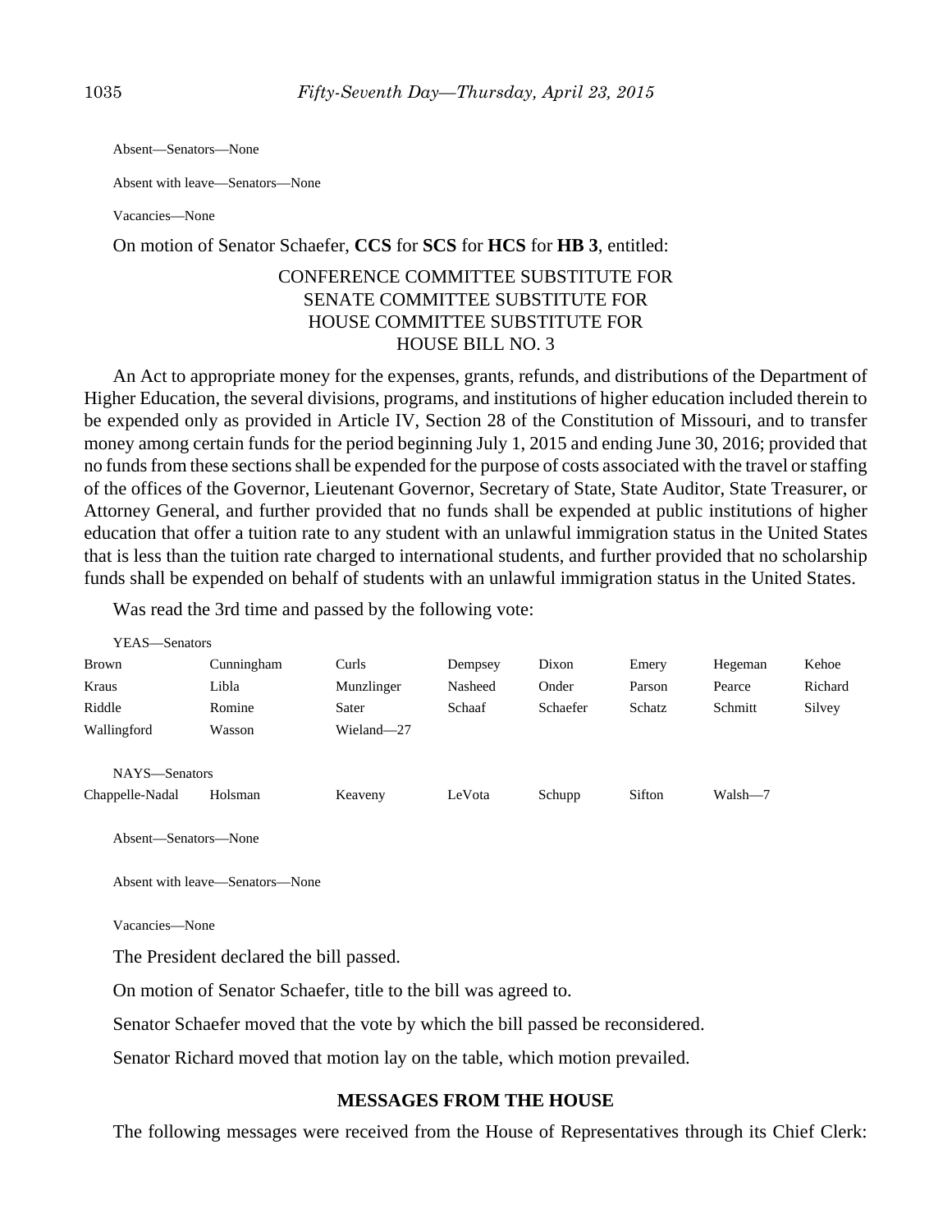Absent—Senators—None

Absent with leave—Senators—None

Vacancies—None

On motion of Senator Schaefer, **CCS** for **SCS** for **HCS** for **HB 3**, entitled:

CONFERENCE COMMITTEE SUBSTITUTE FOR
SENATE COMMITTEE SUBSTITUTE FOR
HOUSE COMMITTEE SUBSTITUTE FOR
HOUSE BILL NO. 3

An Act to appropriate money for the expenses, grants, refunds, and distributions of the Department of Higher Education, the several divisions, programs, and institutions of higher education included therein to be expended only as provided in Article IV, Section 28 of the Constitution of Missouri, and to transfer money among certain funds for the period beginning July 1, 2015 and ending June 30, 2016; provided that no funds from these sections shall be expended for the purpose of costs associated with the travel or staffing of the offices of the Governor, Lieutenant Governor, Secretary of State, State Auditor, State Treasurer, or Attorney General, and further provided that no funds shall be expended at public institutions of higher education that offer a tuition rate to any student with an unlawful immigration status in the United States that is less than the tuition rate charged to international students, and further provided that no scholarship funds shall be expended on behalf of students with an unlawful immigration status in the United States.

Was read the 3rd time and passed by the following vote:

YEAS—Senators

| | | | | | | | |
|---|---|---|---|---|---|---|---|
| Brown | Cunningham | Curls | Dempsey | Dixon | Emery | Hegeman | Kehoe |
| Kraus | Libla | Munzlinger | Nasheed | Onder | Parson | Pearce | Richard |
| Riddle | Romine | Sater | Schaaf | Schaefer | Schatz | Schmitt | Silvey |
| Wallingford | Wasson | Wieland—27 | | | | | |

NAYS—Senators

| | | | | | | |
|---|---|---|---|---|---|---|
| Chappelle-Nadal | Holsman | Keaveny | LeVota | Schupp | Sifton | Walsh—7 |

Absent—Senators—None

Absent with leave—Senators—None

Vacancies—None

The President declared the bill passed.

On motion of Senator Schaefer, title to the bill was agreed to.

Senator Schaefer moved that the vote by which the bill passed be reconsidered.

Senator Richard moved that motion lay on the table, which motion prevailed.

## MESSAGES FROM THE HOUSE

The following messages were received from the House of Representatives through its Chief Clerk: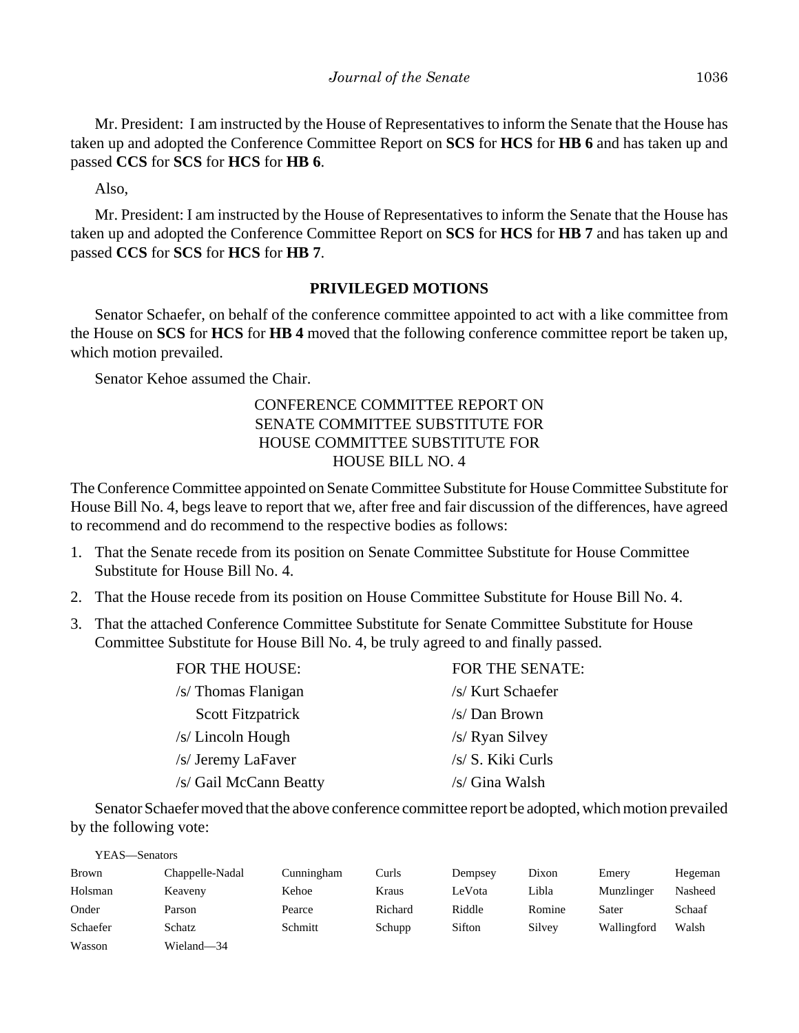Mr. President: I am instructed by the House of Representatives to inform the Senate that the House has taken up and adopted the Conference Committee Report on **SCS** for **HCS** for **HB 6** and has taken up and passed **CCS** for **SCS** for **HCS** for **HB 6**.

Also,

Mr. President: I am instructed by the House of Representatives to inform the Senate that the House has taken up and adopted the Conference Committee Report on **SCS** for **HCS** for **HB 7** and has taken up and passed **CCS** for **SCS** for **HCS** for **HB 7**.

## PRIVILEGED MOTIONS

Senator Schaefer, on behalf of the conference committee appointed to act with a like committee from the House on **SCS** for **HCS** for **HB 4** moved that the following conference committee report be taken up, which motion prevailed.

Senator Kehoe assumed the Chair.

CONFERENCE COMMITTEE REPORT ON
SENATE COMMITTEE SUBSTITUTE FOR
HOUSE COMMITTEE SUBSTITUTE FOR
HOUSE BILL NO. 4

The Conference Committee appointed on Senate Committee Substitute for House Committee Substitute for House Bill No. 4, begs leave to report that we, after free and fair discussion of the differences, have agreed to recommend and do recommend to the respective bodies as follows:

1. That the Senate recede from its position on Senate Committee Substitute for House Committee Substitute for House Bill No. 4.
2. That the House recede from its position on House Committee Substitute for House Bill No. 4.
3. That the attached Conference Committee Substitute for Senate Committee Substitute for House Committee Substitute for House Bill No. 4, be truly agreed to and finally passed.

| FOR THE HOUSE: | FOR THE SENATE: |
|---|---|
| /s/ Thomas Flanigan | /s/ Kurt Schaefer |
| Scott Fitzpatrick | /s/ Dan Brown |
| /s/ Lincoln Hough | /s/ Ryan Silvey |
| /s/ Jeremy LaFaver | /s/ S. Kiki Curls |
| /s/ Gail McCann Beatty | /s/ Gina Walsh |

Senator Schaefer moved that the above conference committee report be adopted, which motion prevailed by the following vote:

YEAS—Senators

| | | | | | | | |
|---|---|---|---|---|---|---|---|
| Brown | Chappelle-Nadal | Cunningham | Curls | Dempsey | Dixon | Emery | Hegeman |
| Holsman | Keaveny | Kehoe | Kraus | LeVota | Libla | Munzlinger | Nasheed |
| Onder | Parson | Pearce | Richard | Riddle | Romine | Sater | Schaaf |
| Schaefer | Schatz | Schmitt | Schupp | Sifton | Silvey | Wallingford | Walsh |
| Wasson | Wieland—34 | | | | | | |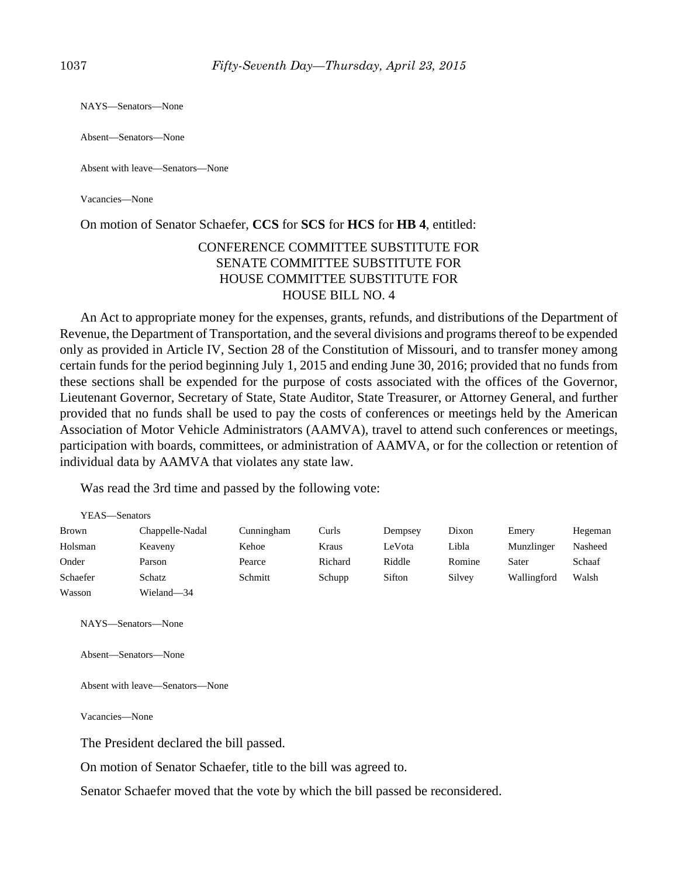NAYS—Senators—None

Absent—Senators—None

Absent with leave—Senators—None

Vacancies—None

On motion of Senator Schaefer, **CCS** for **SCS** for **HCS** for **HB 4**, entitled:

CONFERENCE COMMITTEE SUBSTITUTE FOR
SENATE COMMITTEE SUBSTITUTE FOR
HOUSE COMMITTEE SUBSTITUTE FOR
HOUSE BILL NO. 4

An Act to appropriate money for the expenses, grants, refunds, and distributions of the Department of Revenue, the Department of Transportation, and the several divisions and programs thereof to be expended only as provided in Article IV, Section 28 of the Constitution of Missouri, and to transfer money among certain funds for the period beginning July 1, 2015 and ending June 30, 2016; provided that no funds from these sections shall be expended for the purpose of costs associated with the offices of the Governor, Lieutenant Governor, Secretary of State, State Auditor, State Treasurer, or Attorney General, and further provided that no funds shall be used to pay the costs of conferences or meetings held by the American Association of Motor Vehicle Administrators (AAMVA), travel to attend such conferences or meetings, participation with boards, committees, or administration of AAMVA, or for the collection or retention of individual data by AAMVA that violates any state law.

Was read the 3rd time and passed by the following vote:

YEAS—Senators

| | | | | | | | |
|---|---|---|---|---|---|---|---|
| Brown | Chappelle-Nadal | Cunningham | Curls | Dempsey | Dixon | Emery | Hegeman |
| Holsman | Keaveny | Kehoe | Kraus | LeVota | Libla | Munzlinger | Nasheed |
| Onder | Parson | Pearce | Richard | Riddle | Romine | Sater | Schaaf |
| Schaefer | Schatz | Schmitt | Schupp | Sifton | Silvey | Wallingford | Walsh |
| Wasson | Wieland—34 | | | | | | |

NAYS—Senators—None

Absent—Senators—None

Absent with leave—Senators—None

Vacancies—None

The President declared the bill passed.

On motion of Senator Schaefer, title to the bill was agreed to.

Senator Schaefer moved that the vote by which the bill passed be reconsidered.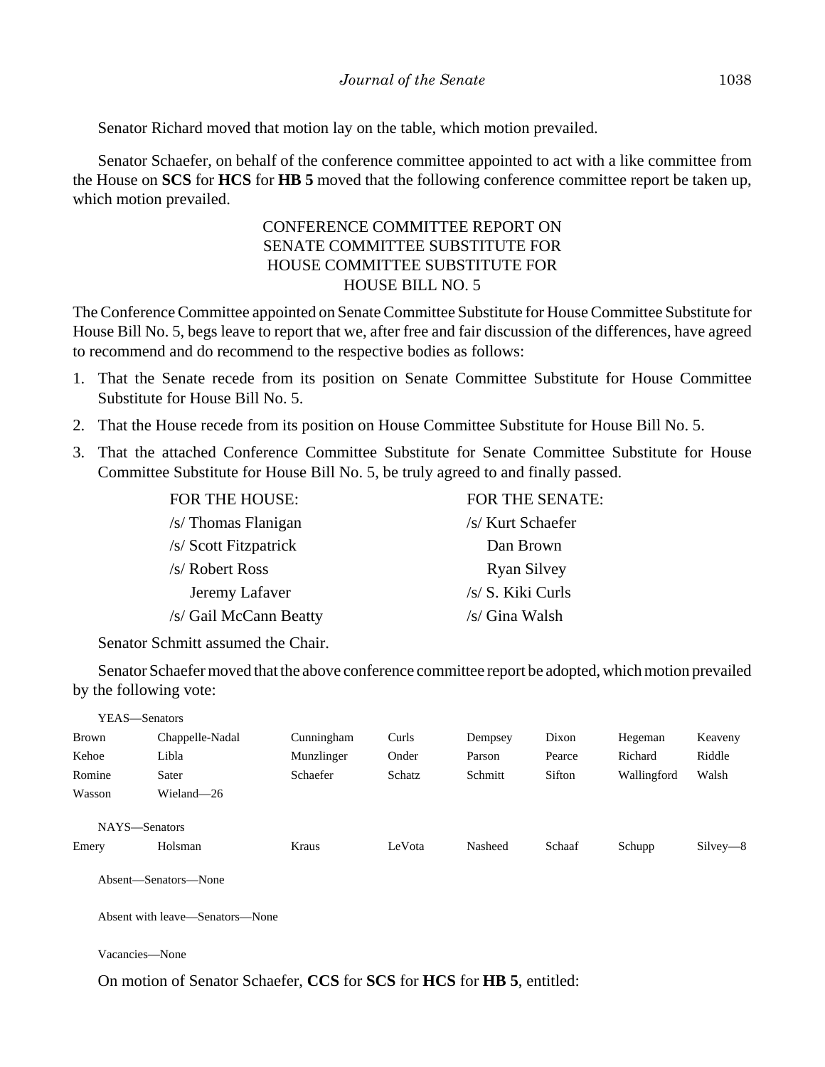Senator Richard moved that motion lay on the table, which motion prevailed.

Senator Schaefer, on behalf of the conference committee appointed to act with a like committee from the House on **SCS** for **HCS** for **HB 5** moved that the following conference committee report be taken up, which motion prevailed.

CONFERENCE COMMITTEE REPORT ON
SENATE COMMITTEE SUBSTITUTE FOR
HOUSE COMMITTEE SUBSTITUTE FOR
HOUSE BILL NO. 5

The Conference Committee appointed on Senate Committee Substitute for House Committee Substitute for House Bill No. 5, begs leave to report that we, after free and fair discussion of the differences, have agreed to recommend and do recommend to the respective bodies as follows:

1. That the Senate recede from its position on Senate Committee Substitute for House Committee Substitute for House Bill No. 5.
2. That the House recede from its position on House Committee Substitute for House Bill No. 5.
3. That the attached Conference Committee Substitute for Senate Committee Substitute for House Committee Substitute for House Bill No. 5, be truly agreed to and finally passed.

| FOR THE HOUSE: | FOR THE SENATE: |
|---|---|
| /s/ Thomas Flanigan | /s/ Kurt Schaefer |
| /s/ Scott Fitzpatrick | Dan Brown |
| /s/ Robert Ross | Ryan Silvey |
| Jeremy Lafaver | /s/ S. Kiki Curls |
| /s/ Gail McCann Beatty | /s/ Gina Walsh |

Senator Schmitt assumed the Chair.

Senator Schaefer moved that the above conference committee report be adopted, which motion prevailed by the following vote:

YEAS—Senators

| | | | | | | | |
|---|---|---|---|---|---|---|---|
| Brown | Chappelle-Nadal | Cunningham | Curls | Dempsey | Dixon | Hegeman | Keaveny |
| Kehoe | Libla | Munzlinger | Onder | Parson | Pearce | Richard | Riddle |
| Romine | Sater | Schaefer | Schatz | Schmitt | Sifton | Wallingford | Walsh |
| Wasson | Wieland—26 | | | | | | |

NAYS—Senators

| | | | | | | | |
|---|---|---|---|---|---|---|---|
| Emery | Holsman | Kraus | LeVota | Nasheed | Schaaf | Schupp | Silvey—8 |

Absent—Senators—None

Absent with leave—Senators—None

Vacancies—None

On motion of Senator Schaefer, **CCS** for **SCS** for **HCS** for **HB 5**, entitled: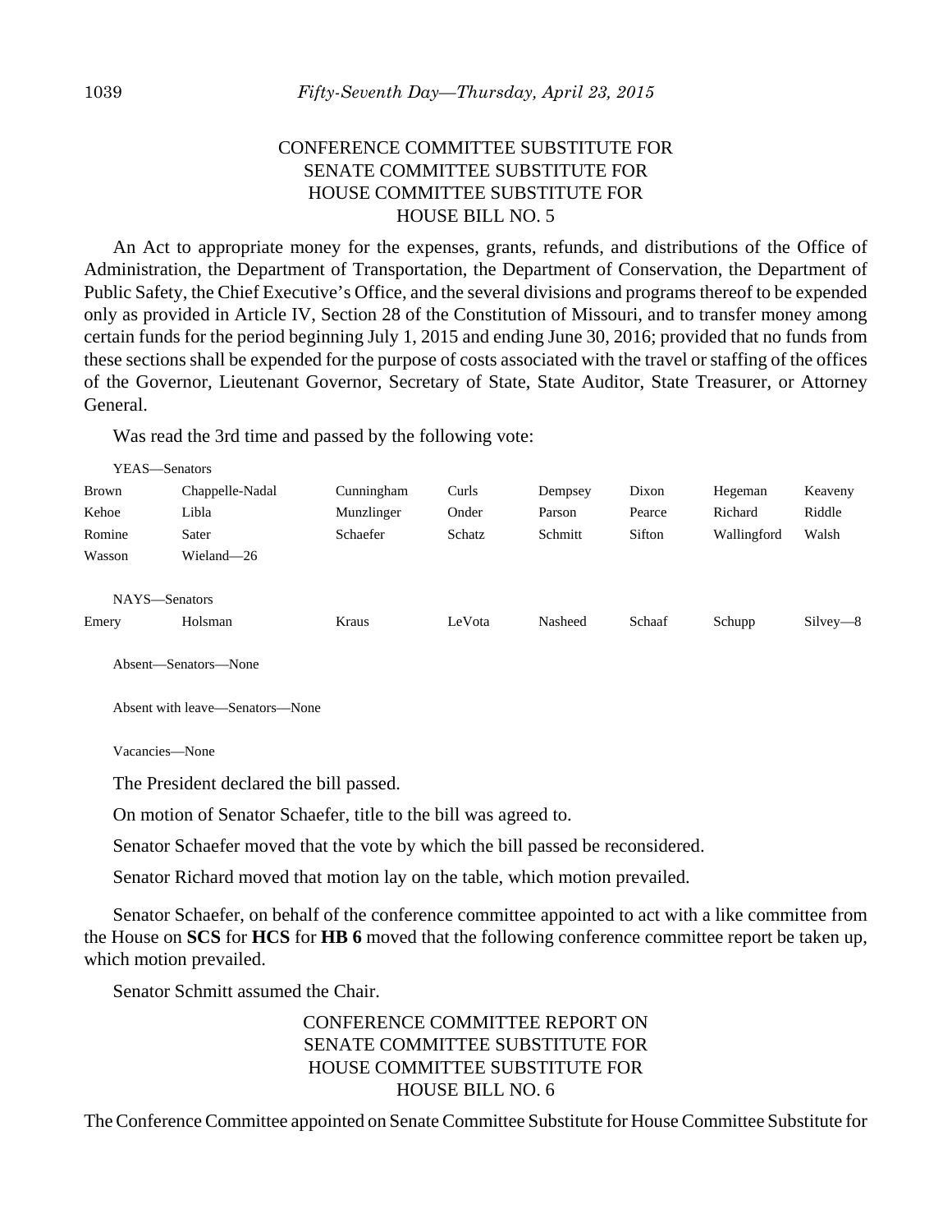CONFERENCE COMMITTEE SUBSTITUTE FOR
SENATE COMMITTEE SUBSTITUTE FOR
HOUSE COMMITTEE SUBSTITUTE FOR
HOUSE BILL NO. 5

An Act to appropriate money for the expenses, grants, refunds, and distributions of the Office of Administration, the Department of Transportation, the Department of Conservation, the Department of Public Safety, the Chief Executive's Office, and the several divisions and programs thereof to be expended only as provided in Article IV, Section 28 of the Constitution of Missouri, and to transfer money among certain funds for the period beginning July 1, 2015 and ending June 30, 2016; provided that no funds from these sections shall be expended for the purpose of costs associated with the travel or staffing of the offices of the Governor, Lieutenant Governor, Secretary of State, State Auditor, State Treasurer, or Attorney General.

Was read the 3rd time and passed by the following vote:

YEAS—Senators

| | | | | | | | |
|---|---|---|---|---|---|---|---|
| Brown | Chappelle-Nadal | Cunningham | Curls | Dempsey | Dixon | Hegeman | Keaveny |
| Kehoe | Libla | Munzlinger | Onder | Parson | Pearce | Richard | Riddle |
| Romine | Sater | Schaefer | Schatz | Schmitt | Sifton | Wallingford | Walsh |
| Wasson | Wieland—26 | | | | | | |

NAYS—Senators

| | | | | | | | |
|---|---|---|---|---|---|---|---|
| Emery | Holsman | Kraus | LeVota | Nasheed | Schaaf | Schupp | Silvey—8 |

Absent—Senators—None

Absent with leave—Senators—None

Vacancies—None

The President declared the bill passed.

On motion of Senator Schaefer, title to the bill was agreed to.

Senator Schaefer moved that the vote by which the bill passed be reconsidered.

Senator Richard moved that motion lay on the table, which motion prevailed.

Senator Schaefer, on behalf of the conference committee appointed to act with a like committee from the House on **SCS** for **HCS** for **HB 6** moved that the following conference committee report be taken up, which motion prevailed.

Senator Schmitt assumed the Chair.

CONFERENCE COMMITTEE REPORT ON
SENATE COMMITTEE SUBSTITUTE FOR
HOUSE COMMITTEE SUBSTITUTE FOR
HOUSE BILL NO. 6

The Conference Committee appointed on Senate Committee Substitute for House Committee Substitute for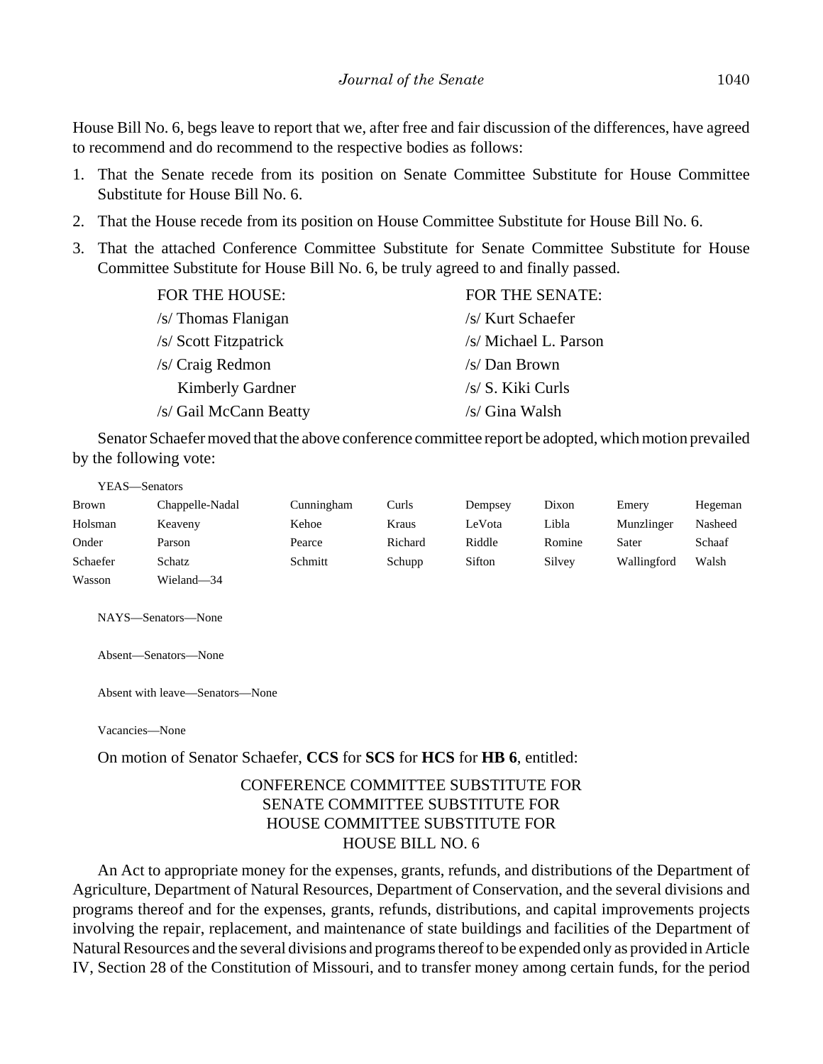House Bill No. 6, begs leave to report that we, after free and fair discussion of the differences, have agreed to recommend and do recommend to the respective bodies as follows:

1. That the Senate recede from its position on Senate Committee Substitute for House Committee Substitute for House Bill No. 6.
2. That the House recede from its position on House Committee Substitute for House Bill No. 6.
3. That the attached Conference Committee Substitute for Senate Committee Substitute for House Committee Substitute for House Bill No. 6, be truly agreed to and finally passed.

| FOR THE HOUSE: | FOR THE SENATE: |
|---|---|
| /s/ Thomas Flanigan | /s/ Kurt Schaefer |
| /s/ Scott Fitzpatrick | /s/ Michael L. Parson |
| /s/ Craig Redmon | /s/ Dan Brown |
| Kimberly Gardner | /s/ S. Kiki Curls |
| /s/ Gail McCann Beatty | /s/ Gina Walsh |

Senator Schaefer moved that the above conference committee report be adopted, which motion prevailed by the following vote:

YEAS—Senators

| | | | | | | | |
|---|---|---|---|---|---|---|---|
| Brown | Chappelle-Nadal | Cunningham | Curls | Dempsey | Dixon | Emery | Hegeman |
| Holsman | Keaveny | Kehoe | Kraus | LeVota | Libla | Munzlinger | Nasheed |
| Onder | Parson | Pearce | Richard | Riddle | Romine | Sater | Schaaf |
| Schaefer | Schatz | Schmitt | Schupp | Sifton | Silvey | Wallingford | Walsh |
| Wasson | Wieland—34 | | | | | | |

NAYS—Senators—None

Absent—Senators—None

Absent with leave—Senators—None

Vacancies—None

On motion of Senator Schaefer, **CCS** for **SCS** for **HCS** for **HB 6**, entitled:

CONFERENCE COMMITTEE SUBSTITUTE FOR
SENATE COMMITTEE SUBSTITUTE FOR
HOUSE COMMITTEE SUBSTITUTE FOR
HOUSE BILL NO. 6

An Act to appropriate money for the expenses, grants, refunds, and distributions of the Department of Agriculture, Department of Natural Resources, Department of Conservation, and the several divisions and programs thereof and for the expenses, grants, refunds, distributions, and capital improvements projects involving the repair, replacement, and maintenance of state buildings and facilities of the Department of Natural Resources and the several divisions and programs thereof to be expended only as provided in Article IV, Section 28 of the Constitution of Missouri, and to transfer money among certain funds, for the period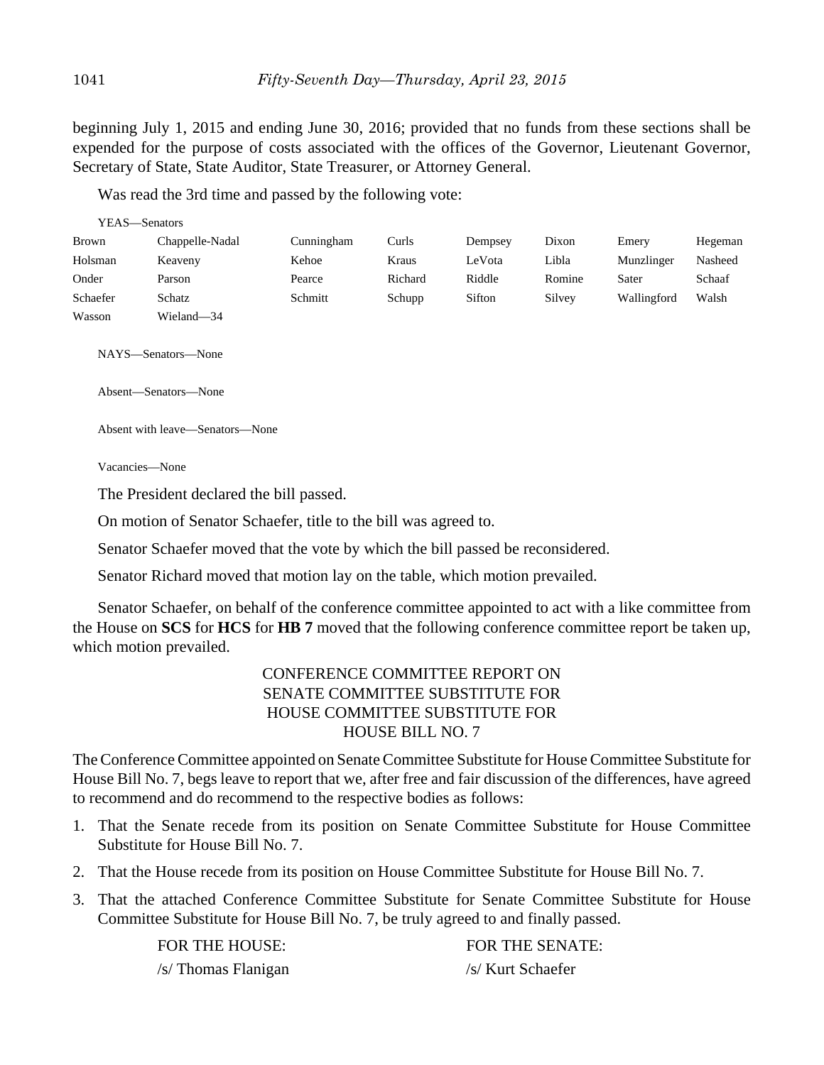beginning July 1, 2015 and ending June 30, 2016; provided that no funds from these sections shall be expended for the purpose of costs associated with the offices of the Governor, Lieutenant Governor, Secretary of State, State Auditor, State Treasurer, or Attorney General.

Was read the 3rd time and passed by the following vote:

YEAS—Senators

| | | | | | | | |
|---|---|---|---|---|---|---|---|
| Brown | Chappelle-Nadal | Cunningham | Curls | Dempsey | Dixon | Emery | Hegeman |
| Holsman | Keaveny | Kehoe | Kraus | LeVota | Libla | Munzlinger | Nasheed |
| Onder | Parson | Pearce | Richard | Riddle | Romine | Sater | Schaaf |
| Schaefer | Schatz | Schmitt | Schupp | Sifton | Silvey | Wallingford | Walsh |
| Wasson | Wieland—34 | | | | | | |

NAYS—Senators—None

Absent—Senators—None

Absent with leave—Senators—None

Vacancies—None

The President declared the bill passed.

On motion of Senator Schaefer, title to the bill was agreed to.

Senator Schaefer moved that the vote by which the bill passed be reconsidered.

Senator Richard moved that motion lay on the table, which motion prevailed.

Senator Schaefer, on behalf of the conference committee appointed to act with a like committee from the House on **SCS** for **HCS** for **HB 7** moved that the following conference committee report be taken up, which motion prevailed.

CONFERENCE COMMITTEE REPORT ON
SENATE COMMITTEE SUBSTITUTE FOR
HOUSE COMMITTEE SUBSTITUTE FOR
HOUSE BILL NO. 7

The Conference Committee appointed on Senate Committee Substitute for House Committee Substitute for House Bill No. 7, begs leave to report that we, after free and fair discussion of the differences, have agreed to recommend and do recommend to the respective bodies as follows:

1. That the Senate recede from its position on Senate Committee Substitute for House Committee Substitute for House Bill No. 7.
2. That the House recede from its position on House Committee Substitute for House Bill No. 7.
3. That the attached Conference Committee Substitute for Senate Committee Substitute for House Committee Substitute for House Bill No. 7, be truly agreed to and finally passed.

| FOR THE HOUSE: | FOR THE SENATE: |
|---|---|
| /s/ Thomas Flanigan | /s/ Kurt Schaefer |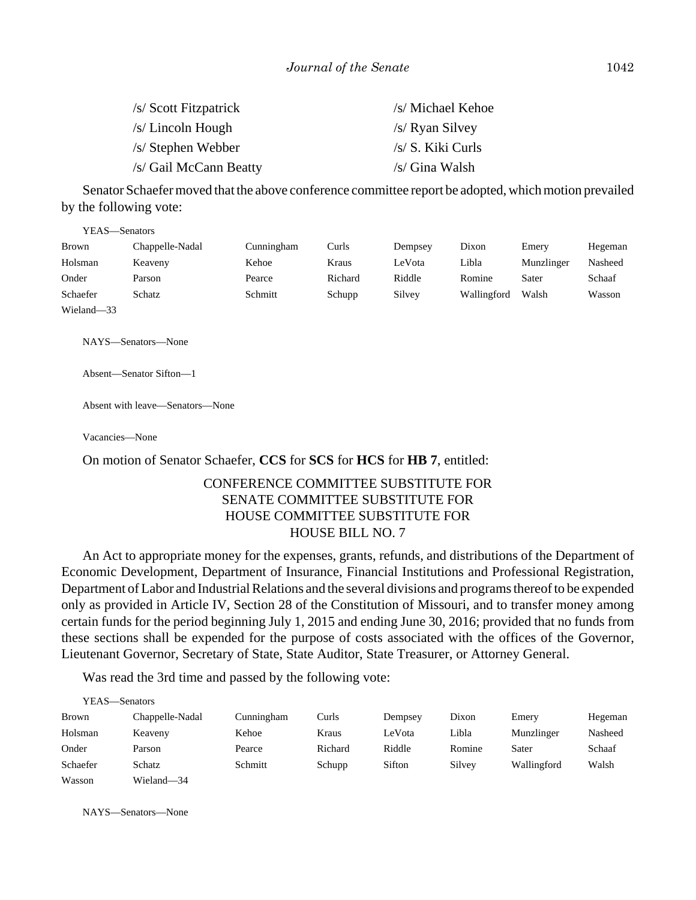| | |
|---|---|
| /s/ Scott Fitzpatrick | /s/ Michael Kehoe |
| /s/ Lincoln Hough | /s/ Ryan Silvey |
| /s/ Stephen Webber | /s/ S. Kiki Curls |
| /s/ Gail McCann Beatty | /s/ Gina Walsh |

Senator Schaefer moved that the above conference committee report be adopted, which motion prevailed by the following vote:

YEAS—Senators

| | | | | | | | |
|---|---|---|---|---|---|---|---|
| Brown | Chappelle-Nadal | Cunningham | Curls | Dempsey | Dixon | Emery | Hegeman |
| Holsman | Keaveny | Kehoe | Kraus | LeVota | Libla | Munzlinger | Nasheed |
| Onder | Parson | Pearce | Richard | Riddle | Romine | Sater | Schaaf |
| Schaefer | Schatz | Schmitt | Schupp | Silvey | Wallingford | Walsh | Wasson |
| Wieland—33 | | | | | | | |

NAYS—Senators—None

Absent—Senator Sifton—1

Absent with leave—Senators—None

Vacancies—None

On motion of Senator Schaefer, **CCS** for **SCS** for **HCS** for **HB 7**, entitled:

CONFERENCE COMMITTEE SUBSTITUTE FOR
SENATE COMMITTEE SUBSTITUTE FOR
HOUSE COMMITTEE SUBSTITUTE FOR
HOUSE BILL NO. 7

An Act to appropriate money for the expenses, grants, refunds, and distributions of the Department of Economic Development, Department of Insurance, Financial Institutions and Professional Registration, Department of Labor and Industrial Relations and the several divisions and programs thereof to be expended only as provided in Article IV, Section 28 of the Constitution of Missouri, and to transfer money among certain funds for the period beginning July 1, 2015 and ending June 30, 2016; provided that no funds from these sections shall be expended for the purpose of costs associated with the offices of the Governor, Lieutenant Governor, Secretary of State, State Auditor, State Treasurer, or Attorney General.

Was read the 3rd time and passed by the following vote:

YEAS—Senators

| | | | | | | | |
|---|---|---|---|---|---|---|---|
| Brown | Chappelle-Nadal | Cunningham | Curls | Dempsey | Dixon | Emery | Hegeman |
| Holsman | Keaveny | Kehoe | Kraus | LeVota | Libla | Munzlinger | Nasheed |
| Onder | Parson | Pearce | Richard | Riddle | Romine | Sater | Schaaf |
| Schaefer | Schatz | Schmitt | Schupp | Sifton | Silvey | Wallingford | Walsh |
| Wasson | Wieland—34 | | | | | | |

NAYS—Senators—None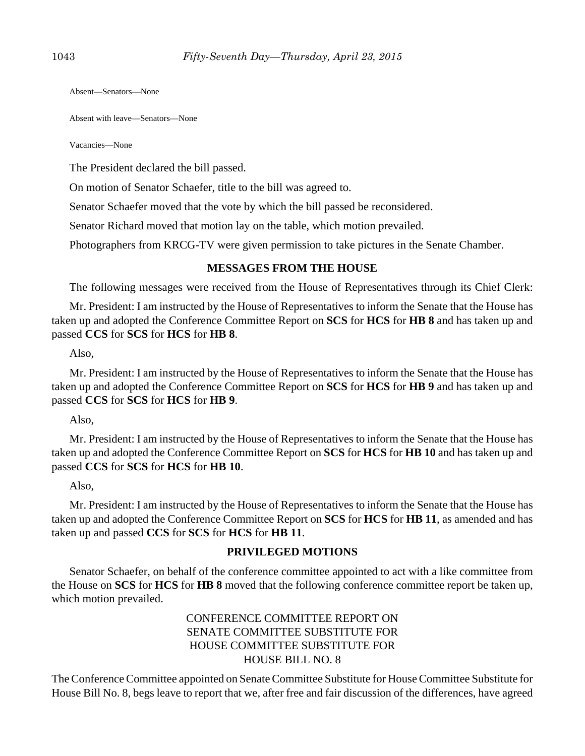Absent—Senators—None

Absent with leave—Senators—None

Vacancies—None

The President declared the bill passed.

On motion of Senator Schaefer, title to the bill was agreed to.

Senator Schaefer moved that the vote by which the bill passed be reconsidered.

Senator Richard moved that motion lay on the table, which motion prevailed.

Photographers from KRCG-TV were given permission to take pictures in the Senate Chamber.

## MESSAGES FROM THE HOUSE

The following messages were received from the House of Representatives through its Chief Clerk:

Mr. President: I am instructed by the House of Representatives to inform the Senate that the House has taken up and adopted the Conference Committee Report on **SCS** for **HCS** for **HB 8** and has taken up and passed **CCS** for **SCS** for **HCS** for **HB 8**.

Also,

Mr. President: I am instructed by the House of Representatives to inform the Senate that the House has taken up and adopted the Conference Committee Report on **SCS** for **HCS** for **HB 9** and has taken up and passed **CCS** for **SCS** for **HCS** for **HB 9**.

Also,

Mr. President: I am instructed by the House of Representatives to inform the Senate that the House has taken up and adopted the Conference Committee Report on **SCS** for **HCS** for **HB 10** and has taken up and passed **CCS** for **SCS** for **HCS** for **HB 10**.

Also,

Mr. President: I am instructed by the House of Representatives to inform the Senate that the House has taken up and adopted the Conference Committee Report on **SCS** for **HCS** for **HB 11**, as amended and has taken up and passed **CCS** for **SCS** for **HCS** for **HB 11**.

## PRIVILEGED MOTIONS

Senator Schaefer, on behalf of the conference committee appointed to act with a like committee from the House on **SCS** for **HCS** for **HB 8** moved that the following conference committee report be taken up, which motion prevailed.

CONFERENCE COMMITTEE REPORT ON
SENATE COMMITTEE SUBSTITUTE FOR
HOUSE COMMITTEE SUBSTITUTE FOR
HOUSE BILL NO. 8

The Conference Committee appointed on Senate Committee Substitute for House Committee Substitute for House Bill No. 8, begs leave to report that we, after free and fair discussion of the differences, have agreed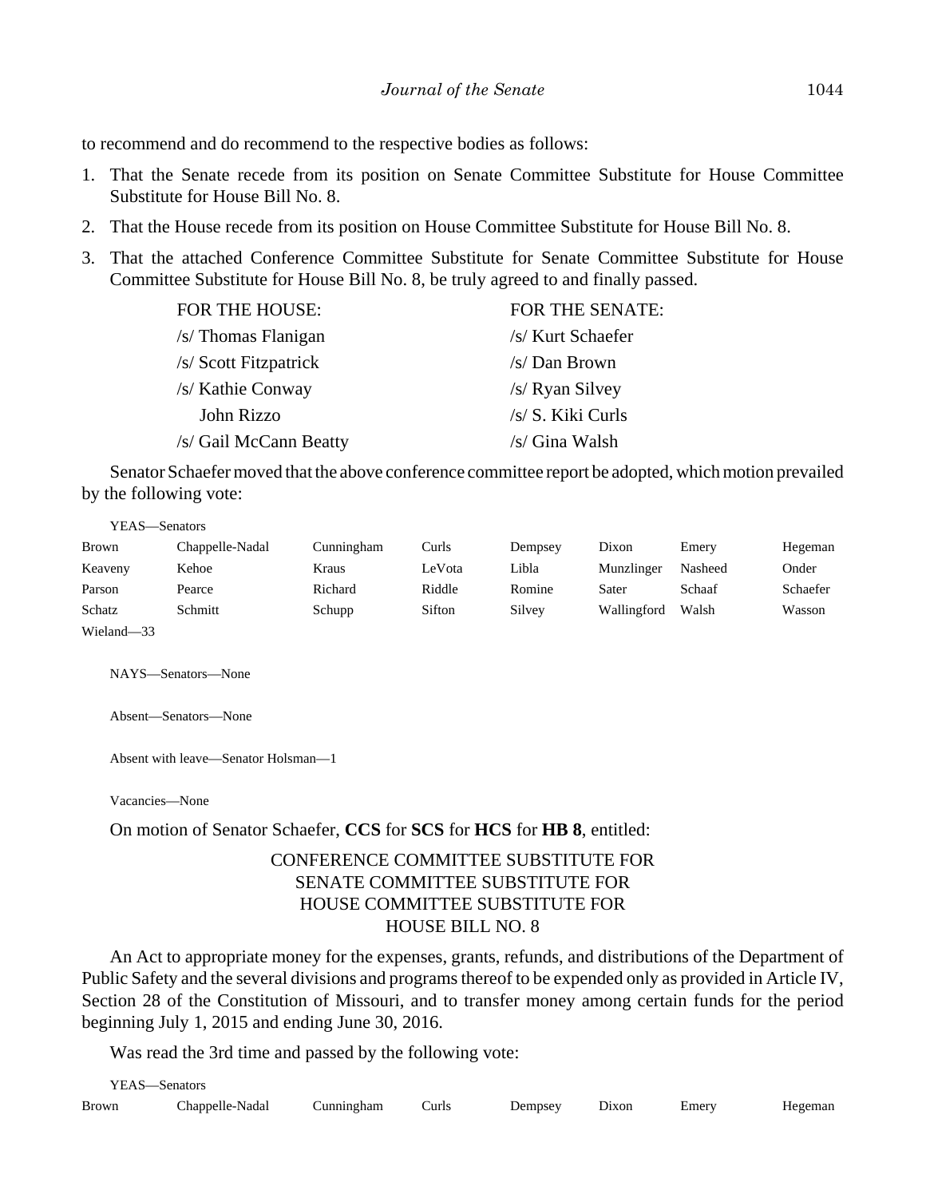to recommend and do recommend to the respective bodies as follows:

1. That the Senate recede from its position on Senate Committee Substitute for House Committee Substitute for House Bill No. 8.
2. That the House recede from its position on House Committee Substitute for House Bill No. 8.
3. That the attached Conference Committee Substitute for Senate Committee Substitute for House Committee Substitute for House Bill No. 8, be truly agreed to and finally passed.

| FOR THE HOUSE: | FOR THE SENATE: |
|---|---|
| /s/ Thomas Flanigan | /s/ Kurt Schaefer |
| /s/ Scott Fitzpatrick | /s/ Dan Brown |
| /s/ Kathie Conway | /s/ Ryan Silvey |
| John Rizzo | /s/ S. Kiki Curls |
| /s/ Gail McCann Beatty | /s/ Gina Walsh |

Senator Schaefer moved that the above conference committee report be adopted, which motion prevailed by the following vote:

YEAS—Senators

| | | | | | | | |
|---|---|---|---|---|---|---|---|
| Brown | Chappelle-Nadal | Cunningham | Curls | Dempsey | Dixon | Emery | Hegeman |
| Keaveny | Kehoe | Kraus | LeVota | Libla | Munzlinger | Nasheed | Onder |
| Parson | Pearce | Richard | Riddle | Romine | Sater | Schaaf | Schaefer |
| Schatz | Schmitt | Schupp | Sifton | Silvey | Wallingford | Walsh | Wasson |
| Wieland—33 | | | | | | | |

NAYS—Senators—None

Absent—Senators—None

Absent with leave—Senator Holsman—1

Vacancies—None

On motion of Senator Schaefer, **CCS** for **SCS** for **HCS** for **HB 8**, entitled:

CONFERENCE COMMITTEE SUBSTITUTE FOR
SENATE COMMITTEE SUBSTITUTE FOR
HOUSE COMMITTEE SUBSTITUTE FOR
HOUSE BILL NO. 8

An Act to appropriate money for the expenses, grants, refunds, and distributions of the Department of Public Safety and the several divisions and programs thereof to be expended only as provided in Article IV, Section 28 of the Constitution of Missouri, and to transfer money among certain funds for the period beginning July 1, 2015 and ending June 30, 2016.

Was read the 3rd time and passed by the following vote:

YEAS—Senators

| | | | | | | | |
|---|---|---|---|---|---|---|---|
| Brown | Chappelle-Nadal | Cunningham | Curls | Dempsey | Dixon | Emery | Hegeman |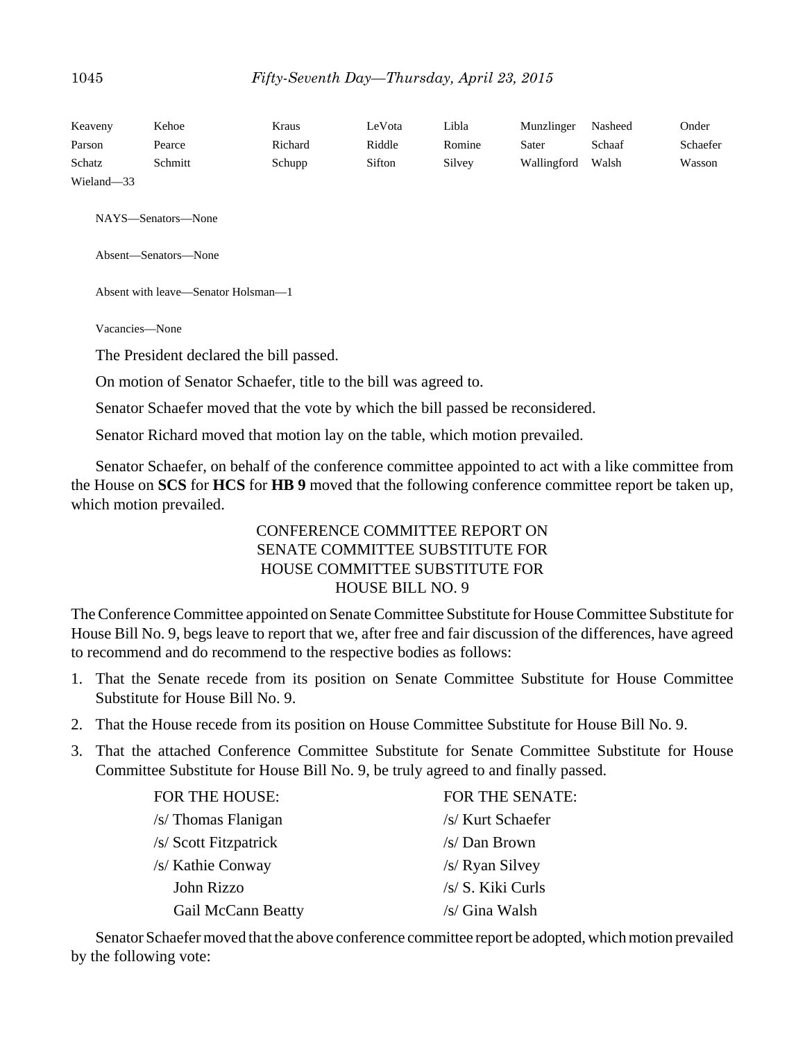| | | | | | | | |
|---|---|---|---|---|---|---|---|
| Keaveny | Kehoe | Kraus | LeVota | Libla | Munzlinger | Nasheed | Onder |
| Parson | Pearce | Richard | Riddle | Romine | Sater | Schaaf | Schaefer |
| Schatz | Schmitt | Schupp | Sifton | Silvey | Wallingford | Walsh | Wasson |
| Wieland—33 | | | | | | | |

NAYS—Senators—None

Absent—Senators—None

Absent with leave—Senator Holsman—1

Vacancies—None

The President declared the bill passed.

On motion of Senator Schaefer, title to the bill was agreed to.

Senator Schaefer moved that the vote by which the bill passed be reconsidered.

Senator Richard moved that motion lay on the table, which motion prevailed.

Senator Schaefer, on behalf of the conference committee appointed to act with a like committee from the House on **SCS** for **HCS** for **HB 9** moved that the following conference committee report be taken up, which motion prevailed.

CONFERENCE COMMITTEE REPORT ON
SENATE COMMITTEE SUBSTITUTE FOR
HOUSE COMMITTEE SUBSTITUTE FOR
HOUSE BILL NO. 9

The Conference Committee appointed on Senate Committee Substitute for House Committee Substitute for House Bill No. 9, begs leave to report that we, after free and fair discussion of the differences, have agreed to recommend and do recommend to the respective bodies as follows:

1. That the Senate recede from its position on Senate Committee Substitute for House Committee Substitute for House Bill No. 9.
2. That the House recede from its position on House Committee Substitute for House Bill No. 9.
3. That the attached Conference Committee Substitute for Senate Committee Substitute for House Committee Substitute for House Bill No. 9, be truly agreed to and finally passed.

| FOR THE HOUSE: | FOR THE SENATE: |
|---|---|
| /s/ Thomas Flanigan | /s/ Kurt Schaefer |
| /s/ Scott Fitzpatrick | /s/ Dan Brown |
| /s/ Kathie Conway | /s/ Ryan Silvey |
| John Rizzo | /s/ S. Kiki Curls |
| Gail McCann Beatty | /s/ Gina Walsh |

Senator Schaefer moved that the above conference committee report be adopted, which motion prevailed by the following vote: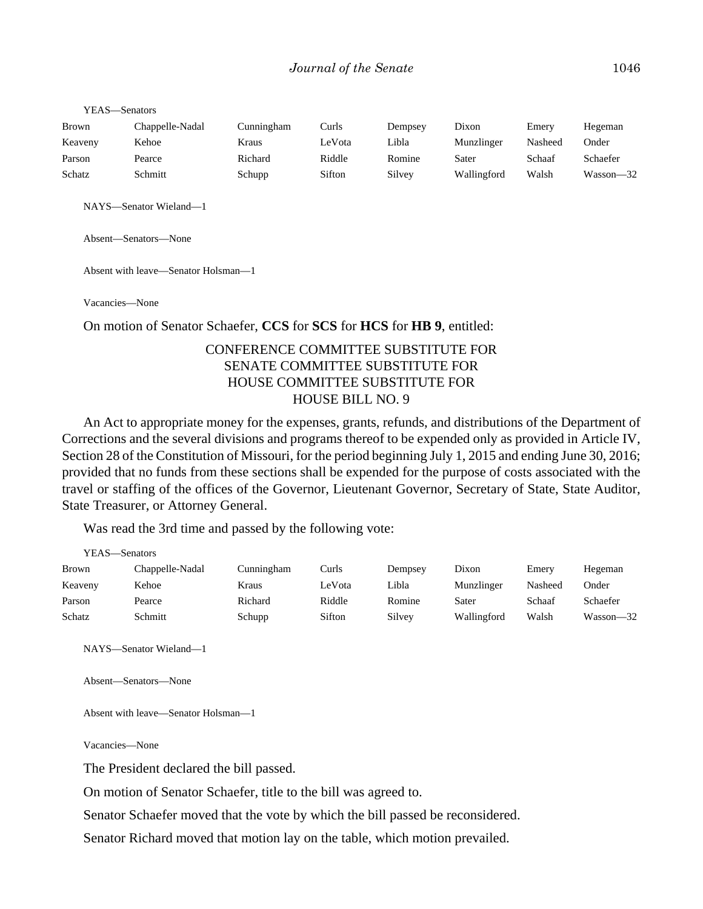YEAS—Senators

| | | | | | | | |
|---|---|---|---|---|---|---|---|
| Brown | Chappelle-Nadal | Cunningham | Curls | Dempsey | Dixon | Emery | Hegeman |
| Keaveny | Kehoe | Kraus | LeVota | Libla | Munzlinger | Nasheed | Onder |
| Parson | Pearce | Richard | Riddle | Romine | Sater | Schaaf | Schaefer |
| Schatz | Schmitt | Schupp | Sifton | Silvey | Wallingford | Walsh | Wasson—32 |

NAYS—Senator Wieland—1

Absent—Senators—None

Absent with leave—Senator Holsman—1

Vacancies—None

On motion of Senator Schaefer, **CCS** for **SCS** for **HCS** for **HB 9**, entitled:

CONFERENCE COMMITTEE SUBSTITUTE FOR
SENATE COMMITTEE SUBSTITUTE FOR
HOUSE COMMITTEE SUBSTITUTE FOR
HOUSE BILL NO. 9

An Act to appropriate money for the expenses, grants, refunds, and distributions of the Department of Corrections and the several divisions and programs thereof to be expended only as provided in Article IV, Section 28 of the Constitution of Missouri, for the period beginning July 1, 2015 and ending June 30, 2016; provided that no funds from these sections shall be expended for the purpose of costs associated with the travel or staffing of the offices of the Governor, Lieutenant Governor, Secretary of State, State Auditor, State Treasurer, or Attorney General.

Was read the 3rd time and passed by the following vote:

YEAS—Senators

| | | | | | | | |
|---|---|---|---|---|---|---|---|
| Brown | Chappelle-Nadal | Cunningham | Curls | Dempsey | Dixon | Emery | Hegeman |
| Keaveny | Kehoe | Kraus | LeVota | Libla | Munzlinger | Nasheed | Onder |
| Parson | Pearce | Richard | Riddle | Romine | Sater | Schaaf | Schaefer |
| Schatz | Schmitt | Schupp | Sifton | Silvey | Wallingford | Walsh | Wasson—32 |

NAYS—Senator Wieland—1

Absent—Senators—None

Absent with leave—Senator Holsman—1

Vacancies—None

The President declared the bill passed.

On motion of Senator Schaefer, title to the bill was agreed to.

Senator Schaefer moved that the vote by which the bill passed be reconsidered.

Senator Richard moved that motion lay on the table, which motion prevailed.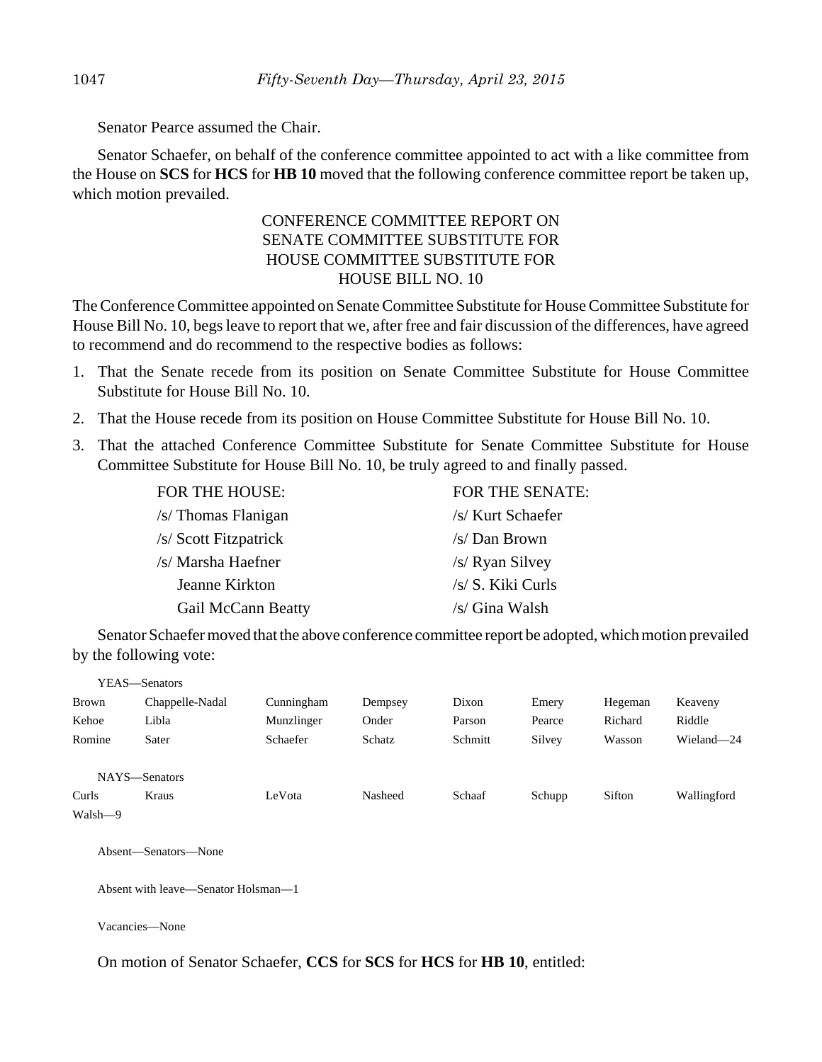Senator Pearce assumed the Chair.

Senator Schaefer, on behalf of the conference committee appointed to act with a like committee from the House on **SCS** for **HCS** for **HB 10** moved that the following conference committee report be taken up, which motion prevailed.

CONFERENCE COMMITTEE REPORT ON
SENATE COMMITTEE SUBSTITUTE FOR
HOUSE COMMITTEE SUBSTITUTE FOR
HOUSE BILL NO. 10

The Conference Committee appointed on Senate Committee Substitute for House Committee Substitute for House Bill No. 10, begs leave to report that we, after free and fair discussion of the differences, have agreed to recommend and do recommend to the respective bodies as follows:

1. That the Senate recede from its position on Senate Committee Substitute for House Committee Substitute for House Bill No. 10.
2. That the House recede from its position on House Committee Substitute for House Bill No. 10.
3. That the attached Conference Committee Substitute for Senate Committee Substitute for House Committee Substitute for House Bill No. 10, be truly agreed to and finally passed.

| FOR THE HOUSE: | FOR THE SENATE: |
|---|---|
| /s/ Thomas Flanigan | /s/ Kurt Schaefer |
| /s/ Scott Fitzpatrick | /s/ Dan Brown |
| /s/ Marsha Haefner | /s/ Ryan Silvey |
| Jeanne Kirkton | /s/ S. Kiki Curls |
| Gail McCann Beatty | /s/ Gina Walsh |

Senator Schaefer moved that the above conference committee report be adopted, which motion prevailed by the following vote:

YEAS—Senators

| | | | | | | | |
|---|---|---|---|---|---|---|---|
| Brown | Chappelle-Nadal | Cunningham | Dempsey | Dixon | Emery | Hegeman | Keaveny |
| Kehoe | Libla | Munzlinger | Onder | Parson | Pearce | Richard | Riddle |
| Romine | Sater | Schaefer | Schatz | Schmitt | Silvey | Wasson | Wieland—24 |

NAYS—Senators

| | | | | | | | |
|---|---|---|---|---|---|---|---|
| Curls | Kraus | LeVota | Nasheed | Schaaf | Schupp | Sifton | Wallingford |
| Walsh—9 | | | | | | | |

Absent—Senators—None

Absent with leave—Senator Holsman—1

Vacancies—None

On motion of Senator Schaefer, **CCS** for **SCS** for **HCS** for **HB 10**, entitled: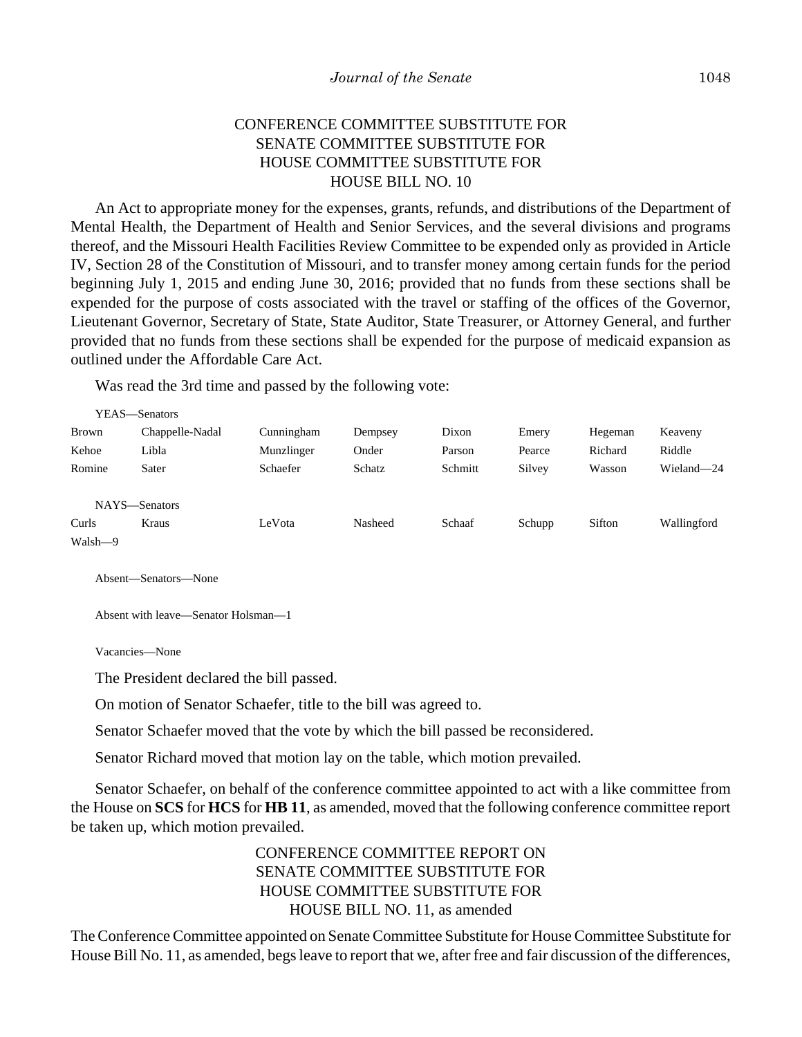CONFERENCE COMMITTEE SUBSTITUTE FOR
SENATE COMMITTEE SUBSTITUTE FOR
HOUSE COMMITTEE SUBSTITUTE FOR
HOUSE BILL NO. 10

An Act to appropriate money for the expenses, grants, refunds, and distributions of the Department of Mental Health, the Department of Health and Senior Services, and the several divisions and programs thereof, and the Missouri Health Facilities Review Committee to be expended only as provided in Article IV, Section 28 of the Constitution of Missouri, and to transfer money among certain funds for the period beginning July 1, 2015 and ending June 30, 2016; provided that no funds from these sections shall be expended for the purpose of costs associated with the travel or staffing of the offices of the Governor, Lieutenant Governor, Secretary of State, State Auditor, State Treasurer, or Attorney General, and further provided that no funds from these sections shall be expended for the purpose of medicaid expansion as outlined under the Affordable Care Act.

Was read the 3rd time and passed by the following vote:

YEAS—Senators

| | | | | | | | |
|---|---|---|---|---|---|---|---|
| Brown | Chappelle-Nadal | Cunningham | Dempsey | Dixon | Emery | Hegeman | Keaveny |
| Kehoe | Libla | Munzlinger | Onder | Parson | Pearce | Richard | Riddle |
| Romine | Sater | Schaefer | Schatz | Schmitt | Silvey | Wasson | Wieland—24 |

NAYS—Senators

| | | | | | | | |
|---|---|---|---|---|---|---|---|
| Curls | Kraus | LeVota | Nasheed | Schaaf | Schupp | Sifton | Wallingford |
| Walsh—9 | | | | | | | |

Absent—Senators—None

Absent with leave—Senator Holsman—1

Vacancies—None

The President declared the bill passed.

On motion of Senator Schaefer, title to the bill was agreed to.

Senator Schaefer moved that the vote by which the bill passed be reconsidered.

Senator Richard moved that motion lay on the table, which motion prevailed.

Senator Schaefer, on behalf of the conference committee appointed to act with a like committee from the House on **SCS** for **HCS** for **HB 11**, as amended, moved that the following conference committee report be taken up, which motion prevailed.

CONFERENCE COMMITTEE REPORT ON
SENATE COMMITTEE SUBSTITUTE FOR
HOUSE COMMITTEE SUBSTITUTE FOR
HOUSE BILL NO. 11, as amended

The Conference Committee appointed on Senate Committee Substitute for House Committee Substitute for House Bill No. 11, as amended, begs leave to report that we, after free and fair discussion of the differences,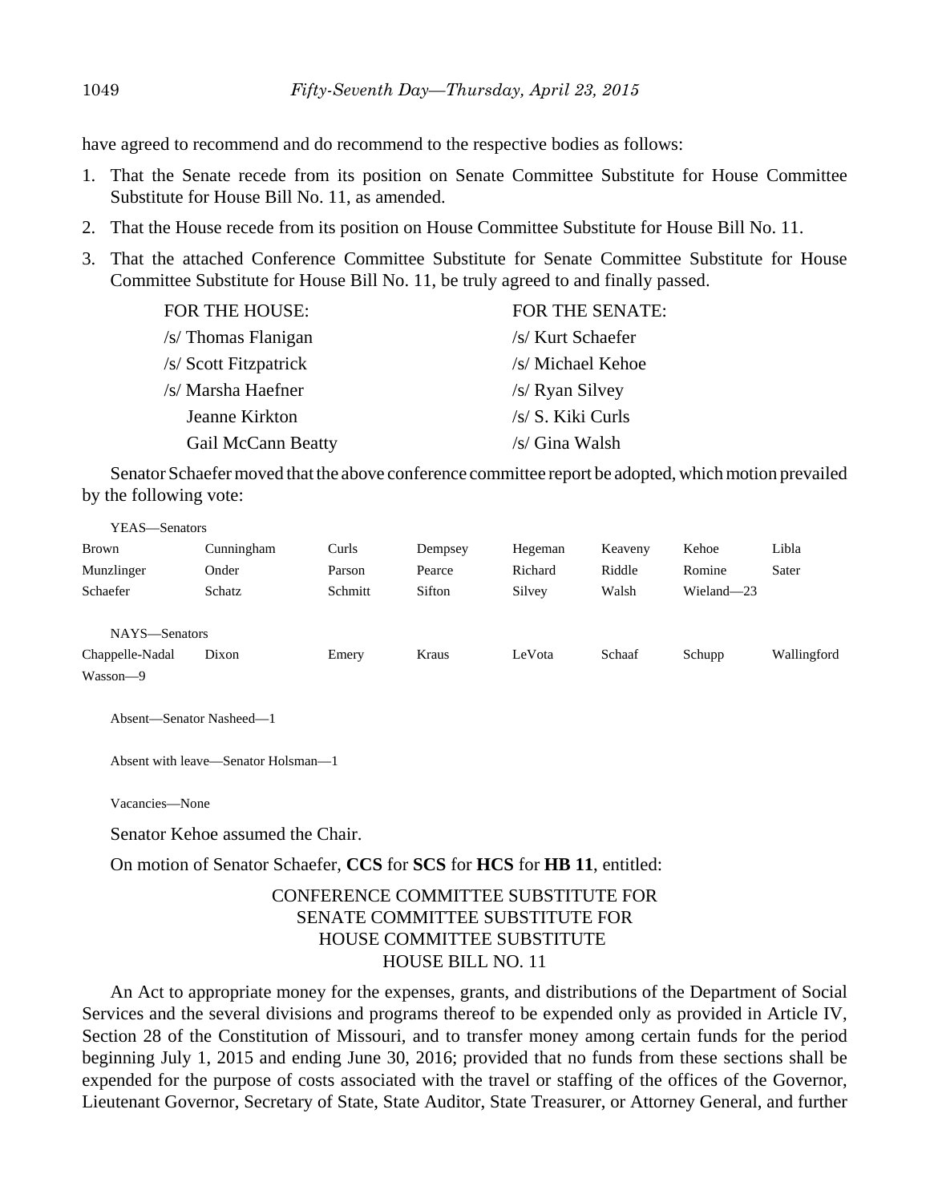have agreed to recommend and do recommend to the respective bodies as follows:

1. That the Senate recede from its position on Senate Committee Substitute for House Committee Substitute for House Bill No. 11, as amended.
2. That the House recede from its position on House Committee Substitute for House Bill No. 11.
3. That the attached Conference Committee Substitute for Senate Committee Substitute for House Committee Substitute for House Bill No. 11, be truly agreed to and finally passed.

| FOR THE HOUSE: | FOR THE SENATE: |
|---|---|
| /s/ Thomas Flanigan | /s/ Kurt Schaefer |
| /s/ Scott Fitzpatrick | /s/ Michael Kehoe |
| /s/ Marsha Haefner | /s/ Ryan Silvey |
| Jeanne Kirkton | /s/ S. Kiki Curls |
| Gail McCann Beatty | /s/ Gina Walsh |

Senator Schaefer moved that the above conference committee report be adopted, which motion prevailed by the following vote:

YEAS—Senators

| | | | | | | | |
|---|---|---|---|---|---|---|---|
| Brown | Cunningham | Curls | Dempsey | Hegeman | Keaveny | Kehoe | Libla |
| Munzlinger | Onder | Parson | Pearce | Richard | Riddle | Romine | Sater |
| Schaefer | Schatz | Schmitt | Sifton | Silvey | Walsh | Wieland—23 | |

NAYS—Senators

| | | | | | | | |
|---|---|---|---|---|---|---|---|
| Chappelle-Nadal | Dixon | Emery | Kraus | LeVota | Schaaf | Schupp | Wallingford |
| Wasson—9 | | | | | | | |

Absent—Senator Nasheed—1

Absent with leave—Senator Holsman—1

Vacancies—None

Senator Kehoe assumed the Chair.

On motion of Senator Schaefer, **CCS** for **SCS** for **HCS** for **HB 11**, entitled:

CONFERENCE COMMITTEE SUBSTITUTE FOR
SENATE COMMITTEE SUBSTITUTE FOR
HOUSE COMMITTEE SUBSTITUTE
HOUSE BILL NO. 11

An Act to appropriate money for the expenses, grants, and distributions of the Department of Social Services and the several divisions and programs thereof to be expended only as provided in Article IV, Section 28 of the Constitution of Missouri, and to transfer money among certain funds for the period beginning July 1, 2015 and ending June 30, 2016; provided that no funds from these sections shall be expended for the purpose of costs associated with the travel or staffing of the offices of the Governor, Lieutenant Governor, Secretary of State, State Auditor, State Treasurer, or Attorney General, and further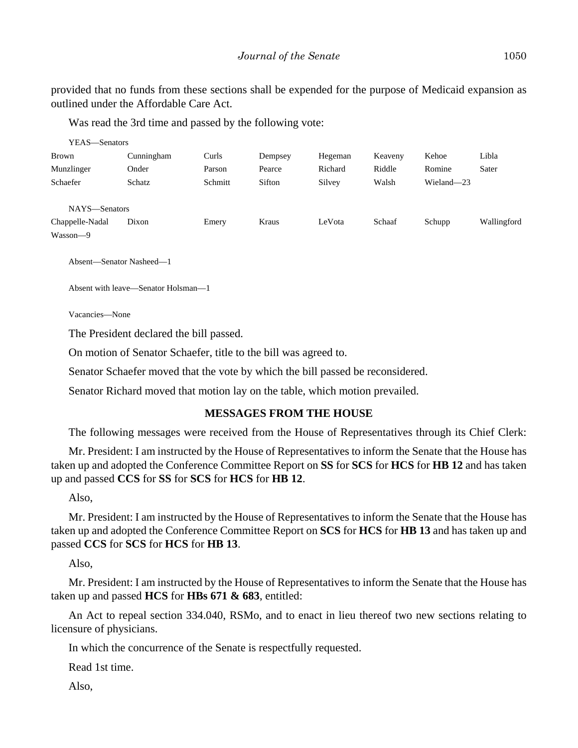provided that no funds from these sections shall be expended for the purpose of Medicaid expansion as outlined under the Affordable Care Act.

Was read the 3rd time and passed by the following vote:

YEAS—Senators

| | | | | | | | |
|---|---|---|---|---|---|---|---|
| Brown | Cunningham | Curls | Dempsey | Hegeman | Keaveny | Kehoe | Libla |
| Munzlinger | Onder | Parson | Pearce | Richard | Riddle | Romine | Sater |
| Schaefer | Schatz | Schmitt | Sifton | Silvey | Walsh | Wieland—23 | |

NAYS—Senators

| | | | | | | | |
|---|---|---|---|---|---|---|---|
| Chappelle-Nadal | Dixon | Emery | Kraus | LeVota | Schaaf | Schupp | Wallingford |
| Wasson—9 | | | | | | | |

Absent—Senator Nasheed—1

Absent with leave—Senator Holsman—1

Vacancies—None

The President declared the bill passed.

On motion of Senator Schaefer, title to the bill was agreed to.

Senator Schaefer moved that the vote by which the bill passed be reconsidered.

Senator Richard moved that motion lay on the table, which motion prevailed.

## MESSAGES FROM THE HOUSE

The following messages were received from the House of Representatives through its Chief Clerk:

Mr. President: I am instructed by the House of Representatives to inform the Senate that the House has taken up and adopted the Conference Committee Report on **SS** for **SCS** for **HCS** for **HB 12** and has taken up and passed **CCS** for **SS** for **SCS** for **HCS** for **HB 12**.

Also,

Mr. President: I am instructed by the House of Representatives to inform the Senate that the House has taken up and adopted the Conference Committee Report on **SCS** for **HCS** for **HB 13** and has taken up and passed **CCS** for **SCS** for **HCS** for **HB 13**.

Also,

Mr. President: I am instructed by the House of Representatives to inform the Senate that the House has taken up and passed **HCS** for **HBs 671 & 683**, entitled:

An Act to repeal section 334.040, RSMo, and to enact in lieu thereof two new sections relating to licensure of physicians.

In which the concurrence of the Senate is respectfully requested.

Read 1st time.

Also,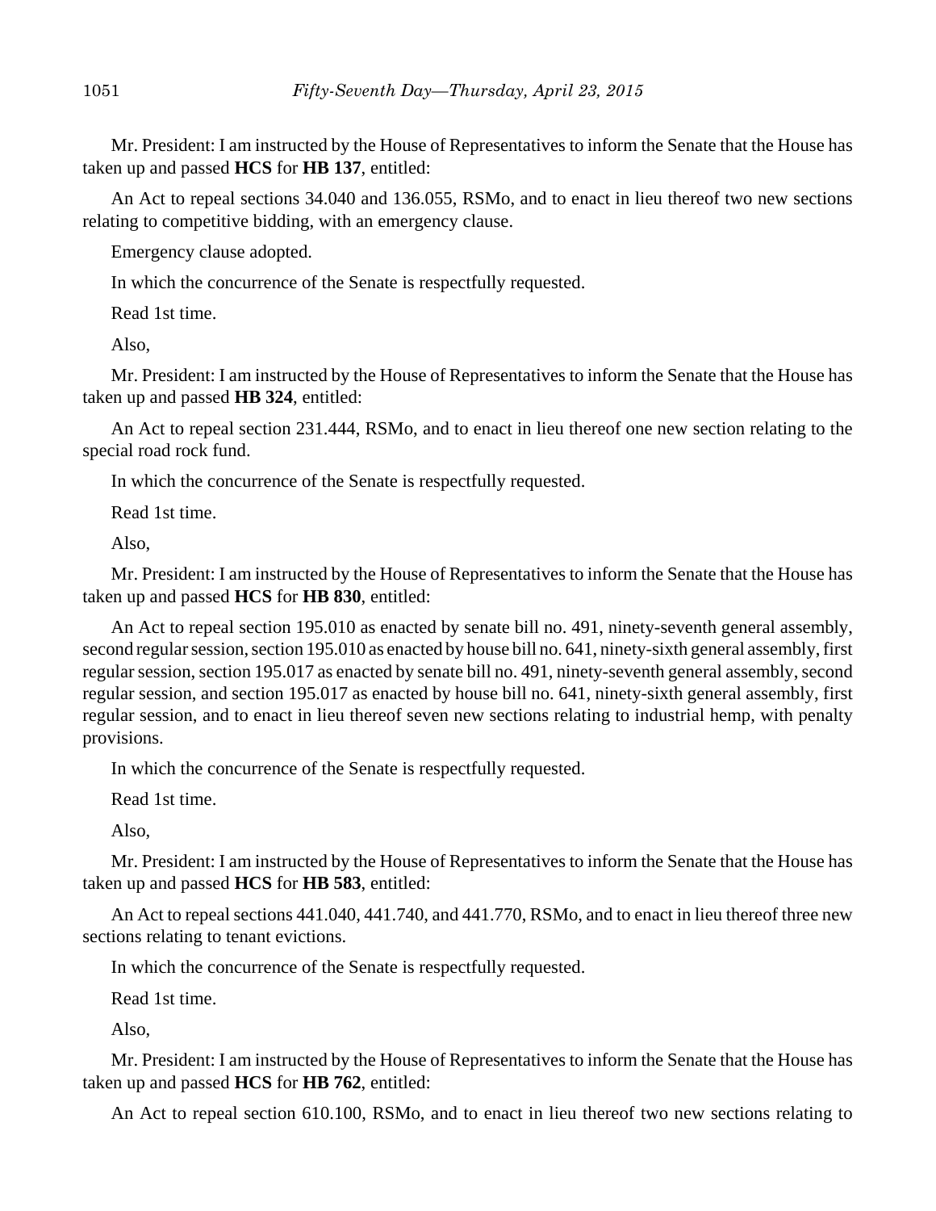Mr. President: I am instructed by the House of Representatives to inform the Senate that the House has taken up and passed **HCS** for **HB 137**, entitled:

An Act to repeal sections 34.040 and 136.055, RSMo, and to enact in lieu thereof two new sections relating to competitive bidding, with an emergency clause.

Emergency clause adopted.

In which the concurrence of the Senate is respectfully requested.

Read 1st time.

Also,

Mr. President: I am instructed by the House of Representatives to inform the Senate that the House has taken up and passed **HB 324**, entitled:

An Act to repeal section 231.444, RSMo, and to enact in lieu thereof one new section relating to the special road rock fund.

In which the concurrence of the Senate is respectfully requested.

Read 1st time.

Also,

Mr. President: I am instructed by the House of Representatives to inform the Senate that the House has taken up and passed **HCS** for **HB 830**, entitled:

An Act to repeal section 195.010 as enacted by senate bill no. 491, ninety-seventh general assembly, second regular session, section 195.010 as enacted by house bill no. 641, ninety-sixth general assembly, first regular session, section 195.017 as enacted by senate bill no. 491, ninety-seventh general assembly, second regular session, and section 195.017 as enacted by house bill no. 641, ninety-sixth general assembly, first regular session, and to enact in lieu thereof seven new sections relating to industrial hemp, with penalty provisions.

In which the concurrence of the Senate is respectfully requested.

Read 1st time.

Also,

Mr. President: I am instructed by the House of Representatives to inform the Senate that the House has taken up and passed **HCS** for **HB 583**, entitled:

An Act to repeal sections 441.040, 441.740, and 441.770, RSMo, and to enact in lieu thereof three new sections relating to tenant evictions.

In which the concurrence of the Senate is respectfully requested.

Read 1st time.

Also,

Mr. President: I am instructed by the House of Representatives to inform the Senate that the House has taken up and passed **HCS** for **HB 762**, entitled:

An Act to repeal section 610.100, RSMo, and to enact in lieu thereof two new sections relating to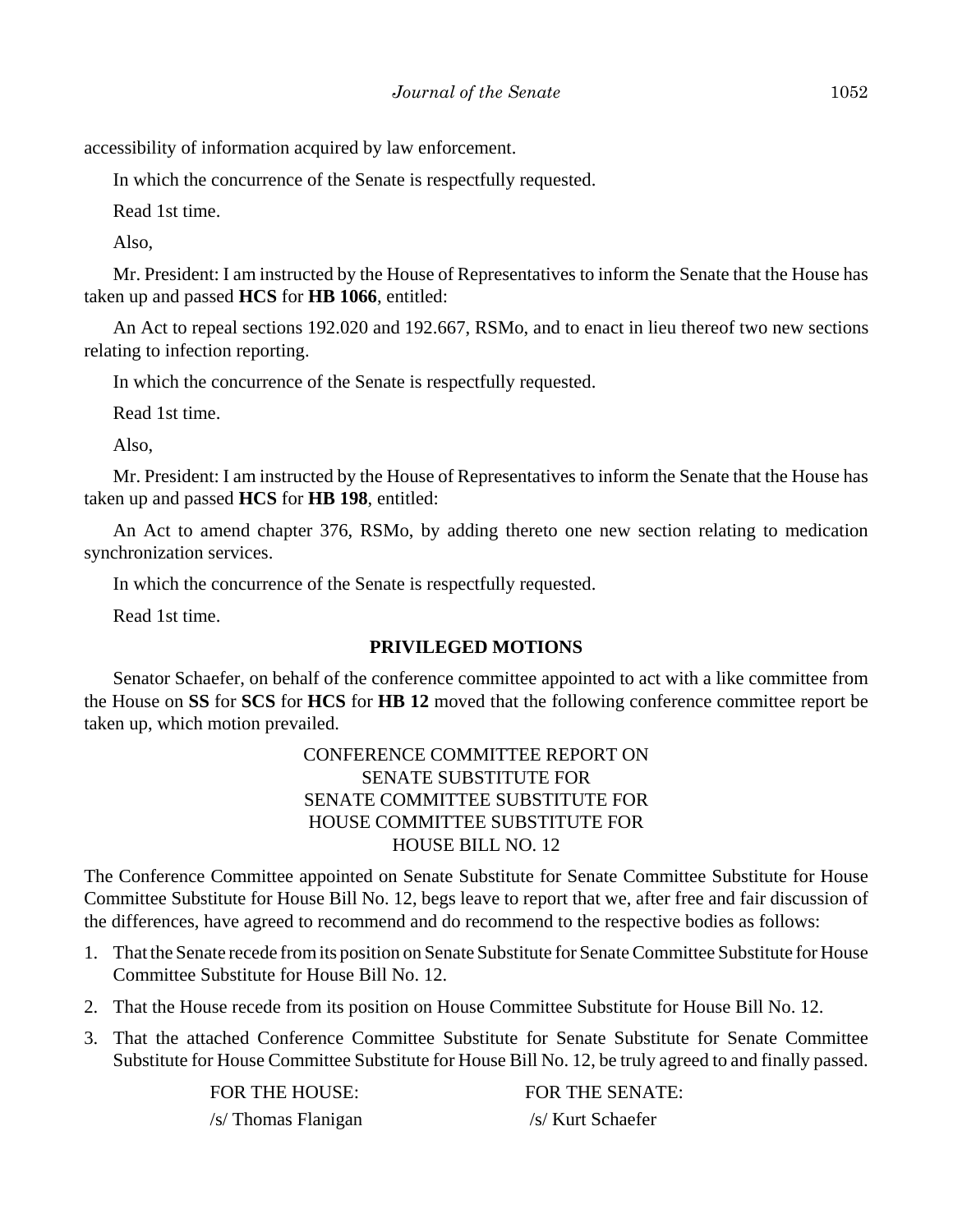accessibility of information acquired by law enforcement.

In which the concurrence of the Senate is respectfully requested.

Read 1st time.

Also,

Mr. President: I am instructed by the House of Representatives to inform the Senate that the House has taken up and passed **HCS** for **HB 1066**, entitled:

An Act to repeal sections 192.020 and 192.667, RSMo, and to enact in lieu thereof two new sections relating to infection reporting.

In which the concurrence of the Senate is respectfully requested.

Read 1st time.

Also,

Mr. President: I am instructed by the House of Representatives to inform the Senate that the House has taken up and passed **HCS** for **HB 198**, entitled:

An Act to amend chapter 376, RSMo, by adding thereto one new section relating to medication synchronization services.

In which the concurrence of the Senate is respectfully requested.

Read 1st time.

## PRIVILEGED MOTIONS

Senator Schaefer, on behalf of the conference committee appointed to act with a like committee from the House on **SS** for **SCS** for **HCS** for **HB 12** moved that the following conference committee report be taken up, which motion prevailed.

CONFERENCE COMMITTEE REPORT ON
SENATE SUBSTITUTE FOR
SENATE COMMITTEE SUBSTITUTE FOR
HOUSE COMMITTEE SUBSTITUTE FOR
HOUSE BILL NO. 12

The Conference Committee appointed on Senate Substitute for Senate Committee Substitute for House Committee Substitute for House Bill No. 12, begs leave to report that we, after free and fair discussion of the differences, have agreed to recommend and do recommend to the respective bodies as follows:

1. That the Senate recede from its position on Senate Substitute for Senate Committee Substitute for House Committee Substitute for House Bill No. 12.
2. That the House recede from its position on House Committee Substitute for House Bill No. 12.
3. That the attached Conference Committee Substitute for Senate Substitute for Senate Committee Substitute for House Committee Substitute for House Bill No. 12, be truly agreed to and finally passed.

| FOR THE HOUSE: | FOR THE SENATE: |
|---|---|
| /s/ Thomas Flanigan | /s/ Kurt Schaefer |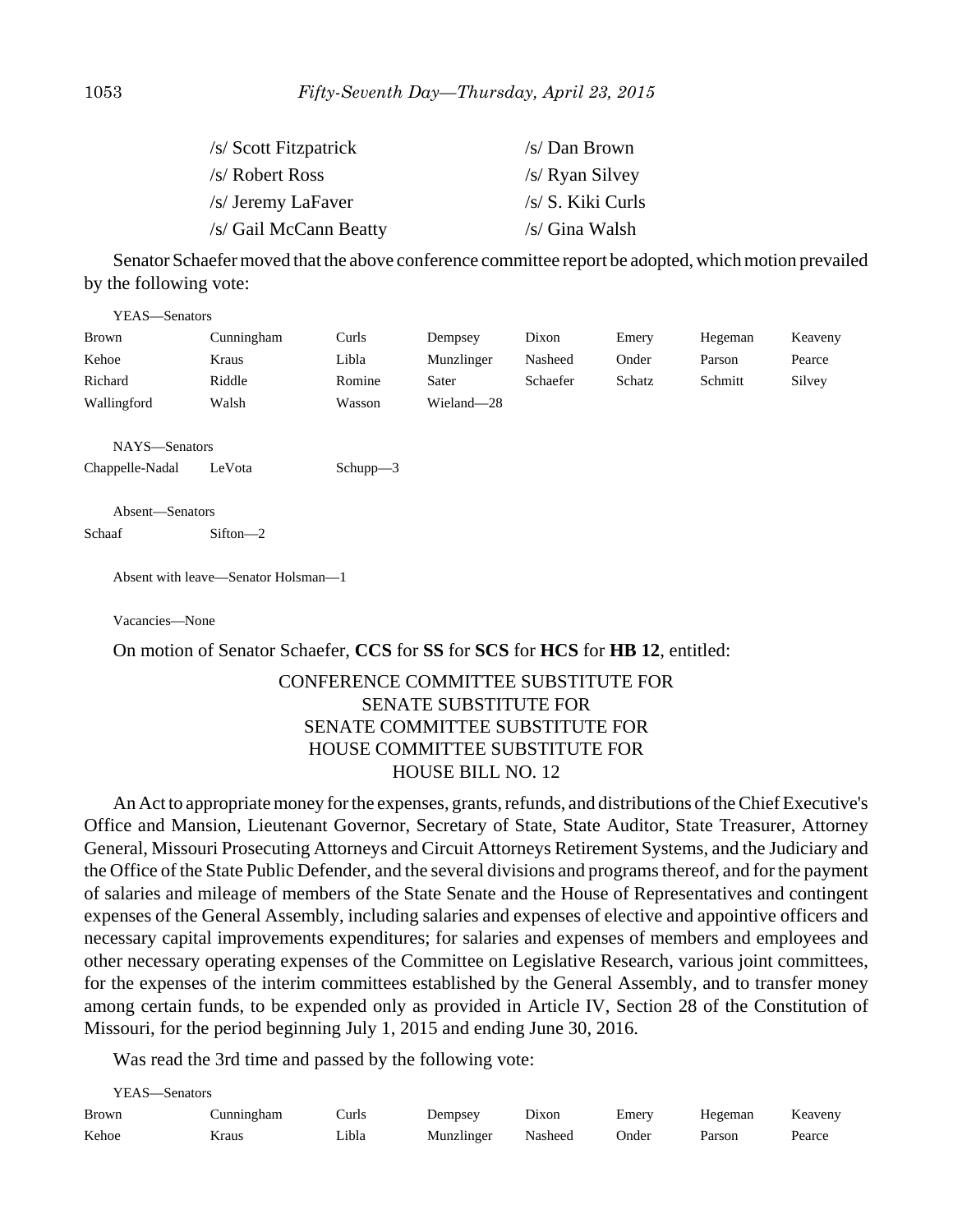| | |
|---|---|
| /s/ Scott Fitzpatrick | /s/ Dan Brown |
| /s/ Robert Ross | /s/ Ryan Silvey |
| /s/ Jeremy LaFaver | /s/ S. Kiki Curls |
| /s/ Gail McCann Beatty | /s/ Gina Walsh |

Senator Schaefer moved that the above conference committee report be adopted, which motion prevailed by the following vote:

YEAS—Senators

| | | | | | | | |
|---|---|---|---|---|---|---|---|
| Brown | Cunningham | Curls | Dempsey | Dixon | Emery | Hegeman | Keaveny |
| Kehoe | Kraus | Libla | Munzlinger | Nasheed | Onder | Parson | Pearce |
| Richard | Riddle | Romine | Sater | Schaefer | Schatz | Schmitt | Silvey |
| Wallingford | Walsh | Wasson | Wieland—28 | | | | |

NAYS—Senators

| | | |
|---|---|---|
| Chappelle-Nadal | LeVota | Schupp—3 |

Absent—Senators

| | |
|---|---|
| Schaaf | Sifton—2 |

Absent with leave—Senator Holsman—1

Vacancies—None

On motion of Senator Schaefer, **CCS** for **SS** for **SCS** for **HCS** for **HB 12**, entitled:

CONFERENCE COMMITTEE SUBSTITUTE FOR
SENATE SUBSTITUTE FOR
SENATE COMMITTEE SUBSTITUTE FOR
HOUSE COMMITTEE SUBSTITUTE FOR
HOUSE BILL NO. 12

An Act to appropriate money for the expenses, grants, refunds, and distributions of the Chief Executive's Office and Mansion, Lieutenant Governor, Secretary of State, State Auditor, State Treasurer, Attorney General, Missouri Prosecuting Attorneys and Circuit Attorneys Retirement Systems, and the Judiciary and the Office of the State Public Defender, and the several divisions and programs thereof, and for the payment of salaries and mileage of members of the State Senate and the House of Representatives and contingent expenses of the General Assembly, including salaries and expenses of elective and appointive officers and necessary capital improvements expenditures; for salaries and expenses of members and employees and other necessary operating expenses of the Committee on Legislative Research, various joint committees, for the expenses of the interim committees established by the General Assembly, and to transfer money among certain funds, to be expended only as provided in Article IV, Section 28 of the Constitution of Missouri, for the period beginning July 1, 2015 and ending June 30, 2016.

Was read the 3rd time and passed by the following vote:

YEAS—Senators

| | | | | | | | |
|---|---|---|---|---|---|---|---|
| Brown | Cunningham | Curls | Dempsey | Dixon | Emery | Hegeman | Keaveny |
| Kehoe | Kraus | Libla | Munzlinger | Nasheed | Onder | Parson | Pearce |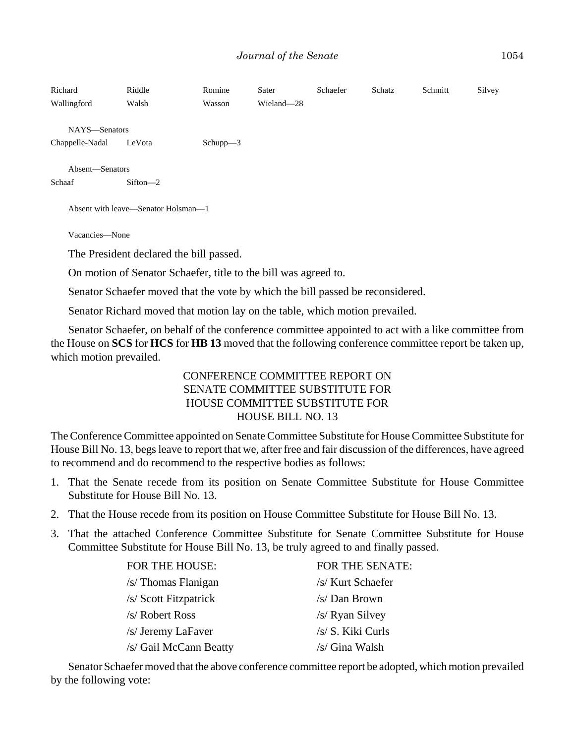Richard Riddle Romine Sater Schaefer Schatz Schmitt Silvey
Wallingford Walsh Wasson Wieland—28

NAYS—Senators
Chappelle-Nadal LeVota Schupp—3

Absent—Senators
Schaaf Sifton—2

Absent with leave—Senator Holsman—1

Vacancies—None

The President declared the bill passed.

On motion of Senator Schaefer, title to the bill was agreed to.

Senator Schaefer moved that the vote by which the bill passed be reconsidered.

Senator Richard moved that motion lay on the table, which motion prevailed.

Senator Schaefer, on behalf of the conference committee appointed to act with a like committee from the House on **SCS** for **HCS** for **HB 13** moved that the following conference committee report be taken up, which motion prevailed.

CONFERENCE COMMITTEE REPORT ON
SENATE COMMITTEE SUBSTITUTE FOR
HOUSE COMMITTEE SUBSTITUTE FOR
HOUSE BILL NO. 13

The Conference Committee appointed on Senate Committee Substitute for House Committee Substitute for House Bill No. 13, begs leave to report that we, after free and fair discussion of the differences, have agreed to recommend and do recommend to the respective bodies as follows:

1. That the Senate recede from its position on Senate Committee Substitute for House Committee Substitute for House Bill No. 13.
2. That the House recede from its position on House Committee Substitute for House Bill No. 13.
3. That the attached Conference Committee Substitute for Senate Committee Substitute for House Committee Substitute for House Bill No. 13, be truly agreed to and finally passed.

| FOR THE HOUSE: | FOR THE SENATE: |
|---|---|
| /s/ Thomas Flanigan | /s/ Kurt Schaefer |
| /s/ Scott Fitzpatrick | /s/ Dan Brown |
| /s/ Robert Ross | /s/ Ryan Silvey |
| /s/ Jeremy LaFaver | /s/ S. Kiki Curls |
| /s/ Gail McCann Beatty | /s/ Gina Walsh |

Senator Schaefer moved that the above conference committee report be adopted, which motion prevailed by the following vote: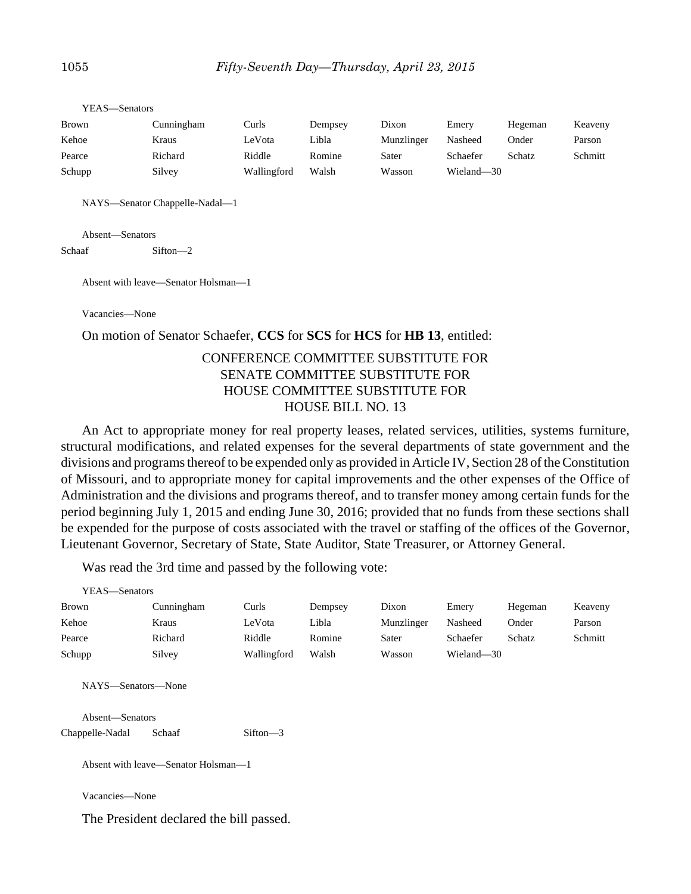YEAS—Senators

| | | | | | | | |
|---|---|---|---|---|---|---|---|
| Brown | Cunningham | Curls | Dempsey | Dixon | Emery | Hegeman | Keaveny |
| Kehoe | Kraus | LeVota | Libla | Munzlinger | Nasheed | Onder | Parson |
| Pearce | Richard | Riddle | Romine | Sater | Schaefer | Schatz | Schmitt |
| Schupp | Silvey | Wallingford | Walsh | Wasson | Wieland—30 | | |

NAYS—Senator Chappelle-Nadal—1

Absent—Senators

Schaaf Sifton—2

Absent with leave—Senator Holsman—1

Vacancies—None

On motion of Senator Schaefer, **CCS** for **SCS** for **HCS** for **HB 13**, entitled:

CONFERENCE COMMITTEE SUBSTITUTE FOR
SENATE COMMITTEE SUBSTITUTE FOR
HOUSE COMMITTEE SUBSTITUTE FOR
HOUSE BILL NO. 13

An Act to appropriate money for real property leases, related services, utilities, systems furniture, structural modifications, and related expenses for the several departments of state government and the divisions and programs thereof to be expended only as provided in Article IV, Section 28 of the Constitution of Missouri, and to appropriate money for capital improvements and the other expenses of the Office of Administration and the divisions and programs thereof, and to transfer money among certain funds for the period beginning July 1, 2015 and ending June 30, 2016; provided that no funds from these sections shall be expended for the purpose of costs associated with the travel or staffing of the offices of the Governor, Lieutenant Governor, Secretary of State, State Auditor, State Treasurer, or Attorney General.

Was read the 3rd time and passed by the following vote:

YEAS—Senators

| | | | | | | | |
|---|---|---|---|---|---|---|---|
| Brown | Cunningham | Curls | Dempsey | Dixon | Emery | Hegeman | Keaveny |
| Kehoe | Kraus | LeVota | Libla | Munzlinger | Nasheed | Onder | Parson |
| Pearce | Richard | Riddle | Romine | Sater | Schaefer | Schatz | Schmitt |
| Schupp | Silvey | Wallingford | Walsh | Wasson | Wieland—30 | | |

NAYS—Senators—None

Absent—Senators

Chappelle-Nadal Schaaf Sifton—3

Absent with leave—Senator Holsman—1

Vacancies—None

The President declared the bill passed.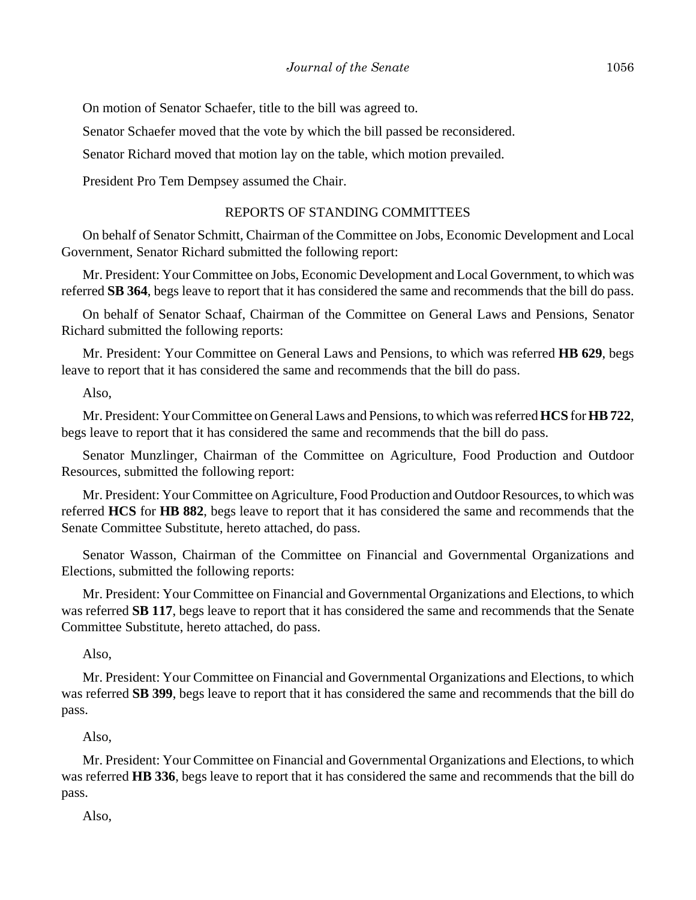On motion of Senator Schaefer, title to the bill was agreed to.

Senator Schaefer moved that the vote by which the bill passed be reconsidered.

Senator Richard moved that motion lay on the table, which motion prevailed.

President Pro Tem Dempsey assumed the Chair.

REPORTS OF STANDING COMMITTEES

On behalf of Senator Schmitt, Chairman of the Committee on Jobs, Economic Development and Local Government, Senator Richard submitted the following report:

Mr. President: Your Committee on Jobs, Economic Development and Local Government, to which was referred **SB 364**, begs leave to report that it has considered the same and recommends that the bill do pass.

On behalf of Senator Schaaf, Chairman of the Committee on General Laws and Pensions, Senator Richard submitted the following reports:

Mr. President: Your Committee on General Laws and Pensions, to which was referred **HB 629**, begs leave to report that it has considered the same and recommends that the bill do pass.

Also,

Mr. President: Your Committee on General Laws and Pensions, to which was referred **HCS** for **HB 722**, begs leave to report that it has considered the same and recommends that the bill do pass.

Senator Munzlinger, Chairman of the Committee on Agriculture, Food Production and Outdoor Resources, submitted the following report:

Mr. President: Your Committee on Agriculture, Food Production and Outdoor Resources, to which was referred **HCS** for **HB 882**, begs leave to report that it has considered the same and recommends that the Senate Committee Substitute, hereto attached, do pass.

Senator Wasson, Chairman of the Committee on Financial and Governmental Organizations and Elections, submitted the following reports:

Mr. President: Your Committee on Financial and Governmental Organizations and Elections, to which was referred **SB 117**, begs leave to report that it has considered the same and recommends that the Senate Committee Substitute, hereto attached, do pass.

Also,

Mr. President: Your Committee on Financial and Governmental Organizations and Elections, to which was referred **SB 399**, begs leave to report that it has considered the same and recommends that the bill do pass.

Also,

Mr. President: Your Committee on Financial and Governmental Organizations and Elections, to which was referred **HB 336**, begs leave to report that it has considered the same and recommends that the bill do pass.

Also,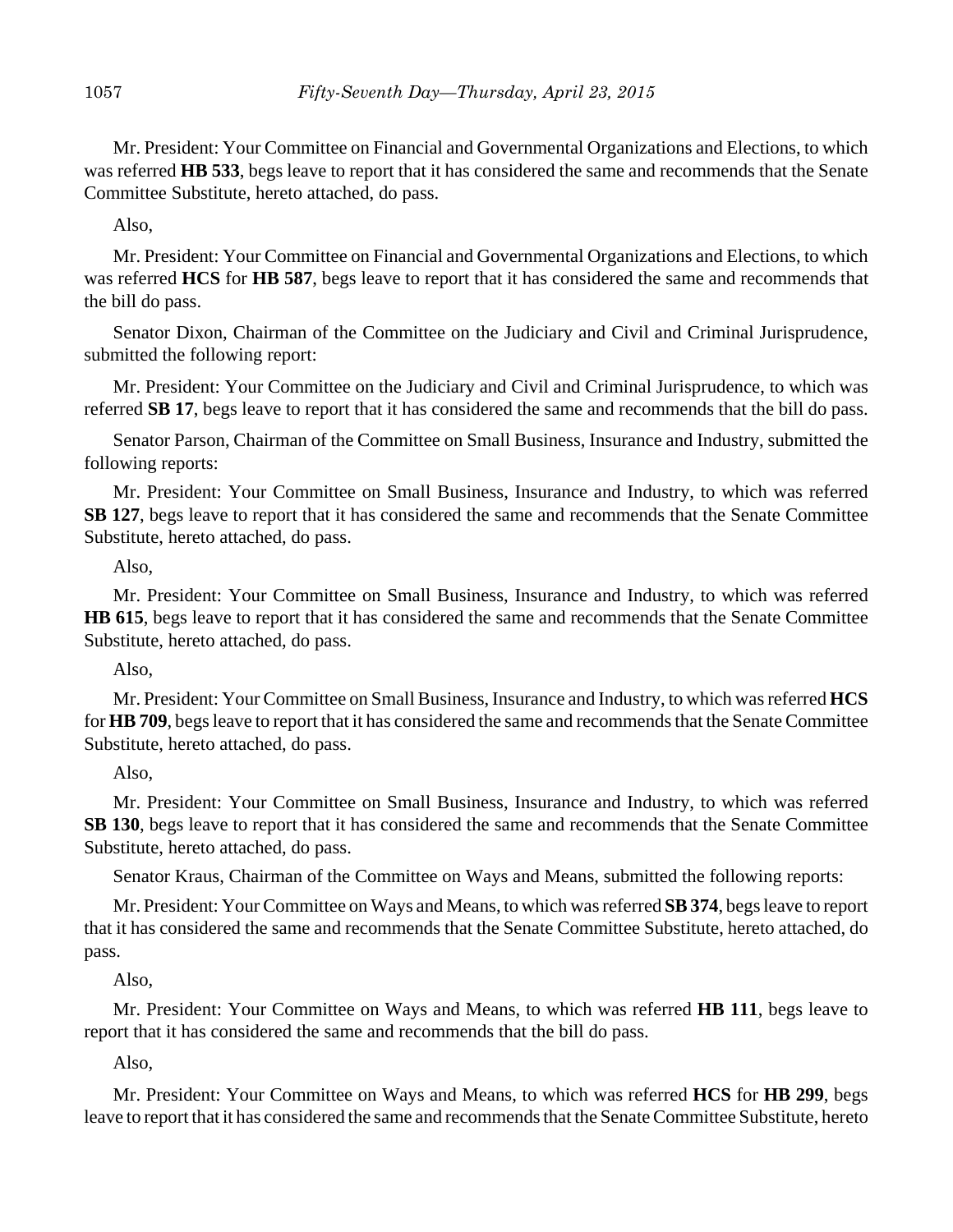Mr. President: Your Committee on Financial and Governmental Organizations and Elections, to which was referred **HB 533**, begs leave to report that it has considered the same and recommends that the Senate Committee Substitute, hereto attached, do pass.

Also,

Mr. President: Your Committee on Financial and Governmental Organizations and Elections, to which was referred **HCS** for **HB 587**, begs leave to report that it has considered the same and recommends that the bill do pass.

Senator Dixon, Chairman of the Committee on the Judiciary and Civil and Criminal Jurisprudence, submitted the following report:

Mr. President: Your Committee on the Judiciary and Civil and Criminal Jurisprudence, to which was referred **SB 17**, begs leave to report that it has considered the same and recommends that the bill do pass.

Senator Parson, Chairman of the Committee on Small Business, Insurance and Industry, submitted the following reports:

Mr. President: Your Committee on Small Business, Insurance and Industry, to which was referred **SB 127**, begs leave to report that it has considered the same and recommends that the Senate Committee Substitute, hereto attached, do pass.

Also,

Mr. President: Your Committee on Small Business, Insurance and Industry, to which was referred **HB 615**, begs leave to report that it has considered the same and recommends that the Senate Committee Substitute, hereto attached, do pass.

Also,

Mr. President: Your Committee on Small Business, Insurance and Industry, to which was referred **HCS** for **HB 709**, begs leave to report that it has considered the same and recommends that the Senate Committee Substitute, hereto attached, do pass.

Also,

Mr. President: Your Committee on Small Business, Insurance and Industry, to which was referred **SB 130**, begs leave to report that it has considered the same and recommends that the Senate Committee Substitute, hereto attached, do pass.

Senator Kraus, Chairman of the Committee on Ways and Means, submitted the following reports:

Mr. President: Your Committee on Ways and Means, to which was referred **SB 374**, begs leave to report that it has considered the same and recommends that the Senate Committee Substitute, hereto attached, do pass.

Also,

Mr. President: Your Committee on Ways and Means, to which was referred **HB 111**, begs leave to report that it has considered the same and recommends that the bill do pass.

Also,

Mr. President: Your Committee on Ways and Means, to which was referred **HCS** for **HB 299**, begs leave to report that it has considered the same and recommends that the Senate Committee Substitute, hereto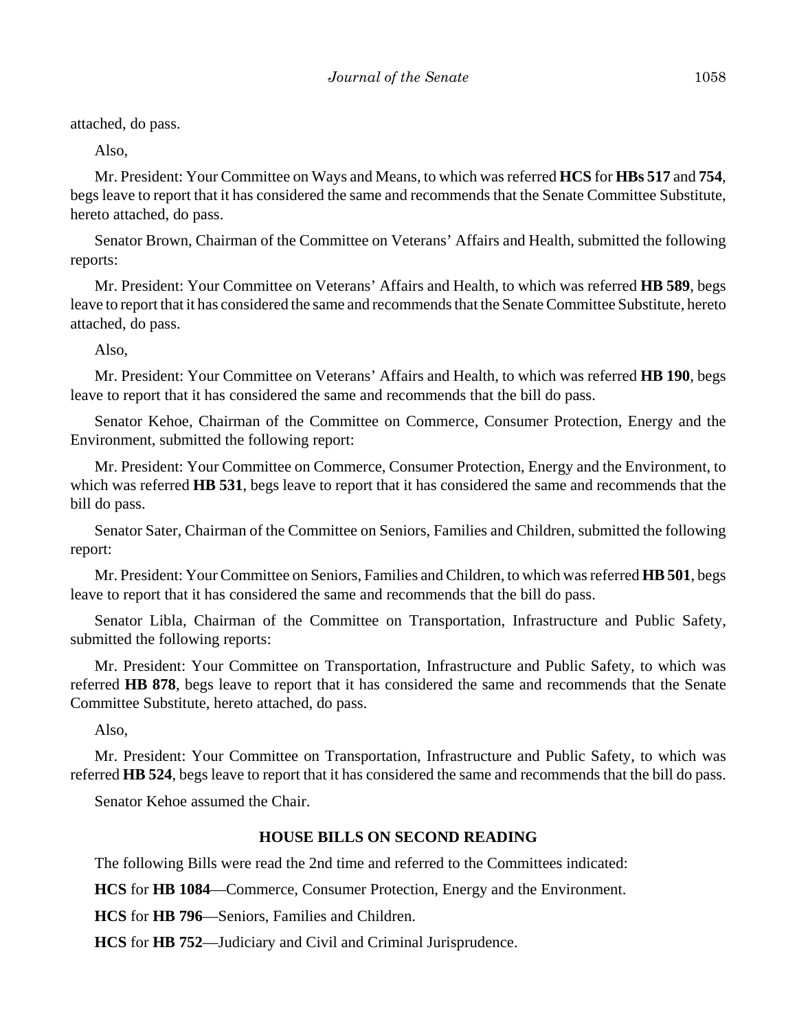attached, do pass.

Also,

Mr. President: Your Committee on Ways and Means, to which was referred **HCS** for **HBs 517** and **754**, begs leave to report that it has considered the same and recommends that the Senate Committee Substitute, hereto attached, do pass.

Senator Brown, Chairman of the Committee on Veterans' Affairs and Health, submitted the following reports:

Mr. President: Your Committee on Veterans' Affairs and Health, to which was referred **HB 589**, begs leave to report that it has considered the same and recommends that the Senate Committee Substitute, hereto attached, do pass.

Also,

Mr. President: Your Committee on Veterans' Affairs and Health, to which was referred **HB 190**, begs leave to report that it has considered the same and recommends that the bill do pass.

Senator Kehoe, Chairman of the Committee on Commerce, Consumer Protection, Energy and the Environment, submitted the following report:

Mr. President: Your Committee on Commerce, Consumer Protection, Energy and the Environment, to which was referred **HB 531**, begs leave to report that it has considered the same and recommends that the bill do pass.

Senator Sater, Chairman of the Committee on Seniors, Families and Children, submitted the following report:

Mr. President: Your Committee on Seniors, Families and Children, to which was referred **HB 501**, begs leave to report that it has considered the same and recommends that the bill do pass.

Senator Libla, Chairman of the Committee on Transportation, Infrastructure and Public Safety, submitted the following reports:

Mr. President: Your Committee on Transportation, Infrastructure and Public Safety, to which was referred **HB 878**, begs leave to report that it has considered the same and recommends that the Senate Committee Substitute, hereto attached, do pass.

Also,

Mr. President: Your Committee on Transportation, Infrastructure and Public Safety, to which was referred **HB 524**, begs leave to report that it has considered the same and recommends that the bill do pass.

Senator Kehoe assumed the Chair.

## HOUSE BILLS ON SECOND READING

The following Bills were read the 2nd time and referred to the Committees indicated:

**HCS** for **HB 1084**—Commerce, Consumer Protection, Energy and the Environment.

**HCS** for **HB 796**—Seniors, Families and Children.

**HCS** for **HB 752**—Judiciary and Civil and Criminal Jurisprudence.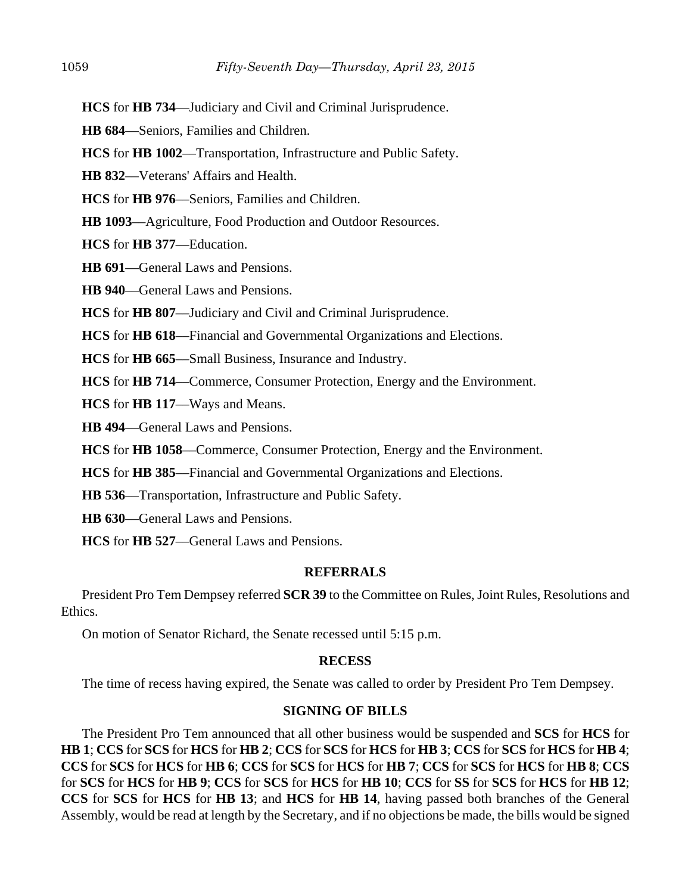**HCS** for **HB 734**—Judiciary and Civil and Criminal Jurisprudence.

**HB 684**—Seniors, Families and Children.

**HCS** for **HB 1002**—Transportation, Infrastructure and Public Safety.

**HB 832**—Veterans' Affairs and Health.

**HCS** for **HB 976**—Seniors, Families and Children.

**HB 1093**—Agriculture, Food Production and Outdoor Resources.

**HCS** for **HB 377**—Education.

**HB 691**—General Laws and Pensions.

**HB 940**—General Laws and Pensions.

**HCS** for **HB 807**—Judiciary and Civil and Criminal Jurisprudence.

**HCS** for **HB 618**—Financial and Governmental Organizations and Elections.

**HCS** for **HB 665**—Small Business, Insurance and Industry.

**HCS** for **HB 714**—Commerce, Consumer Protection, Energy and the Environment.

**HCS** for **HB 117**—Ways and Means.

**HB 494**—General Laws and Pensions.

**HCS** for **HB 1058**—Commerce, Consumer Protection, Energy and the Environment.

**HCS** for **HB 385**—Financial and Governmental Organizations and Elections.

**HB 536**—Transportation, Infrastructure and Public Safety.

**HB 630**—General Laws and Pensions.

**HCS** for **HB 527**—General Laws and Pensions.

## REFERRALS

President Pro Tem Dempsey referred **SCR 39** to the Committee on Rules, Joint Rules, Resolutions and Ethics.

On motion of Senator Richard, the Senate recessed until 5:15 p.m.

## RECESS

The time of recess having expired, the Senate was called to order by President Pro Tem Dempsey.

## SIGNING OF BILLS

The President Pro Tem announced that all other business would be suspended and **SCS** for **HCS** for **HB 1**; **CCS** for **SCS** for **HCS** for **HB 2**; **CCS** for **SCS** for **HCS** for **HB 3**; **CCS** for **SCS** for **HCS** for **HB 4**; **CCS** for **SCS** for **HCS** for **HB 6**; **CCS** for **SCS** for **HCS** for **HB 7**; **CCS** for **SCS** for **HCS** for **HB 8**; **CCS** for **SCS** for **HCS** for **HB 9**; **CCS** for **SCS** for **HCS** for **HB 10**; **CCS** for **SS** for **SCS** for **HCS** for **HB 12**; **CCS** for **SCS** for **HCS** for **HB 13**; and **HCS** for **HB 14**, having passed both branches of the General Assembly, would be read at length by the Secretary, and if no objections be made, the bills would be signed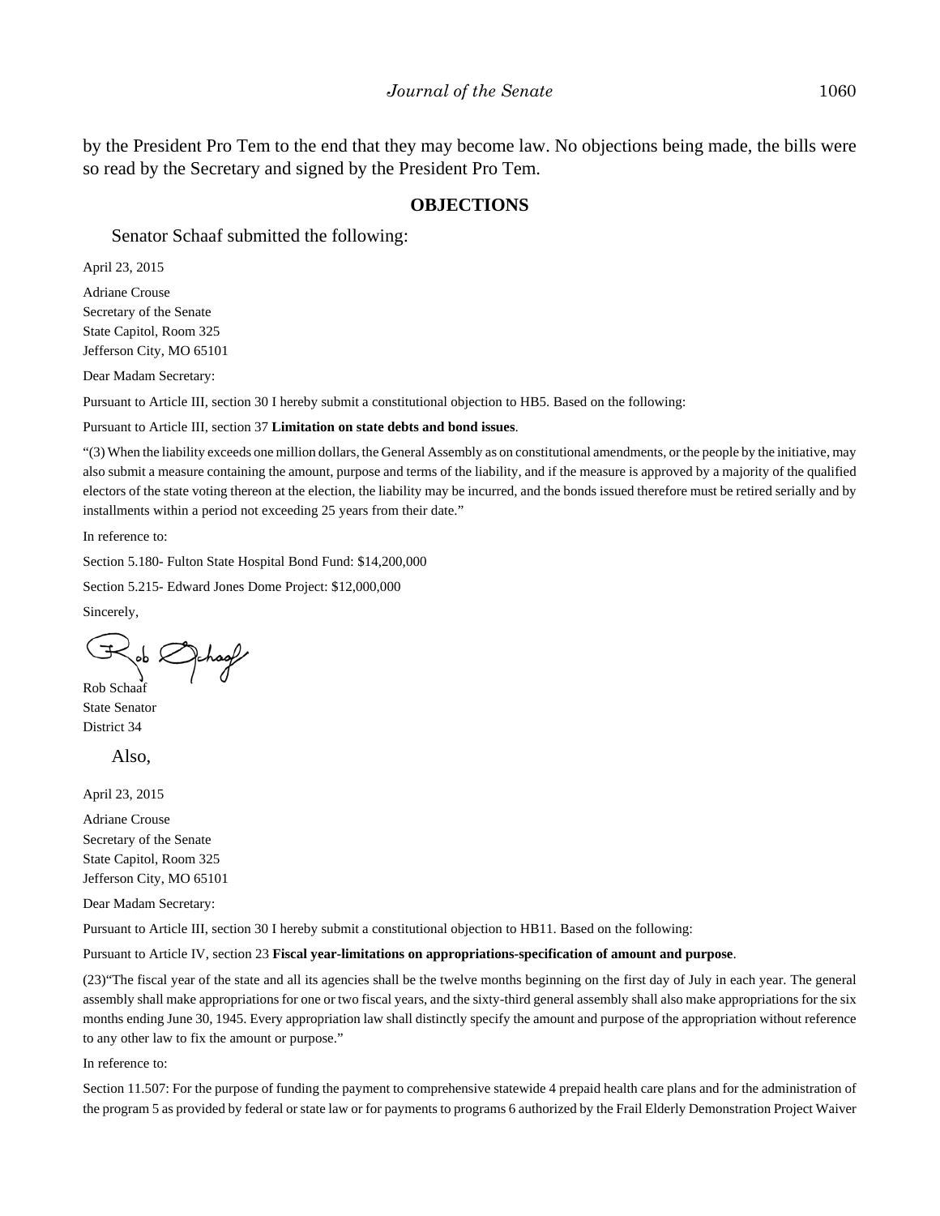by the President Pro Tem to the end that they may become law. No objections being made, the bills were so read by the Secretary and signed by the President Pro Tem.

## OBJECTIONS

Senator Schaaf submitted the following:

April 23, 2015

Adriane Crouse
Secretary of the Senate
State Capitol, Room 325
Jefferson City, MO 65101

Dear Madam Secretary:

Pursuant to Article III, section 30 I hereby submit a constitutional objection to HB5. Based on the following:

Pursuant to Article III, section 37 **Limitation on state debts and bond issues**.

"(3) When the liability exceeds one million dollars, the General Assembly as on constitutional amendments, or the people by the initiative, may also submit a measure containing the amount, purpose and terms of the liability, and if the measure is approved by a majority of the qualified electors of the state voting thereon at the election, the liability may be incurred, and the bonds issued therefore must be retired serially and by installments within a period not exceeding 25 years from their date."

In reference to:

Section 5.180- Fulton State Hospital Bond Fund: $14,200,000

Section 5.215- Edward Jones Dome Project: $12,000,000

Sincerely,

Rob Schaaf
State Senator
District 34

Also,

April 23, 2015

Adriane Crouse
Secretary of the Senate
State Capitol, Room 325
Jefferson City, MO 65101

Dear Madam Secretary:

Pursuant to Article III, section 30 I hereby submit a constitutional objection to HB11. Based on the following:

Pursuant to Article IV, section 23 **Fiscal year-limitations on appropriations-specification of amount and purpose**.

(23)"The fiscal year of the state and all its agencies shall be the twelve months beginning on the first day of July in each year. The general assembly shall make appropriations for one or two fiscal years, and the sixty-third general assembly shall also make appropriations for the six months ending June 30, 1945. Every appropriation law shall distinctly specify the amount and purpose of the appropriation without reference to any other law to fix the amount or purpose."

In reference to:

Section 11.507: For the purpose of funding the payment to comprehensive statewide 4 prepaid health care plans and for the administration of the program 5 as provided by federal or state law or for payments to programs 6 authorized by the Frail Elderly Demonstration Project Waiver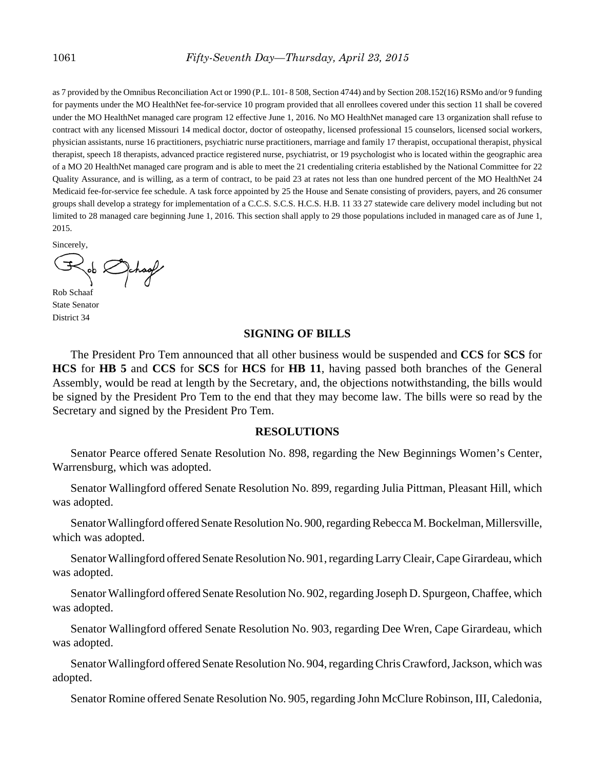as 7 provided by the Omnibus Reconciliation Act or 1990 (P.L. 101- 8 508, Section 4744) and by Section 208.152(16) RSMo and/or 9 funding for payments under the MO HealthNet fee-for-service 10 program provided that all enrollees covered under this section 11 shall be covered under the MO HealthNet managed care program 12 effective June 1, 2016. No MO HealthNet managed care 13 organization shall refuse to contract with any licensed Missouri 14 medical doctor, doctor of osteopathy, licensed professional 15 counselors, licensed social workers, physician assistants, nurse 16 practitioners, psychiatric nurse practitioners, marriage and family 17 therapist, occupational therapist, physical therapist, speech 18 therapists, advanced practice registered nurse, psychiatrist, or 19 psychologist who is located within the geographic area of a MO 20 HealthNet managed care program and is able to meet the 21 credentialing criteria established by the National Committee for 22 Quality Assurance, and is willing, as a term of contract, to be paid 23 at rates not less than one hundred percent of the MO HealthNet 24 Medicaid fee-for-service fee schedule. A task force appointed by 25 the House and Senate consisting of providers, payers, and 26 consumer groups shall develop a strategy for implementation of a C.C.S. S.C.S. H.C.S. H.B. 11 33 27 statewide care delivery model including but not limited to 28 managed care beginning June 1, 2016. This section shall apply to 29 those populations included in managed care as of June 1, 2015.

Sincerely,

Rob Schaaf
State Senator
District 34

## SIGNING OF BILLS

The President Pro Tem announced that all other business would be suspended and **CCS** for **SCS** for **HCS** for **HB 5** and **CCS** for **SCS** for **HCS** for **HB 11**, having passed both branches of the General Assembly, would be read at length by the Secretary, and, the objections notwithstanding, the bills would be signed by the President Pro Tem to the end that they may become law. The bills were so read by the Secretary and signed by the President Pro Tem.

## RESOLUTIONS

Senator Pearce offered Senate Resolution No. 898, regarding the New Beginnings Women's Center, Warrensburg, which was adopted.

Senator Wallingford offered Senate Resolution No. 899, regarding Julia Pittman, Pleasant Hill, which was adopted.

Senator Wallingford offered Senate Resolution No. 900, regarding Rebecca M. Bockelman, Millersville, which was adopted.

Senator Wallingford offered Senate Resolution No. 901, regarding Larry Cleair, Cape Girardeau, which was adopted.

Senator Wallingford offered Senate Resolution No. 902, regarding Joseph D. Spurgeon, Chaffee, which was adopted.

Senator Wallingford offered Senate Resolution No. 903, regarding Dee Wren, Cape Girardeau, which was adopted.

Senator Wallingford offered Senate Resolution No. 904, regarding Chris Crawford, Jackson, which was adopted.

Senator Romine offered Senate Resolution No. 905, regarding John McClure Robinson, III, Caledonia,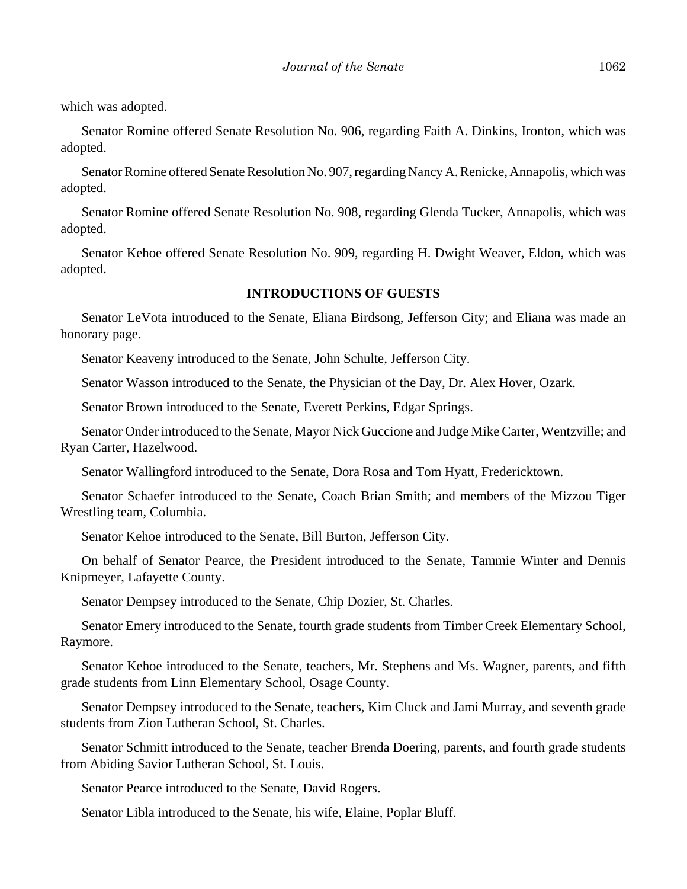which was adopted.

Senator Romine offered Senate Resolution No. 906, regarding Faith A. Dinkins, Ironton, which was adopted.

Senator Romine offered Senate Resolution No. 907, regarding Nancy A. Renicke, Annapolis, which was adopted.

Senator Romine offered Senate Resolution No. 908, regarding Glenda Tucker, Annapolis, which was adopted.

Senator Kehoe offered Senate Resolution No. 909, regarding H. Dwight Weaver, Eldon, which was adopted.

**INTRODUCTIONS OF GUESTS**

Senator LeVota introduced to the Senate, Eliana Birdsong, Jefferson City; and Eliana was made an honorary page.

Senator Keaveny introduced to the Senate, John Schulte, Jefferson City.

Senator Wasson introduced to the Senate, the Physician of the Day, Dr. Alex Hover, Ozark.

Senator Brown introduced to the Senate, Everett Perkins, Edgar Springs.

Senator Onder introduced to the Senate, Mayor Nick Guccione and Judge Mike Carter, Wentzville; and Ryan Carter, Hazelwood.

Senator Wallingford introduced to the Senate, Dora Rosa and Tom Hyatt, Fredericktown.

Senator Schaefer introduced to the Senate, Coach Brian Smith; and members of the Mizzou Tiger Wrestling team, Columbia.

Senator Kehoe introduced to the Senate, Bill Burton, Jefferson City.

On behalf of Senator Pearce, the President introduced to the Senate, Tammie Winter and Dennis Knipmeyer, Lafayette County.

Senator Dempsey introduced to the Senate, Chip Dozier, St. Charles.

Senator Emery introduced to the Senate, fourth grade students from Timber Creek Elementary School, Raymore.

Senator Kehoe introduced to the Senate, teachers, Mr. Stephens and Ms. Wagner, parents, and fifth grade students from Linn Elementary School, Osage County.

Senator Dempsey introduced to the Senate, teachers, Kim Cluck and Jami Murray, and seventh grade students from Zion Lutheran School, St. Charles.

Senator Schmitt introduced to the Senate, teacher Brenda Doering, parents, and fourth grade students from Abiding Savior Lutheran School, St. Louis.

Senator Pearce introduced to the Senate, David Rogers.

Senator Libla introduced to the Senate, his wife, Elaine, Poplar Bluff.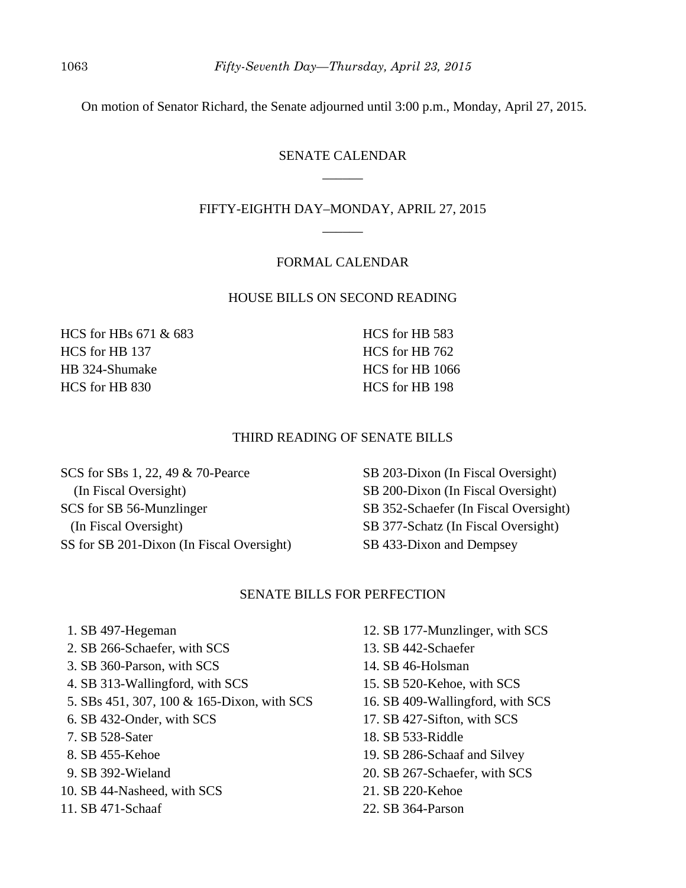On motion of Senator Richard, the Senate adjourned until 3:00 p.m., Monday, April 27, 2015.

## SENATE CALENDAR

______

## FIFTY-EIGHTH DAY–MONDAY, APRIL 27, 2015

______

### FORMAL CALENDAR

#### HOUSE BILLS ON SECOND READING

HCS for HBs 671 & 683
HCS for HB 137
HB 324-Shumake
HCS for HB 830
HCS for HB 583
HCS for HB 762
HCS for HB 1066
HCS for HB 198

#### THIRD READING OF SENATE BILLS

SCS for SBs 1, 22, 49 & 70-Pearce (In Fiscal Oversight)
SCS for SB 56-Munzlinger (In Fiscal Oversight)
SS for SB 201-Dixon (In Fiscal Oversight)
SB 203-Dixon (In Fiscal Oversight)
SB 200-Dixon (In Fiscal Oversight)
SB 352-Schaefer (In Fiscal Oversight)
SB 377-Schatz (In Fiscal Oversight)
SB 433-Dixon and Dempsey

#### SENATE BILLS FOR PERFECTION

1. SB 497-Hegeman
2. SB 266-Schaefer, with SCS
3. SB 360-Parson, with SCS
4. SB 313-Wallingford, with SCS
5. SBs 451, 307, 100 & 165-Dixon, with SCS
6. SB 432-Onder, with SCS
7. SB 528-Sater
8. SB 455-Kehoe
9. SB 392-Wieland
10. SB 44-Nasheed, with SCS
11. SB 471-Schaaf
12. SB 177-Munzlinger, with SCS
13. SB 442-Schaefer
14. SB 46-Holsman
15. SB 520-Kehoe, with SCS
16. SB 409-Wallingford, with SCS
17. SB 427-Sifton, with SCS
18. SB 533-Riddle
19. SB 286-Schaaf and Silvey
20. SB 267-Schaefer, with SCS
21. SB 220-Kehoe
22. SB 364-Parson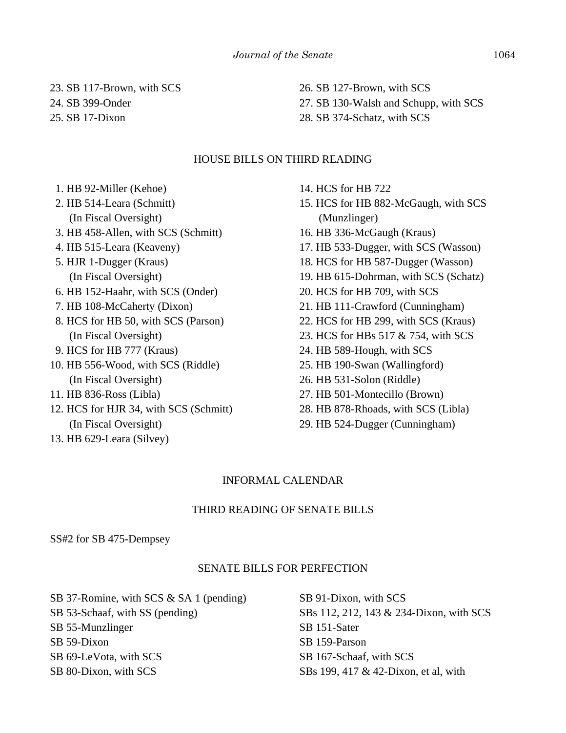23. SB 117-Brown, with SCS
24. SB 399-Onder
25. SB 17-Dixon
26. SB 127-Brown, with SCS
27. SB 130-Walsh and Schupp, with SCS
28. SB 374-Schatz, with SCS

## HOUSE BILLS ON THIRD READING

1. HB 92-Miller (Kehoe)
2. HB 514-Leara (Schmitt) (In Fiscal Oversight)
3. HB 458-Allen, with SCS (Schmitt)
4. HB 515-Leara (Keaveny)
5. HJR 1-Dugger (Kraus) (In Fiscal Oversight)
6. HB 152-Haahr, with SCS (Onder)
7. HB 108-McCaherty (Dixon)
8. HCS for HB 50, with SCS (Parson) (In Fiscal Oversight)
9. HCS for HB 777 (Kraus)
10. HB 556-Wood, with SCS (Riddle) (In Fiscal Oversight)
11. HB 836-Ross (Libla)
12. HCS for HJR 34, with SCS (Schmitt) (In Fiscal Oversight)
13. HB 629-Leara (Silvey)
14. HCS for HB 722
15. HCS for HB 882-McGaugh, with SCS (Munzlinger)
16. HB 336-McGaugh (Kraus)
17. HB 533-Dugger, with SCS (Wasson)
18. HCS for HB 587-Dugger (Wasson)
19. HB 615-Dohrman, with SCS (Schatz)
20. HCS for HB 709, with SCS
21. HB 111-Crawford (Cunningham)
22. HCS for HB 299, with SCS (Kraus)
23. HCS for HBs 517 & 754, with SCS
24. HB 589-Hough, with SCS
25. HB 190-Swan (Wallingford)
26. HB 531-Solon (Riddle)
27. HB 501-Montecillo (Brown)
28. HB 878-Rhoads, with SCS (Libla)
29. HB 524-Dugger (Cunningham)

## INFORMAL CALENDAR

### THIRD READING OF SENATE BILLS

SS#2 for SB 475-Dempsey

### SENATE BILLS FOR PERFECTION

SB 37-Romine, with SCS & SA 1 (pending)
SB 53-Schaaf, with SS (pending)
SB 55-Munzlinger
SB 59-Dixon
SB 69-LeVota, with SCS
SB 80-Dixon, with SCS
SB 91-Dixon, with SCS
SBs 112, 212, 143 & 234-Dixon, with SCS
SB 151-Sater
SB 159-Parson
SB 167-Schaaf, with SCS
SBs 199, 417 & 42-Dixon, et al, with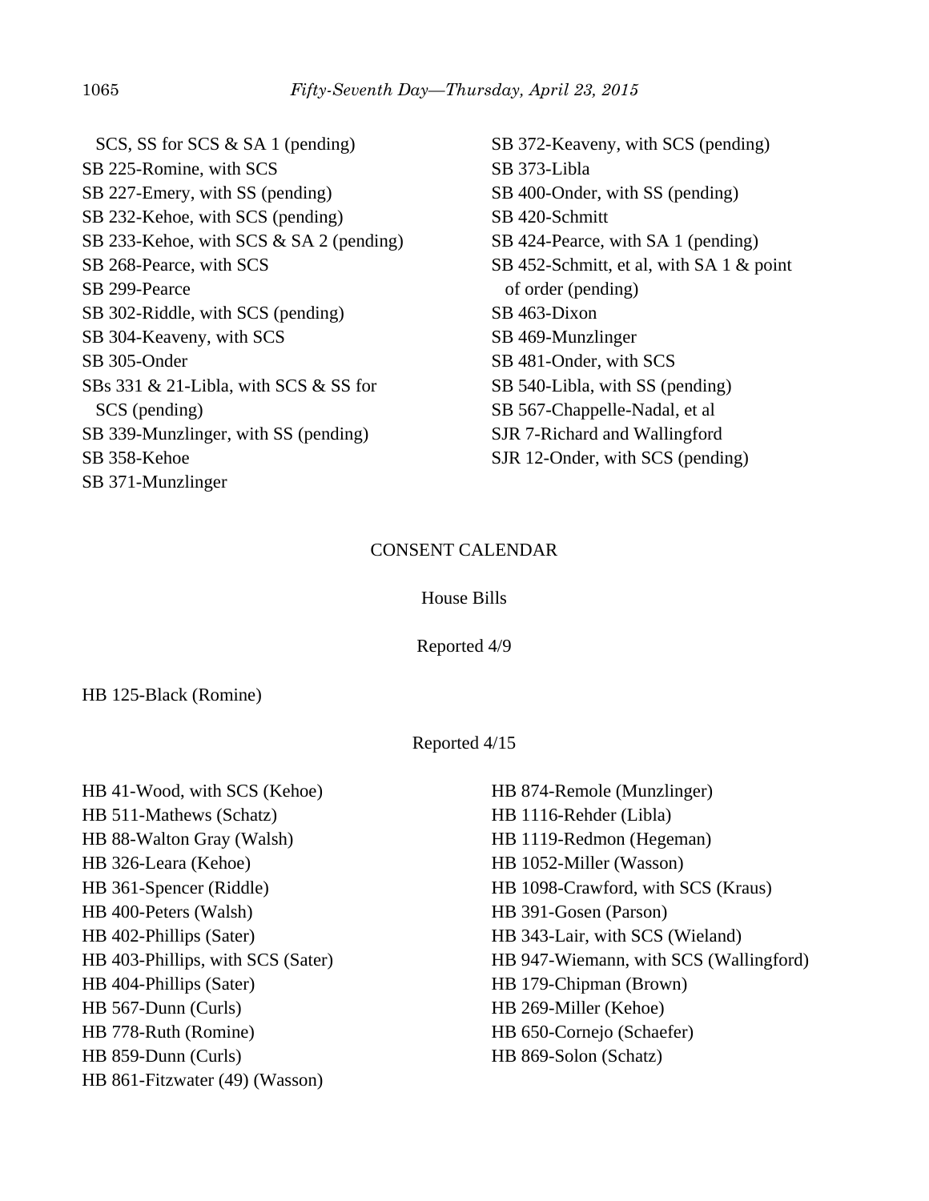SCS, SS for SCS & SA 1 (pending)
SB 225-Romine, with SCS
SB 227-Emery, with SS (pending)
SB 232-Kehoe, with SCS (pending)
SB 233-Kehoe, with SCS & SA 2 (pending)
SB 268-Pearce, with SCS
SB 299-Pearce
SB 302-Riddle, with SCS (pending)
SB 304-Keaveny, with SCS
SB 305-Onder
SBs 331 & 21-Libla, with SCS & SS for SCS (pending)
SB 339-Munzlinger, with SS (pending)
SB 358-Kehoe
SB 371-Munzlinger
SB 372-Keaveny, with SCS (pending)
SB 373-Libla
SB 400-Onder, with SS (pending)
SB 420-Schmitt
SB 424-Pearce, with SA 1 (pending)
SB 452-Schmitt, et al, with SA 1 & point of order (pending)
SB 463-Dixon
SB 469-Munzlinger
SB 481-Onder, with SCS
SB 540-Libla, with SS (pending)
SB 567-Chappelle-Nadal, et al
SJR 7-Richard and Wallingford
SJR 12-Onder, with SCS (pending)

## CONSENT CALENDAR

### House Bills

Reported 4/9

HB 125-Black (Romine)

Reported 4/15

HB 41-Wood, with SCS (Kehoe)
HB 511-Mathews (Schatz)
HB 88-Walton Gray (Walsh)
HB 326-Leara (Kehoe)
HB 361-Spencer (Riddle)
HB 400-Peters (Walsh)
HB 402-Phillips (Sater)
HB 403-Phillips, with SCS (Sater)
HB 404-Phillips (Sater)
HB 567-Dunn (Curls)
HB 778-Ruth (Romine)
HB 859-Dunn (Curls)
HB 861-Fitzwater (49) (Wasson)
HB 874-Remole (Munzlinger)
HB 1116-Rehder (Libla)
HB 1119-Redmon (Hegeman)
HB 1052-Miller (Wasson)
HB 1098-Crawford, with SCS (Kraus)
HB 391-Gosen (Parson)
HB 343-Lair, with SCS (Wieland)
HB 947-Wiemann, with SCS (Wallingford)
HB 179-Chipman (Brown)
HB 269-Miller (Kehoe)
HB 650-Cornejo (Schaefer)
HB 869-Solon (Schatz)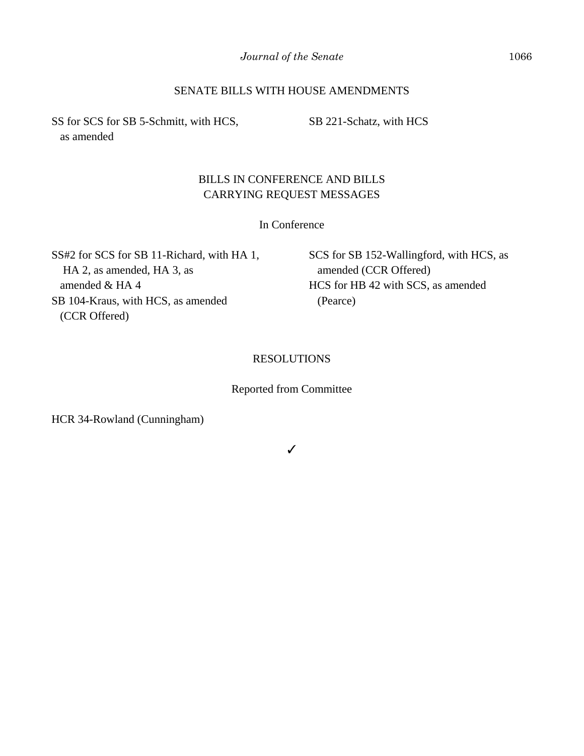## SENATE BILLS WITH HOUSE AMENDMENTS

SS for SCS for SB 5-Schmitt, with HCS, as amended

SB 221-Schatz, with HCS

## BILLS IN CONFERENCE AND BILLS CARRYING REQUEST MESSAGES

### In Conference

SS#2 for SCS for SB 11-Richard, with HA 1, HA 2, as amended, HA 3, as amended & HA 4

SB 104-Kraus, with HCS, as amended (CCR Offered)

SCS for SB 152-Wallingford, with HCS, as amended (CCR Offered)

HCS for HB 42 with SCS, as amended (Pearce)

## RESOLUTIONS

### Reported from Committee

HCR 34-Rowland (Cunningham)

✓